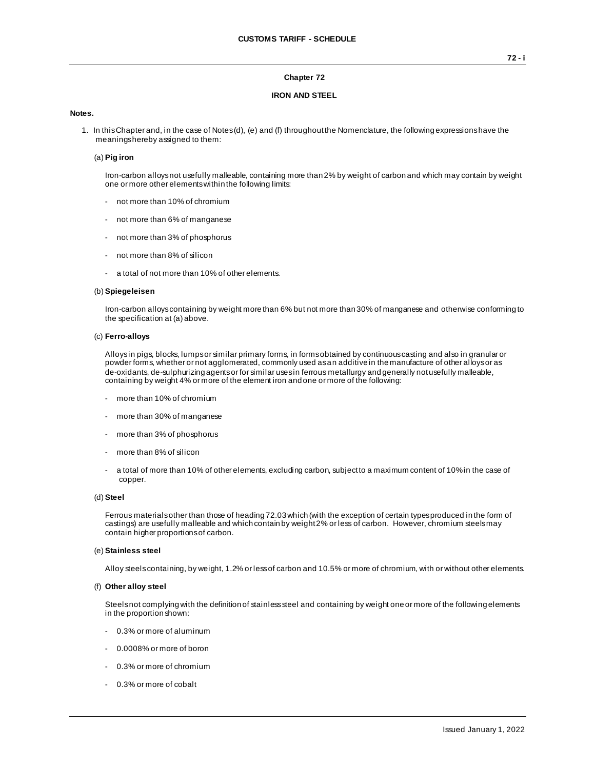# Chapter 72

## IRON AND STEEL

**Notes.**

1. In this Chapter and, in the case of Notes (d), (e) and (f) throughout the Nomenclature, the following expressions have the meanings hereby assigned to them:

   (a) **Pig iron**

   Iron-carbon alloys not usefully malleable, containing more than 2% by weight of carbon and which may contain by weight one or more other elements within the following limits:

   - not more than 10% of chromium
   - not more than 6% of manganese
   - not more than 3% of phosphorus
   - not more than 8% of silicon
   - a total of not more than 10% of other elements.

   (b) **Spiegeleisen**

   Iron-carbon alloys containing by weight more than 6% but not more than 30% of manganese and otherwise conforming to the specification at (a) above.

   (c) **Ferro-alloys**

   Alloys in pigs, blocks, lumps or similar primary forms, in forms obtained by continuous casting and also in granular or powder forms, whether or not agglomerated, commonly used as an additive in the manufacture of other alloys or as de-oxidants, de-sulphurizing agents or for similar uses in ferrous metallurgy and generally not usefully malleable, containing by weight 4% or more of the element iron and one or more of the following:

   - more than 10% of chromium
   - more than 30% of manganese
   - more than 3% of phosphorus
   - more than 8% of silicon
   - a total of more than 10% of other elements, excluding carbon, subject to a maximum content of 10% in the case of copper.

   (d) **Steel**

   Ferrous materials other than those of heading 72.03 which (with the exception of certain types produced in the form of castings) are usefully malleable and which contain by weight 2% or less of carbon. However, chromium steels may contain higher proportions of carbon.

   (e) **Stainless steel**

   Alloy steels containing, by weight, 1.2% or less of carbon and 10.5% or more of chromium, with or without other elements.

   (f) **Other alloy steel**

   Steels not complying with the definition of stainless steel and containing by weight one or more of the following elements in the proportion shown:

   - 0.3% or more of aluminum
   - 0.0008% or more of boron
   - 0.3% or more of chromium
   - 0.3% or more of cobalt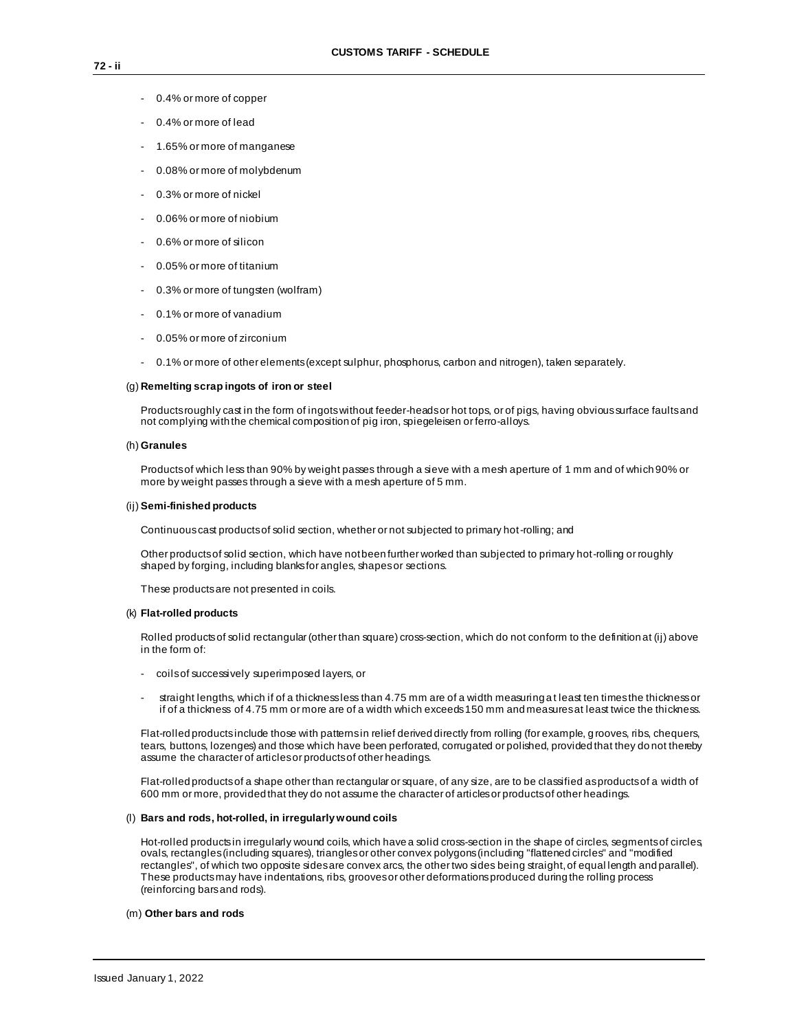- 0.4% or more of copper
- 0.4% or more of lead
- 1.65% or more of manganese
- 0.08% or more of molybdenum
- 0.3% or more of nickel
- 0.06% or more of niobium
- 0.6% or more of silicon
- 0.05% or more of titanium
- 0.3% or more of tungsten (wolfram)
- 0.1% or more of vanadium
- 0.05% or more of zirconium
- 0.1% or more of other elements (except sulphur, phosphorus, carbon and nitrogen), taken separately.

(g) **Remelting scrap ingots of iron or steel**

Products roughly cast in the form of ingots without feeder-heads or hot tops, or of pigs, having obvious surface faults and not complying with the chemical composition of pig iron, spiegeleisen or ferro-alloys.

(h) **Granules**

Products of which less than 90% by weight passes through a sieve with a mesh aperture of 1 mm and of which 90% or more by weight passes through a sieve with a mesh aperture of 5 mm.

(ij) **Semi-finished products**

Continuous cast products of solid section, whether or not subjected to primary hot-rolling; and

Other products of solid section, which have not been further worked than subjected to primary hot-rolling or roughly shaped by forging, including blanks for angles, shapes or sections.

These products are not presented in coils.

(k) **Flat-rolled products**

Rolled products of solid rectangular (other than square) cross-section, which do not conform to the definition at (ij) above in the form of:

- coils of successively superimposed layers, or
- straight lengths, which if of a thickness less than 4.75 mm are of a width measuring at least ten times the thickness or if of a thickness of 4.75 mm or more are of a width which exceeds 150 mm and measures at least twice the thickness.

Flat-rolled products include those with patterns in relief derived directly from rolling (for example, grooves, ribs, chequers, tears, buttons, lozenges) and those which have been perforated, corrugated or polished, provided that they do not thereby assume the character of articles or products of other headings.

Flat-rolled products of a shape other than rectangular or square, of any size, are to be classified as products of a width of 600 mm or more, provided that they do not assume the character of articles or products of other headings.

(l) **Bars and rods, hot-rolled, in irregularly wound coils**

Hot-rolled products in irregularly wound coils, which have a solid cross-section in the shape of circles, segments of circles, ovals, rectangles (including squares), triangles or other convex polygons (including "flattened circles" and "modified rectangles", of which two opposite sides are convex arcs, the other two sides being straight, of equal length and parallel). These products may have indentations, ribs, grooves or other deformations produced during the rolling process (reinforcing bars and rods).

(m) **Other bars and rods**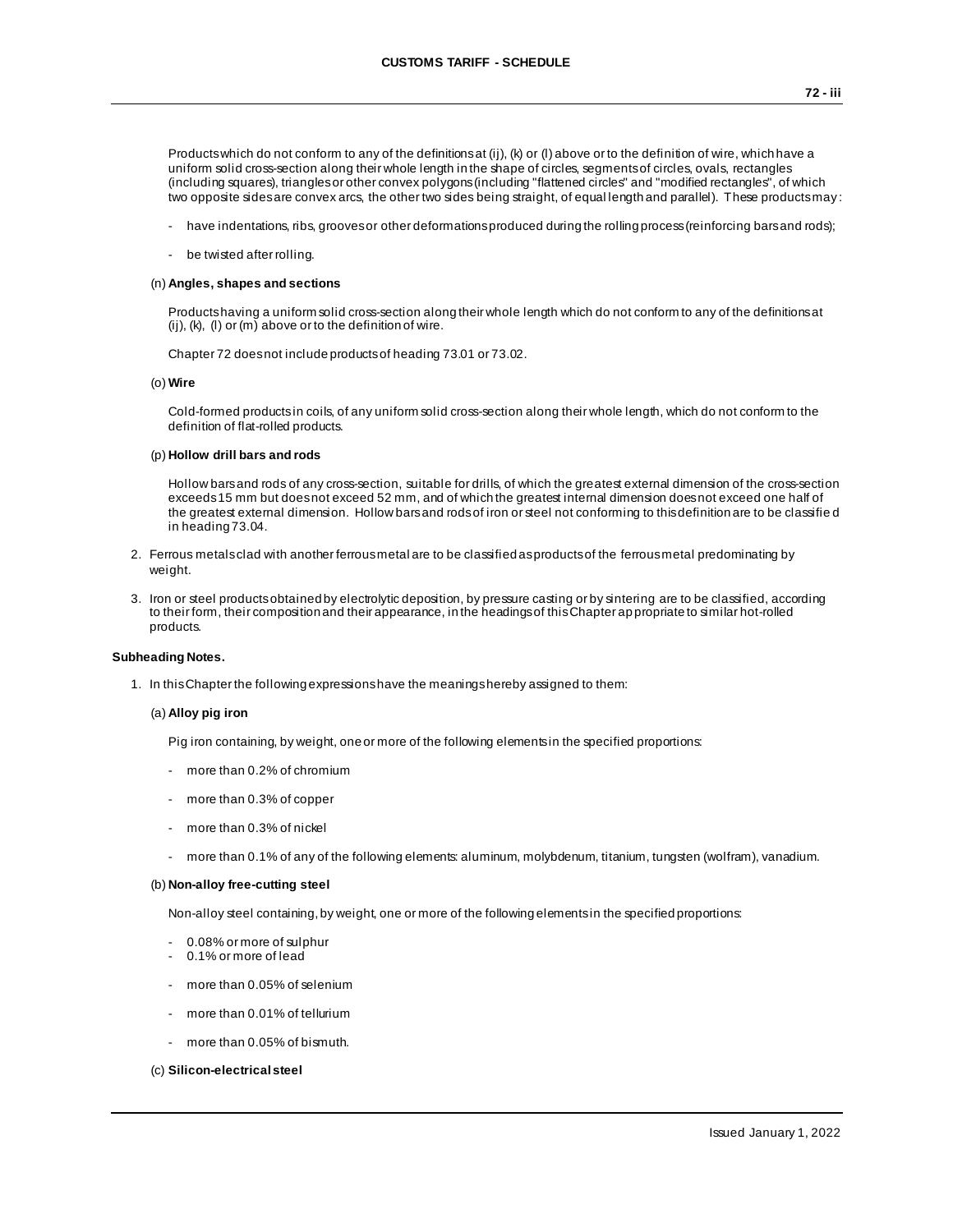Products which do not conform to any of the definitions at (ij), (k) or (l) above or to the definition of wire, which have a uniform solid cross-section along their whole length in the shape of circles, segments of circles, ovals, rectangles (including squares), triangles or other convex polygons (including "flattened circles" and "modified rectangles", of which two opposite sides are convex arcs, the other two sides being straight, of equal length and parallel). These products may:

- have indentations, ribs, grooves or other deformations produced during the rolling process (reinforcing bars and rods);
- be twisted after rolling.

(n) **Angles, shapes and sections**

Products having a uniform solid cross-section along their whole length which do not conform to any of the definitions at (ij), (k), (l) or (m) above or to the definition of wire.

Chapter 72 does not include products of heading 73.01 or 73.02.

(o) **Wire**

Cold-formed products in coils, of any uniform solid cross-section along their whole length, which do not conform to the definition of flat-rolled products.

(p) **Hollow drill bars and rods**

Hollow bars and rods of any cross-section, suitable for drills, of which the greatest external dimension of the cross-section exceeds 15 mm but does not exceed 52 mm, and of which the greatest internal dimension does not exceed one half of the greatest external dimension. Hollow bars and rods of iron or steel not conforming to this definition are to be classified in heading 73.04.

2. Ferrous metals clad with another ferrous metal are to be classified as products of the ferrous metal predominating by weight.

3. Iron or steel products obtained by electrolytic deposition, by pressure casting or by sintering are to be classified, according to their form, their composition and their appearance, in the headings of this Chapter appropriate to similar hot-rolled products.

**Subheading Notes.**

1. In this Chapter the following expressions have the meanings hereby assigned to them:

(a) **Alloy pig iron**

Pig iron containing, by weight, one or more of the following elements in the specified proportions:

- more than 0.2% of chromium
- more than 0.3% of copper
- more than 0.3% of nickel
- more than 0.1% of any of the following elements: aluminum, molybdenum, titanium, tungsten (wolfram), vanadium.

(b) **Non-alloy free-cutting steel**

Non-alloy steel containing, by weight, one or more of the following elements in the specified proportions:

- 0.08% or more of sulphur
- 0.1% or more of lead
- more than 0.05% of selenium
- more than 0.01% of tellurium
- more than 0.05% of bismuth.

(c) **Silicon-electrical steel**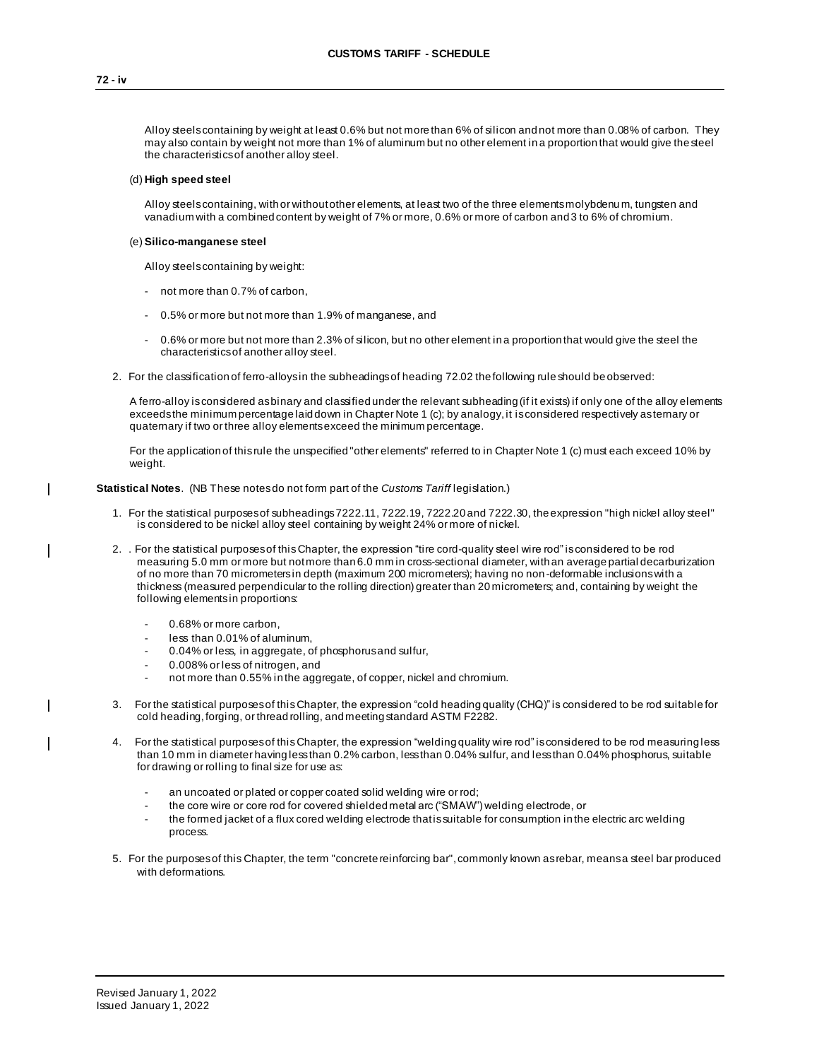Alloy steels containing by weight at least 0.6% but not more than 6% of silicon and not more than 0.08% of carbon. They may also contain by weight not more than 1% of aluminum but no other element in a proportion that would give the steel the characteristics of another alloy steel.

(d) **High speed steel**

Alloy steels containing, with or without other elements, at least two of the three elements molybdenum, tungsten and vanadium with a combined content by weight of 7% or more, 0.6% or more of carbon and 3 to 6% of chromium.

(e) **Silico-manganese steel**

Alloy steels containing by weight:

- not more than 0.7% of carbon,
- 0.5% or more but not more than 1.9% of manganese, and
- 0.6% or more but not more than 2.3% of silicon, but no other element in a proportion that would give the steel the characteristics of another alloy steel.

2. For the classification of ferro-alloys in the subheadings of heading 72.02 the following rule should be observed:

   A ferro-alloy is considered as binary and classified under the relevant subheading (if it exists) if only one of the alloy elements exceeds the minimum percentage laid down in Chapter Note 1 (c); by analogy, it is considered respectively as ternary or quaternary if two or three alloy elements exceed the minimum percentage.

   For the application of this rule the unspecified "other elements" referred to in Chapter Note 1 (c) must each exceed 10% by weight.

**Statistical Notes**. (NB These notes do not form part of the *Customs Tariff* legislation.)

1. For the statistical purposes of subheadings 7222.11, 7222.19, 7222.20 and 7222.30, the expression "high nickel alloy steel" is considered to be nickel alloy steel containing by weight 24% or more of nickel.

2. . For the statistical purposes of this Chapter, the expression "tire cord-quality steel wire rod" is considered to be rod measuring 5.0 mm or more but not more than 6.0 mm in cross-sectional diameter, with an average partial decarburization of no more than 70 micrometers in depth (maximum 200 micrometers); having no non-deformable inclusions with a thickness (measured perpendicular to the rolling direction) greater than 20 micrometers; and, containing by weight the following elements in proportions:

   - 0.68% or more carbon,
   - less than 0.01% of aluminum,
   - 0.04% or less, in aggregate, of phosphorus and sulfur,
   - 0.008% or less of nitrogen, and
   - not more than 0.55% in the aggregate, of copper, nickel and chromium.

3. For the statistical purposes of this Chapter, the expression "cold heading quality (CHQ)" is considered to be rod suitable for cold heading, forging, or thread rolling, and meeting standard ASTM F2282.

4. For the statistical purposes of this Chapter, the expression "welding quality wire rod" is considered to be rod measuring less than 10 mm in diameter having less than 0.2% carbon, less than 0.04% sulfur, and less than 0.04% phosphorus, suitable for drawing or rolling to final size for use as:

   - an uncoated or plated or copper coated solid welding wire or rod;
   - the core wire or core rod for covered shielded metal arc ("SMAW") welding electrode, or
   - the formed jacket of a flux cored welding electrode that is suitable for consumption in the electric arc welding process.

5. For the purposes of this Chapter, the term "concrete reinforcing bar", commonly known as rebar, means a steel bar produced with deformations.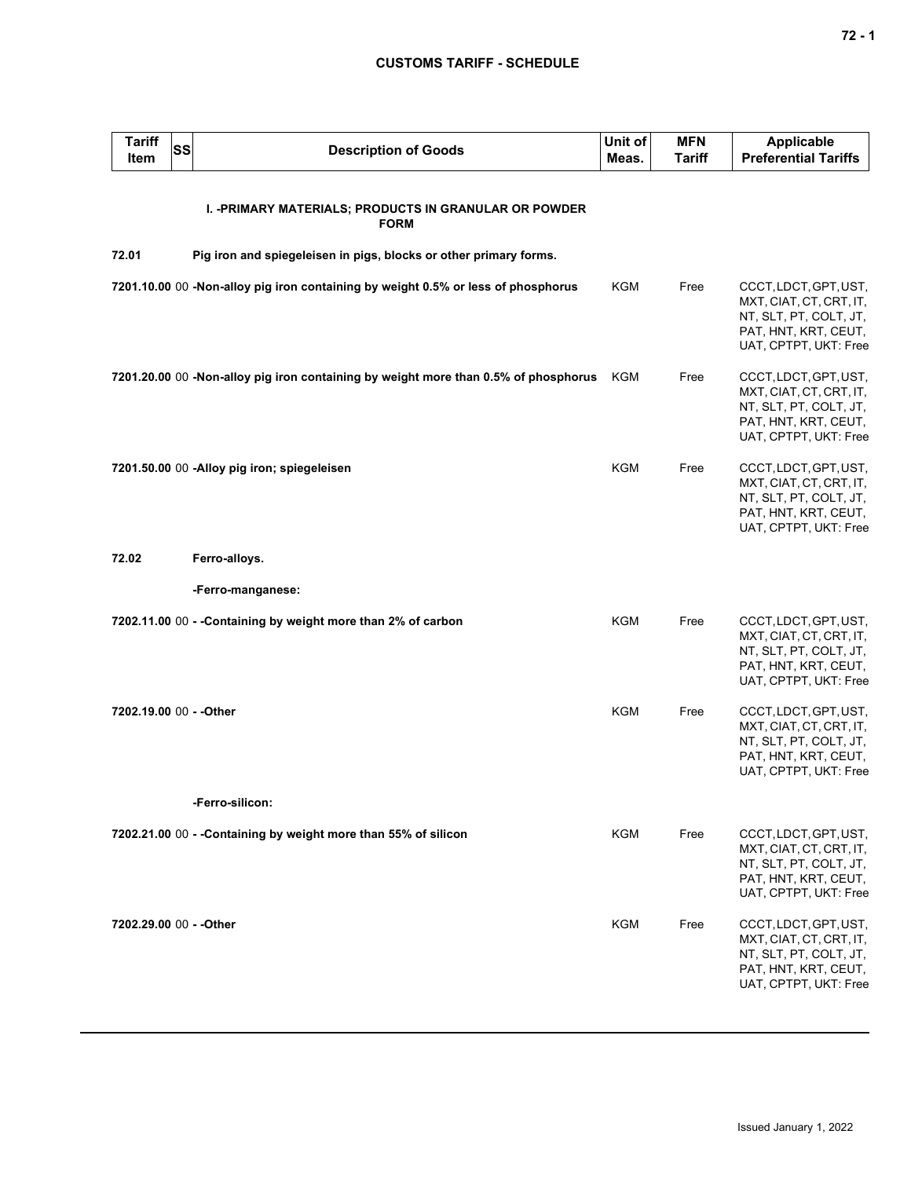| Tariff Item | SS | Description of Goods | Unit of Meas. | MFN Tariff | Applicable Preferential Tariffs |
|---|---|---|---|---|---|
| | | **I. -PRIMARY MATERIALS; PRODUCTS IN GRANULAR OR POWDER FORM** | | | |
| **72.01** | | **Pig iron and spiegeleisen in pigs, blocks or other primary forms.** | | | |
| **7201.10.00** | 00 | **-Non-alloy pig iron containing by weight 0.5% or less of phosphorus** | KGM | Free | CCCT, LDCT, GPT, UST, MXT, CIAT, CT, CRT, IT, NT, SLT, PT, COLT, JT, PAT, HNT, KRT, CEUT, UAT, CPTPT, UKT: Free |
| **7201.20.00** | 00 | **-Non-alloy pig iron containing by weight more than 0.5% of phosphorus** | KGM | Free | CCCT, LDCT, GPT, UST, MXT, CIAT, CT, CRT, IT, NT, SLT, PT, COLT, JT, PAT, HNT, KRT, CEUT, UAT, CPTPT, UKT: Free |
| **7201.50.00** | 00 | **-Alloy pig iron; spiegeleisen** | KGM | Free | CCCT, LDCT, GPT, UST, MXT, CIAT, CT, CRT, IT, NT, SLT, PT, COLT, JT, PAT, HNT, KRT, CEUT, UAT, CPTPT, UKT: Free |
| **72.02** | | **Ferro-alloys.** | | | |
| | | **-Ferro-manganese:** | | | |
| **7202.11.00** | 00 | **- -Containing by weight more than 2% of carbon** | KGM | Free | CCCT, LDCT, GPT, UST, MXT, CIAT, CT, CRT, IT, NT, SLT, PT, COLT, JT, PAT, HNT, KRT, CEUT, UAT, CPTPT, UKT: Free |
| **7202.19.00** | 00 | **- -Other** | KGM | Free | CCCT, LDCT, GPT, UST, MXT, CIAT, CT, CRT, IT, NT, SLT, PT, COLT, JT, PAT, HNT, KRT, CEUT, UAT, CPTPT, UKT: Free |
| | | **-Ferro-silicon:** | | | |
| **7202.21.00** | 00 | **- -Containing by weight more than 55% of silicon** | KGM | Free | CCCT, LDCT, GPT, UST, MXT, CIAT, CT, CRT, IT, NT, SLT, PT, COLT, JT, PAT, HNT, KRT, CEUT, UAT, CPTPT, UKT: Free |
| **7202.29.00** | 00 | **- -Other** | KGM | Free | CCCT, LDCT, GPT, UST, MXT, CIAT, CT, CRT, IT, NT, SLT, PT, COLT, JT, PAT, HNT, KRT, CEUT, UAT, CPTPT, UKT: Free |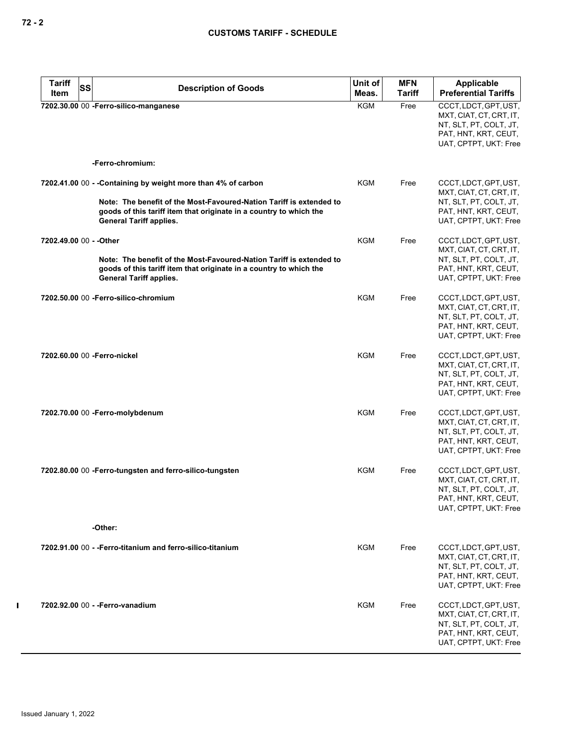## CUSTOMS TARIFF - SCHEDULE

| Tariff Item | SS | Description of Goods | Unit of Meas. | MFN Tariff | Applicable Preferential Tariffs |
|---|---|---|---|---|---|
| 7202.30.00 | 00 | **-Ferro-silico-manganese** | KGM | Free | CCCT, LDCT, GPT, UST, MXT, CIAT, CT, CRT, IT, NT, SLT, PT, COLT, JT, PAT, HNT, KRT, CEUT, UAT, CPTPT, UKT: Free |
| | | **-Ferro-chromium:** | | | |
| 7202.41.00 | 00 | **- -Containing by weight more than 4% of carbon**<br><br>**Note: The benefit of the Most-Favoured-Nation Tariff is extended to goods of this tariff item that originate in a country to which the General Tariff applies.** | KGM | Free | CCCT, LDCT, GPT, UST, MXT, CIAT, CT, CRT, IT, NT, SLT, PT, COLT, JT, PAT, HNT, KRT, CEUT, UAT, CPTPT, UKT: Free |
| 7202.49.00 | 00 | **- -Other**<br><br>**Note: The benefit of the Most-Favoured-Nation Tariff is extended to goods of this tariff item that originate in a country to which the General Tariff applies.** | KGM | Free | CCCT, LDCT, GPT, UST, MXT, CIAT, CT, CRT, IT, NT, SLT, PT, COLT, JT, PAT, HNT, KRT, CEUT, UAT, CPTPT, UKT: Free |
| 7202.50.00 | 00 | **-Ferro-silico-chromium** | KGM | Free | CCCT, LDCT, GPT, UST, MXT, CIAT, CT, CRT, IT, NT, SLT, PT, COLT, JT, PAT, HNT, KRT, CEUT, UAT, CPTPT, UKT: Free |
| 7202.60.00 | 00 | **-Ferro-nickel** | KGM | Free | CCCT, LDCT, GPT, UST, MXT, CIAT, CT, CRT, IT, NT, SLT, PT, COLT, JT, PAT, HNT, KRT, CEUT, UAT, CPTPT, UKT: Free |
| 7202.70.00 | 00 | **-Ferro-molybdenum** | KGM | Free | CCCT, LDCT, GPT, UST, MXT, CIAT, CT, CRT, IT, NT, SLT, PT, COLT, JT, PAT, HNT, KRT, CEUT, UAT, CPTPT, UKT: Free |
| 7202.80.00 | 00 | **-Ferro-tungsten and ferro-silico-tungsten** | KGM | Free | CCCT, LDCT, GPT, UST, MXT, CIAT, CT, CRT, IT, NT, SLT, PT, COLT, JT, PAT, HNT, KRT, CEUT, UAT, CPTPT, UKT: Free |
| | | **-Other:** | | | |
| 7202.91.00 | 00 | **- -Ferro-titanium and ferro-silico-titanium** | KGM | Free | CCCT, LDCT, GPT, UST, MXT, CIAT, CT, CRT, IT, NT, SLT, PT, COLT, JT, PAT, HNT, KRT, CEUT, UAT, CPTPT, UKT: Free |
| 7202.92.00 | 00 | **- -Ferro-vanadium** | KGM | Free | CCCT, LDCT, GPT, UST, MXT, CIAT, CT, CRT, IT, NT, SLT, PT, COLT, JT, PAT, HNT, KRT, CEUT, UAT, CPTPT, UKT: Free |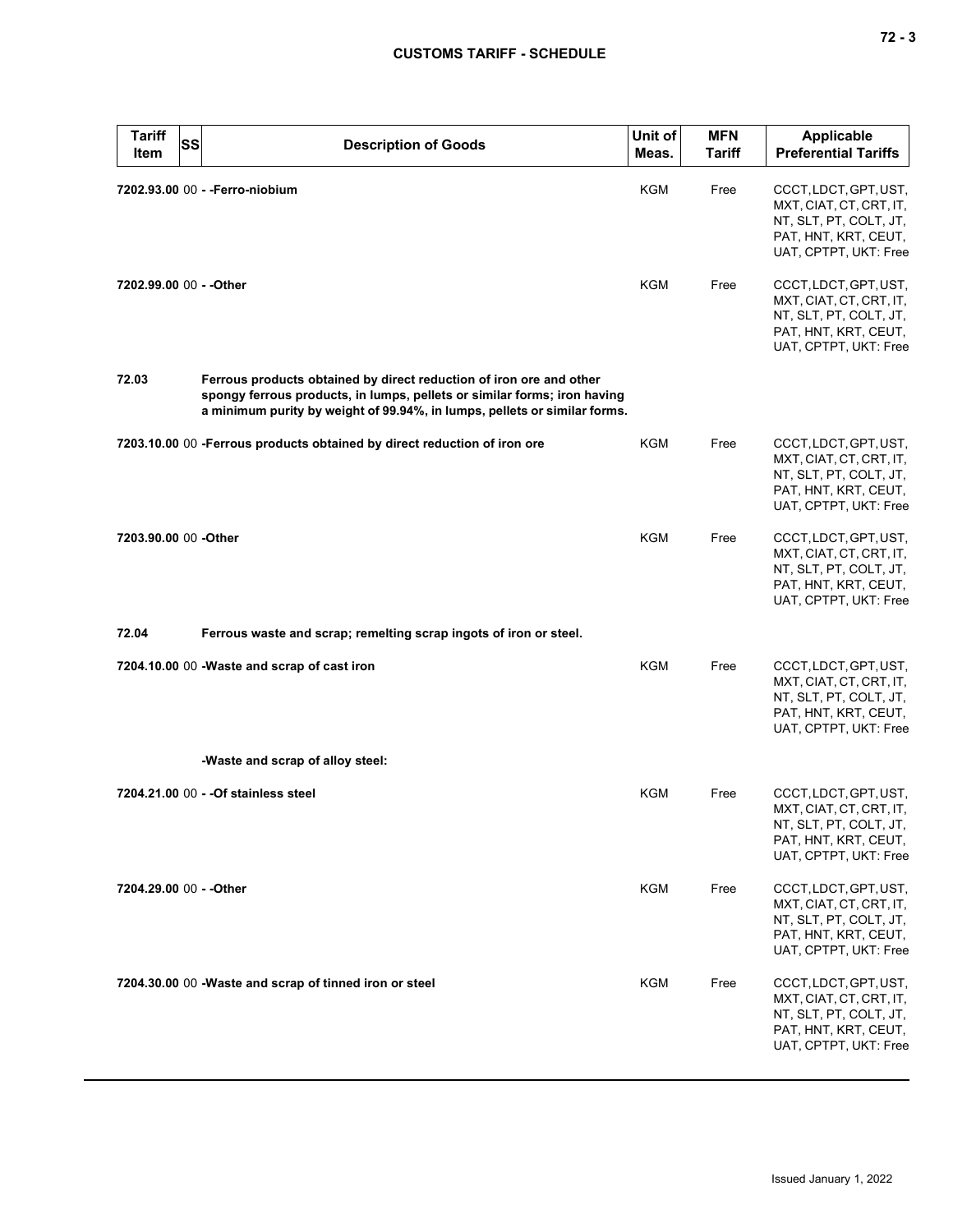| Tariff Item | SS | Description of Goods | Unit of Meas. | MFN Tariff | Applicable Preferential Tariffs |
|---|---|---|---|---|---|
| 7202.93.00 | 00 | - -Ferro-niobium | KGM | Free | CCCT, LDCT, GPT, UST, MXT, CIAT, CT, CRT, IT, NT, SLT, PT, COLT, JT, PAT, HNT, KRT, CEUT, UAT, CPTPT, UKT: Free |
| 7202.99.00 | 00 | - -Other | KGM | Free | CCCT, LDCT, GPT, UST, MXT, CIAT, CT, CRT, IT, NT, SLT, PT, COLT, JT, PAT, HNT, KRT, CEUT, UAT, CPTPT, UKT: Free |
| 72.03 | | Ferrous products obtained by direct reduction of iron ore and other spongy ferrous products, in lumps, pellets or similar forms; iron having a minimum purity by weight of 99.94%, in lumps, pellets or similar forms. | | | |
| 7203.10.00 | 00 | -Ferrous products obtained by direct reduction of iron ore | KGM | Free | CCCT, LDCT, GPT, UST, MXT, CIAT, CT, CRT, IT, NT, SLT, PT, COLT, JT, PAT, HNT, KRT, CEUT, UAT, CPTPT, UKT: Free |
| 7203.90.00 | 00 | -Other | KGM | Free | CCCT, LDCT, GPT, UST, MXT, CIAT, CT, CRT, IT, NT, SLT, PT, COLT, JT, PAT, HNT, KRT, CEUT, UAT, CPTPT, UKT: Free |
| 72.04 | | Ferrous waste and scrap; remelting scrap ingots of iron or steel. | | | |
| 7204.10.00 | 00 | -Waste and scrap of cast iron | KGM | Free | CCCT, LDCT, GPT, UST, MXT, CIAT, CT, CRT, IT, NT, SLT, PT, COLT, JT, PAT, HNT, KRT, CEUT, UAT, CPTPT, UKT: Free |
| | | -Waste and scrap of alloy steel: | | | |
| 7204.21.00 | 00 | - -Of stainless steel | KGM | Free | CCCT, LDCT, GPT, UST, MXT, CIAT, CT, CRT, IT, NT, SLT, PT, COLT, JT, PAT, HNT, KRT, CEUT, UAT, CPTPT, UKT: Free |
| 7204.29.00 | 00 | - -Other | KGM | Free | CCCT, LDCT, GPT, UST, MXT, CIAT, CT, CRT, IT, NT, SLT, PT, COLT, JT, PAT, HNT, KRT, CEUT, UAT, CPTPT, UKT: Free |
| 7204.30.00 | 00 | -Waste and scrap of tinned iron or steel | KGM | Free | CCCT, LDCT, GPT, UST, MXT, CIAT, CT, CRT, IT, NT, SLT, PT, COLT, JT, PAT, HNT, KRT, CEUT, UAT, CPTPT, UKT: Free |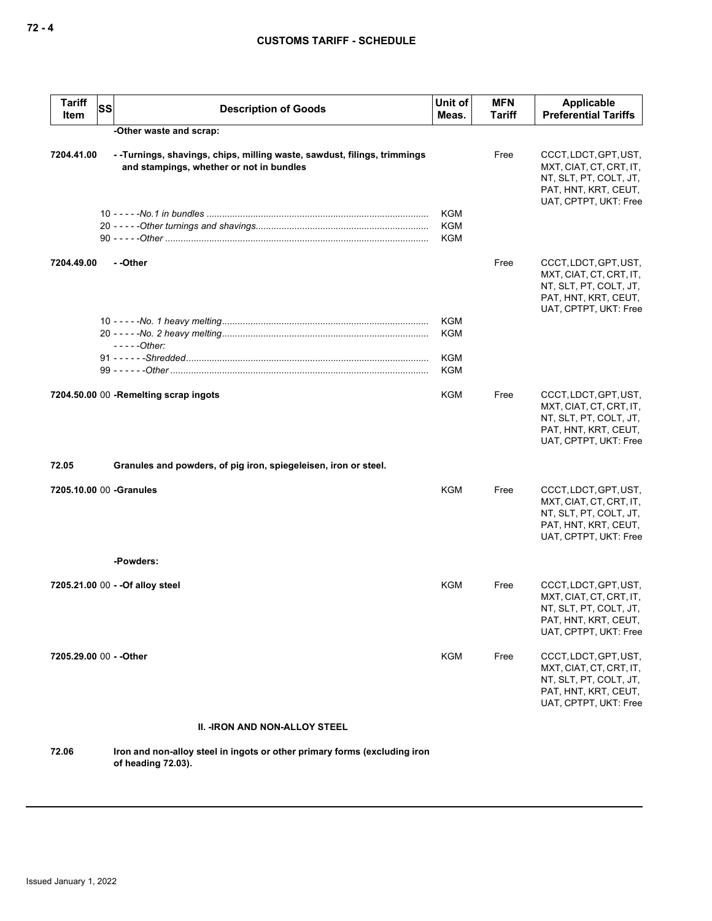| Tariff Item | SS | Description of Goods | Unit of Meas. | MFN Tariff | Applicable Preferential Tariffs |
|---|---|---|---|---|---|
| | | **-Other waste and scrap:** | | | |
| **7204.41.00** | | **- -Turnings, shavings, chips, milling waste, sawdust, filings, trimmings and stampings, whether or not in bundles** | | Free | CCCT, LDCT, GPT, UST, MXT, CIAT, CT, CRT, IT, NT, SLT, PT, COLT, JT, PAT, HNT, KRT, CEUT, UAT, CPTPT, UKT: Free |
| | | 10 - - - - -*No.1 in bundles* | KGM | | |
| | | 20 - - - - -*Other turnings and shavings* | KGM | | |
| | | 90 - - - - -*Other* | KGM | | |
| **7204.49.00** | | **- -Other** | | Free | CCCT, LDCT, GPT, UST, MXT, CIAT, CT, CRT, IT, NT, SLT, PT, COLT, JT, PAT, HNT, KRT, CEUT, UAT, CPTPT, UKT: Free |
| | | 10 - - - - -*No. 1 heavy melting* | KGM | | |
| | | 20 - - - - -*No. 2 heavy melting* | KGM | | |
| | | - - - - -*Other:* | | | |
| | | 91 - - - - - -*Shredded* | KGM | | |
| | | 99 - - - - - -*Other* | KGM | | |
| **7204.50.00** | 00 | **-Remelting scrap ingots** | KGM | Free | CCCT, LDCT, GPT, UST, MXT, CIAT, CT, CRT, IT, NT, SLT, PT, COLT, JT, PAT, HNT, KRT, CEUT, UAT, CPTPT, UKT: Free |
| **72.05** | | **Granules and powders, of pig iron, spiegeleisen, iron or steel.** | | | |
| **7205.10.00** | 00 | **-Granules** | KGM | Free | CCCT, LDCT, GPT, UST, MXT, CIAT, CT, CRT, IT, NT, SLT, PT, COLT, JT, PAT, HNT, KRT, CEUT, UAT, CPTPT, UKT: Free |
| | | **-Powders:** | | | |
| **7205.21.00** | 00 | **- -Of alloy steel** | KGM | Free | CCCT, LDCT, GPT, UST, MXT, CIAT, CT, CRT, IT, NT, SLT, PT, COLT, JT, PAT, HNT, KRT, CEUT, UAT, CPTPT, UKT: Free |
| **7205.29.00** | 00 | **- -Other** | KGM | Free | CCCT, LDCT, GPT, UST, MXT, CIAT, CT, CRT, IT, NT, SLT, PT, COLT, JT, PAT, HNT, KRT, CEUT, UAT, CPTPT, UKT: Free |
| | | **II. -IRON AND NON-ALLOY STEEL** | | | |
| **72.06** | | **Iron and non-alloy steel in ingots or other primary forms (excluding iron of heading 72.03).** | | | |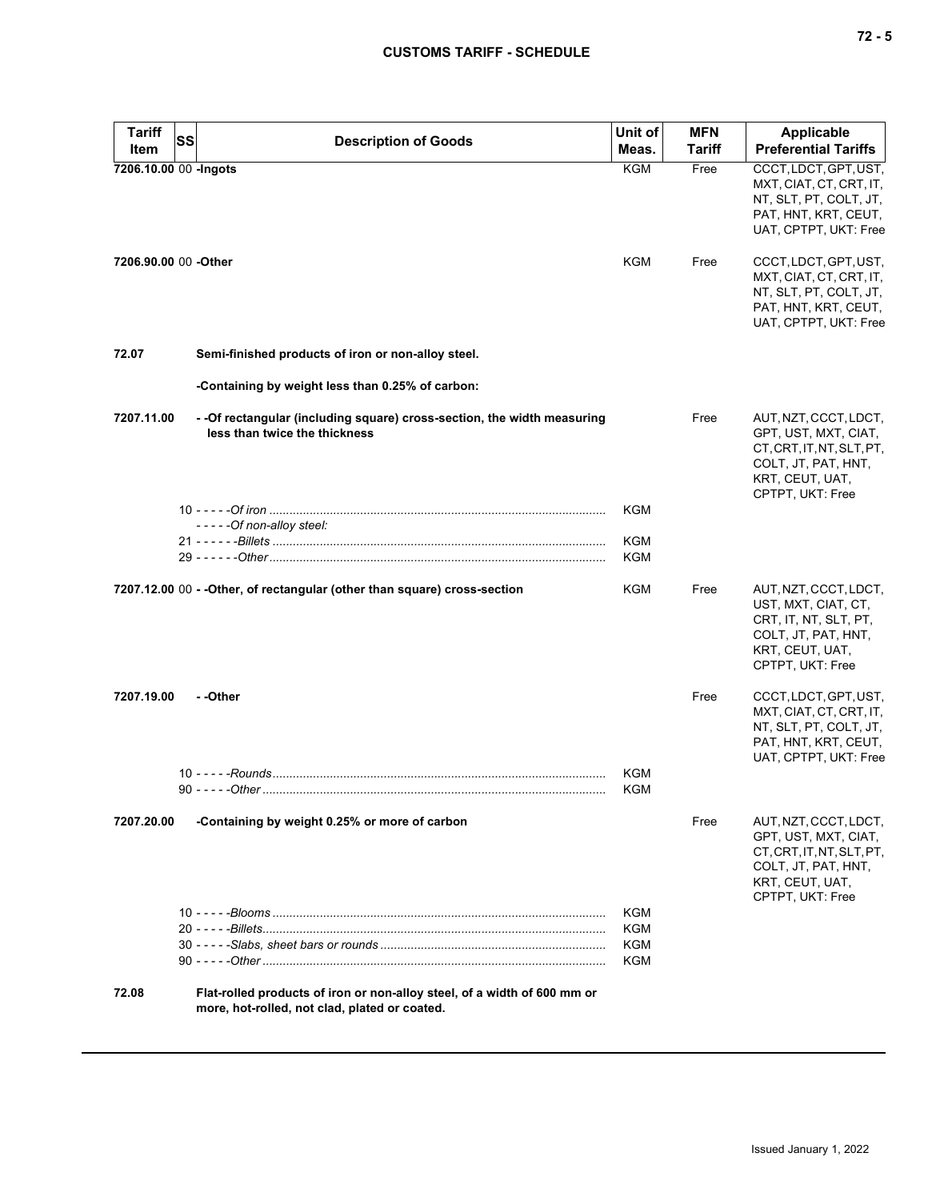| Tariff Item | SS | Description of Goods | Unit of Meas. | MFN Tariff | Applicable Preferential Tariffs |
|---|---|---|---|---|---|
| 7206.10.00 | 00 | -Ingots | KGM | Free | CCCT, LDCT, GPT, UST, MXT, CIAT, CT, CRT, IT, NT, SLT, PT, COLT, JT, PAT, HNT, KRT, CEUT, UAT, CPTPT, UKT: Free |
| 7206.90.00 | 00 | -Other | KGM | Free | CCCT, LDCT, GPT, UST, MXT, CIAT, CT, CRT, IT, NT, SLT, PT, COLT, JT, PAT, HNT, KRT, CEUT, UAT, CPTPT, UKT: Free |
| 72.07 | | Semi-finished products of iron or non-alloy steel. | | | |
| | | -Containing by weight less than 0.25% of carbon: | | | |
| 7207.11.00 | | - -Of rectangular (including square) cross-section, the width measuring less than twice the thickness | | Free | AUT, NZT, CCCT, LDCT, GPT, UST, MXT, CIAT, CT, CRT, IT, NT, SLT, PT, COLT, JT, PAT, HNT, KRT, CEUT, UAT, CPTPT, UKT: Free |
| | 10 | - - - - -*Of iron* | KGM | | |
| | | - - - - -*Of non-alloy steel:* | | | |
| | 21 | - - - - - -*Billets* | KGM | | |
| | 29 | - - - - - -*Other* | KGM | | |
| 7207.12.00 | 00 | - -Other, of rectangular (other than square) cross-section | KGM | Free | AUT, NZT, CCCT, LDCT, UST, MXT, CIAT, CT, CRT, IT, NT, SLT, PT, COLT, JT, PAT, HNT, KRT, CEUT, UAT, CPTPT, UKT: Free |
| 7207.19.00 | | - -Other | | Free | CCCT, LDCT, GPT, UST, MXT, CIAT, CT, CRT, IT, NT, SLT, PT, COLT, JT, PAT, HNT, KRT, CEUT, UAT, CPTPT, UKT: Free |
| | 10 | - - - - -*Rounds* | KGM | | |
| | 90 | - - - - -*Other* | KGM | | |
| 7207.20.00 | | -Containing by weight 0.25% or more of carbon | | Free | AUT, NZT, CCCT, LDCT, GPT, UST, MXT, CIAT, CT, CRT, IT, NT, SLT, PT, COLT, JT, PAT, HNT, KRT, CEUT, UAT, CPTPT, UKT: Free |
| | 10 | - - - - -*Blooms* | KGM | | |
| | 20 | - - - - -*Billets* | KGM | | |
| | 30 | - - - - -*Slabs, sheet bars or rounds* | KGM | | |
| | 90 | - - - - -*Other* | KGM | | |
| 72.08 | | Flat-rolled products of iron or non-alloy steel, of a width of 600 mm or more, hot-rolled, not clad, plated or coated. | | | |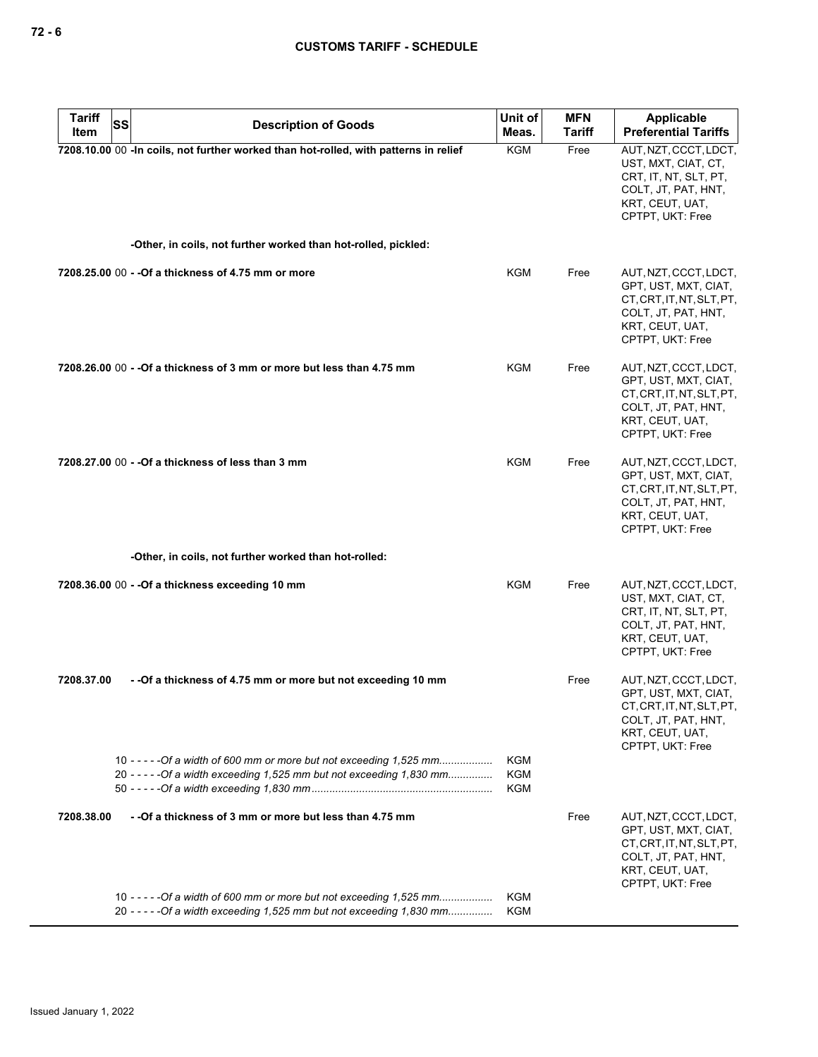| Tariff Item | SS | Description of Goods | Unit of Meas. | MFN Tariff | Applicable Preferential Tariffs |
|---|---|---|---|---|---|
| 7208.10.00 | 00 | -In coils, not further worked than hot-rolled, with patterns in relief | KGM | Free | AUT, NZT, CCCT, LDCT, UST, MXT, CIAT, CT, CRT, IT, NT, SLT, PT, COLT, JT, PAT, HNT, KRT, CEUT, UAT, CPTPT, UKT: Free |
| | | -Other, in coils, not further worked than hot-rolled, pickled: | | | |
| 7208.25.00 | 00 | - -Of a thickness of 4.75 mm or more | KGM | Free | AUT, NZT, CCCT, LDCT, GPT, UST, MXT, CIAT, CT, CRT, IT, NT, SLT, PT, COLT, JT, PAT, HNT, KRT, CEUT, UAT, CPTPT, UKT: Free |
| 7208.26.00 | 00 | - -Of a thickness of 3 mm or more but less than 4.75 mm | KGM | Free | AUT, NZT, CCCT, LDCT, GPT, UST, MXT, CIAT, CT, CRT, IT, NT, SLT, PT, COLT, JT, PAT, HNT, KRT, CEUT, UAT, CPTPT, UKT: Free |
| 7208.27.00 | 00 | - -Of a thickness of less than 3 mm | KGM | Free | AUT, NZT, CCCT, LDCT, GPT, UST, MXT, CIAT, CT, CRT, IT, NT, SLT, PT, COLT, JT, PAT, HNT, KRT, CEUT, UAT, CPTPT, UKT: Free |
| | | -Other, in coils, not further worked than hot-rolled: | | | |
| 7208.36.00 | 00 | - -Of a thickness exceeding 10 mm | KGM | Free | AUT, NZT, CCCT, LDCT, UST, MXT, CIAT, CT, CRT, IT, NT, SLT, PT, COLT, JT, PAT, HNT, KRT, CEUT, UAT, CPTPT, UKT: Free |
| 7208.37.00 | | - -Of a thickness of 4.75 mm or more but not exceeding 10 mm | | Free | AUT, NZT, CCCT, LDCT, GPT, UST, MXT, CIAT, CT, CRT, IT, NT, SLT, PT, COLT, JT, PAT, HNT, KRT, CEUT, UAT, CPTPT, UKT: Free |
| | 10 | - - - - -*Of a width of 600 mm or more but not exceeding 1,525 mm* | KGM | | |
| | 20 | - - - - -*Of a width exceeding 1,525 mm but not exceeding 1,830 mm* | KGM | | |
| | 50 | - - - - -*Of a width exceeding 1,830 mm* | KGM | | |
| 7208.38.00 | | - -Of a thickness of 3 mm or more but less than 4.75 mm | | Free | AUT, NZT, CCCT, LDCT, GPT, UST, MXT, CIAT, CT, CRT, IT, NT, SLT, PT, COLT, JT, PAT, HNT, KRT, CEUT, UAT, CPTPT, UKT: Free |
| | 10 | - - - - -*Of a width of 600 mm or more but not exceeding 1,525 mm* | KGM | | |
| | 20 | - - - - -*Of a width exceeding 1,525 mm but not exceeding 1,830 mm* | KGM | | |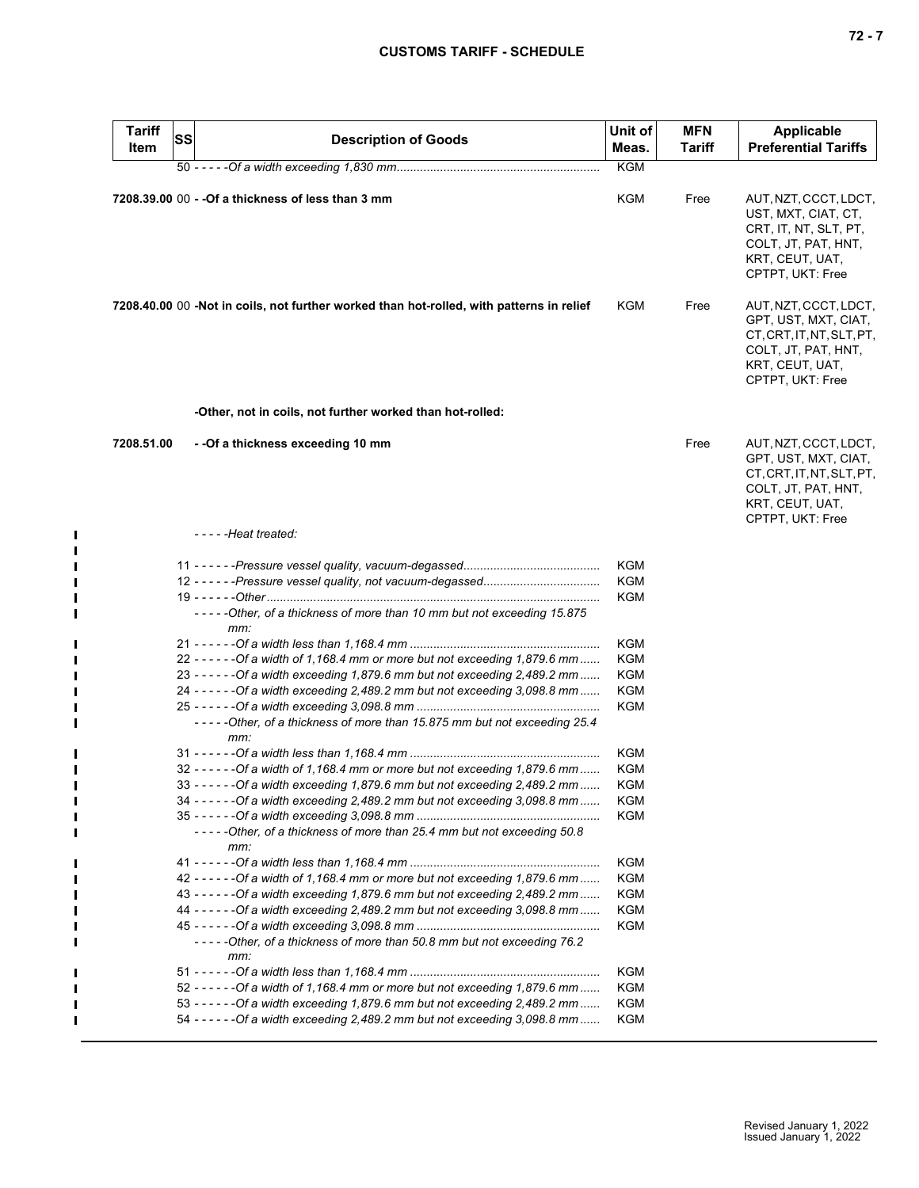| Tariff Item | SS | Description of Goods | Unit of Meas. | MFN Tariff | Applicable Preferential Tariffs |
|---|---|---|---|---|---|
| | 50 | - - - - -*Of a width exceeding 1,830 mm* | KGM | | |
| **7208.39.00** | 00 | **- -Of a thickness of less than 3 mm** | KGM | Free | AUT, NZT, CCCT, LDCT, UST, MXT, CIAT, CT, CRT, IT, NT, SLT, PT, COLT, JT, PAT, HNT, KRT, CEUT, UAT, CPTPT, UKT: Free |
| **7208.40.00** | 00 | **-Not in coils, not further worked than hot-rolled, with patterns in relief** | KGM | Free | AUT, NZT, CCCT, LDCT, GPT, UST, MXT, CIAT, CT, CRT, IT, NT, SLT, PT, COLT, JT, PAT, HNT, KRT, CEUT, UAT, CPTPT, UKT: Free |
| | | **-Other, not in coils, not further worked than hot-rolled:** | | | |
| **7208.51.00** | | **- -Of a thickness exceeding 10 mm** | | Free | AUT, NZT, CCCT, LDCT, GPT, UST, MXT, CIAT, CT, CRT, IT, NT, SLT, PT, COLT, JT, PAT, HNT, KRT, CEUT, UAT, CPTPT, UKT: Free |
| | | - - - - -*Heat treated:* | | | |
| | 11 | - - - - - -*Pressure vessel quality, vacuum-degassed* | KGM | | |
| | 12 | - - - - - -*Pressure vessel quality, not vacuum-degassed* | KGM | | |
| | 19 | - - - - - -*Other* | KGM | | |
| | | - - - - -*Other, of a thickness of more than 10 mm but not exceeding 15.875 mm:* | | | |
| | 21 | - - - - - -*Of a width less than 1,168.4 mm* | KGM | | |
| | 22 | - - - - - -*Of a width of 1,168.4 mm or more but not exceeding 1,879.6 mm* | KGM | | |
| | 23 | - - - - - -*Of a width exceeding 1,879.6 mm but not exceeding 2,489.2 mm* | KGM | | |
| | 24 | - - - - - -*Of a width exceeding 2,489.2 mm but not exceeding 3,098.8 mm* | KGM | | |
| | 25 | - - - - - -*Of a width exceeding 3,098.8 mm* | KGM | | |
| | | - - - - -*Other, of a thickness of more than 15.875 mm but not exceeding 25.4 mm:* | | | |
| | 31 | - - - - - -*Of a width less than 1,168.4 mm* | KGM | | |
| | 32 | - - - - - -*Of a width of 1,168.4 mm or more but not exceeding 1,879.6 mm* | KGM | | |
| | 33 | - - - - - -*Of a width exceeding 1,879.6 mm but not exceeding 2,489.2 mm* | KGM | | |
| | 34 | - - - - - -*Of a width exceeding 2,489.2 mm but not exceeding 3,098.8 mm* | KGM | | |
| | 35 | - - - - - -*Of a width exceeding 3,098.8 mm* | KGM | | |
| | | - - - - -*Other, of a thickness of more than 25.4 mm but not exceeding 50.8 mm:* | | | |
| | 41 | - - - - - -*Of a width less than 1,168.4 mm* | KGM | | |
| | 42 | - - - - - -*Of a width of 1,168.4 mm or more but not exceeding 1,879.6 mm* | KGM | | |
| | 43 | - - - - - -*Of a width exceeding 1,879.6 mm but not exceeding 2,489.2 mm* | KGM | | |
| | 44 | - - - - - -*Of a width exceeding 2,489.2 mm but not exceeding 3,098.8 mm* | KGM | | |
| | 45 | - - - - - -*Of a width exceeding 3,098.8 mm* | KGM | | |
| | | - - - - -*Other, of a thickness of more than 50.8 mm but not exceeding 76.2 mm:* | | | |
| | 51 | - - - - - -*Of a width less than 1,168.4 mm* | KGM | | |
| | 52 | - - - - - -*Of a width of 1,168.4 mm or more but not exceeding 1,879.6 mm* | KGM | | |
| | 53 | - - - - - -*Of a width exceeding 1,879.6 mm but not exceeding 2,489.2 mm* | KGM | | |
| | 54 | - - - - - -*Of a width exceeding 2,489.2 mm but not exceeding 3,098.8 mm* | KGM | | |

Revised January 1, 2022
Issued January 1, 2022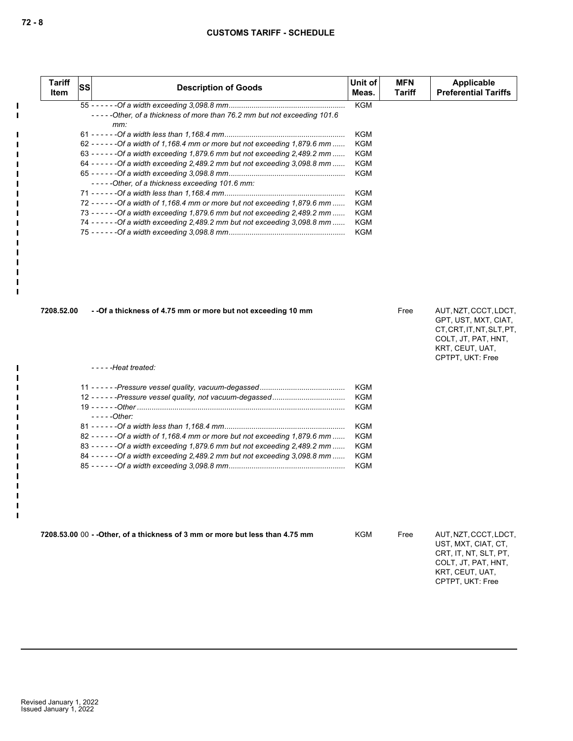| Tariff Item | SS | Description of Goods | Unit of Meas. | MFN Tariff | Applicable Preferential Tariffs |
|---|---|---|---|---|---|
| | 55 | - - - - - -*Of a width exceeding 3,098.8 mm* | KGM | | |
| | | - - - - -*Other, of a thickness of more than 76.2 mm but not exceeding 101.6 mm:* | | | |
| | 61 | - - - - - -*Of a width less than 1,168.4 mm* | KGM | | |
| | 62 | - - - - - -*Of a width of 1,168.4 mm or more but not exceeding 1,879.6 mm* | KGM | | |
| | 63 | - - - - - -*Of a width exceeding 1,879.6 mm but not exceeding 2,489.2 mm* | KGM | | |
| | 64 | - - - - - -*Of a width exceeding 2,489.2 mm but not exceeding 3,098.8 mm* | KGM | | |
| | 65 | - - - - - -*Of a width exceeding 3,098.8 mm* | KGM | | |
| | | - - - - -*Other, of a thickness exceeding 101.6 mm:* | | | |
| | 71 | - - - - - -*Of a width less than 1,168.4 mm* | KGM | | |
| | 72 | - - - - - -*Of a width of 1,168.4 mm or more but not exceeding 1,879.6 mm* | KGM | | |
| | 73 | - - - - - -*Of a width exceeding 1,879.6 mm but not exceeding 2,489.2 mm* | KGM | | |
| | 74 | - - - - - -*Of a width exceeding 2,489.2 mm but not exceeding 3,098.8 mm* | KGM | | |
| | 75 | - - - - - -*Of a width exceeding 3,098.8 mm* | KGM | | |
| **7208.52.00** | | **- -Of a thickness of 4.75 mm or more but not exceeding 10 mm** | | Free | AUT, NZT, CCCT, LDCT, GPT, UST, MXT, CIAT, CT, CRT, IT, NT, SLT, PT, COLT, JT, PAT, HNT, KRT, CEUT, UAT, CPTPT, UKT: Free |
| | | - - - - -*Heat treated:* | | | |
| | 11 | - - - - - -*Pressure vessel quality, vacuum-degassed* | KGM | | |
| | 12 | - - - - - -*Pressure vessel quality, not vacuum-degassed* | KGM | | |
| | 19 | - - - - - -*Other* | KGM | | |
| | | - - - - -*Other:* | | | |
| | 81 | - - - - - -*Of a width less than 1,168.4 mm* | KGM | | |
| | 82 | - - - - - -*Of a width of 1,168.4 mm or more but not exceeding 1,879.6 mm* | KGM | | |
| | 83 | - - - - - -*Of a width exceeding 1,879.6 mm but not exceeding 2,489.2 mm* | KGM | | |
| | 84 | - - - - - -*Of a width exceeding 2,489.2 mm but not exceeding 3,098.8 mm* | KGM | | |
| | 85 | - - - - - -*Of a width exceeding 3,098.8 mm* | KGM | | |
| **7208.53.00** | 00 | **- -Other, of a thickness of 3 mm or more but less than 4.75 mm** | KGM | Free | AUT, NZT, CCCT, LDCT, UST, MXT, CIAT, CT, CRT, IT, NT, SLT, PT, COLT, JT, PAT, HNT, KRT, CEUT, UAT, CPTPT, UKT: Free |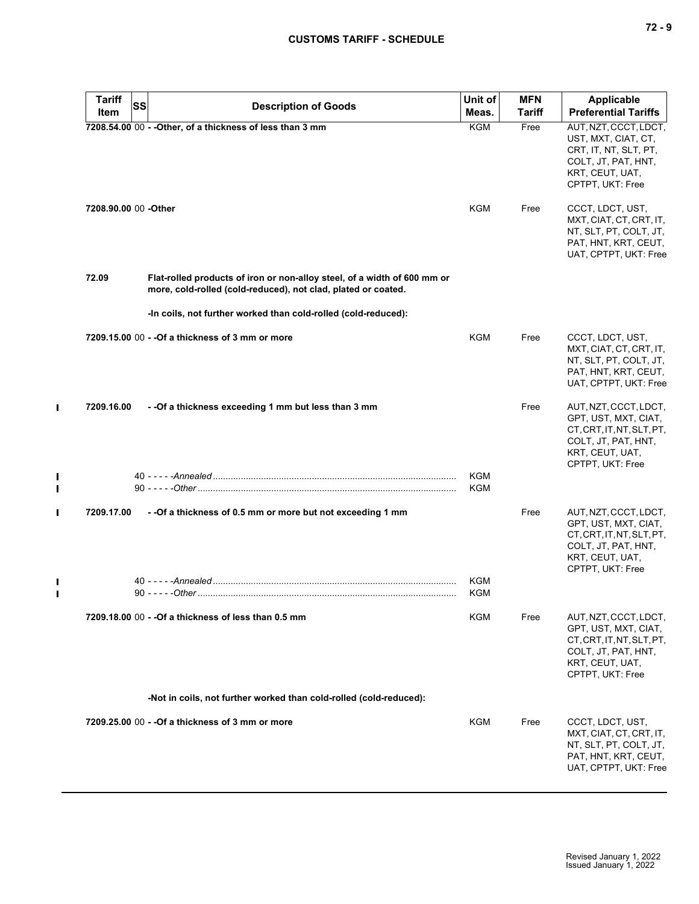| Tariff Item | SS | Description of Goods | Unit of Meas. | MFN Tariff | Applicable Preferential Tariffs |
|---|---|---|---|---|---|
| **7208.54.00** | 00 | **- -Other, of a thickness of less than 3 mm** | KGM | Free | AUT, NZT, CCCT, LDCT, UST, MXT, CIAT, CT, CRT, IT, NT, SLT, PT, COLT, JT, PAT, HNT, KRT, CEUT, UAT, CPTPT, UKT: Free |
| **7208.90.00** | 00 | **-Other** | KGM | Free | CCCT, LDCT, UST, MXT, CIAT, CT, CRT, IT, NT, SLT, PT, COLT, JT, PAT, HNT, KRT, CEUT, UAT, CPTPT, UKT: Free |
| **72.09** | | **Flat-rolled products of iron or non-alloy steel, of a width of 600 mm or more, cold-rolled (cold-reduced), not clad, plated or coated.** | | | |
| | | **-In coils, not further worked than cold-rolled (cold-reduced):** | | | |
| **7209.15.00** | 00 | **- -Of a thickness of 3 mm or more** | KGM | Free | CCCT, LDCT, UST, MXT, CIAT, CT, CRT, IT, NT, SLT, PT, COLT, JT, PAT, HNT, KRT, CEUT, UAT, CPTPT, UKT: Free |
| **7209.16.00** | | **- -Of a thickness exceeding 1 mm but less than 3 mm** | | Free | AUT, NZT, CCCT, LDCT, GPT, UST, MXT, CIAT, CT, CRT, IT, NT, SLT, PT, COLT, JT, PAT, HNT, KRT, CEUT, UAT, CPTPT, UKT: Free |
| | 40 | - - - - -*Annealed* | KGM | | |
| | 90 | - - - - -*Other* | KGM | | |
| **7209.17.00** | | **- -Of a thickness of 0.5 mm or more but not exceeding 1 mm** | | Free | AUT, NZT, CCCT, LDCT, GPT, UST, MXT, CIAT, CT, CRT, IT, NT, SLT, PT, COLT, JT, PAT, HNT, KRT, CEUT, UAT, CPTPT, UKT: Free |
| | 40 | - - - - -*Annealed* | KGM | | |
| | 90 | - - - - -*Other* | KGM | | |
| **7209.18.00** | 00 | **- -Of a thickness of less than 0.5 mm** | KGM | Free | AUT, NZT, CCCT, LDCT, GPT, UST, MXT, CIAT, CT, CRT, IT, NT, SLT, PT, COLT, JT, PAT, HNT, KRT, CEUT, UAT, CPTPT, UKT: Free |
| | | **-Not in coils, not further worked than cold-rolled (cold-reduced):** | | | |
| **7209.25.00** | 00 | **- -Of a thickness of 3 mm or more** | KGM | Free | CCCT, LDCT, UST, MXT, CIAT, CT, CRT, IT, NT, SLT, PT, COLT, JT, PAT, HNT, KRT, CEUT, UAT, CPTPT, UKT: Free |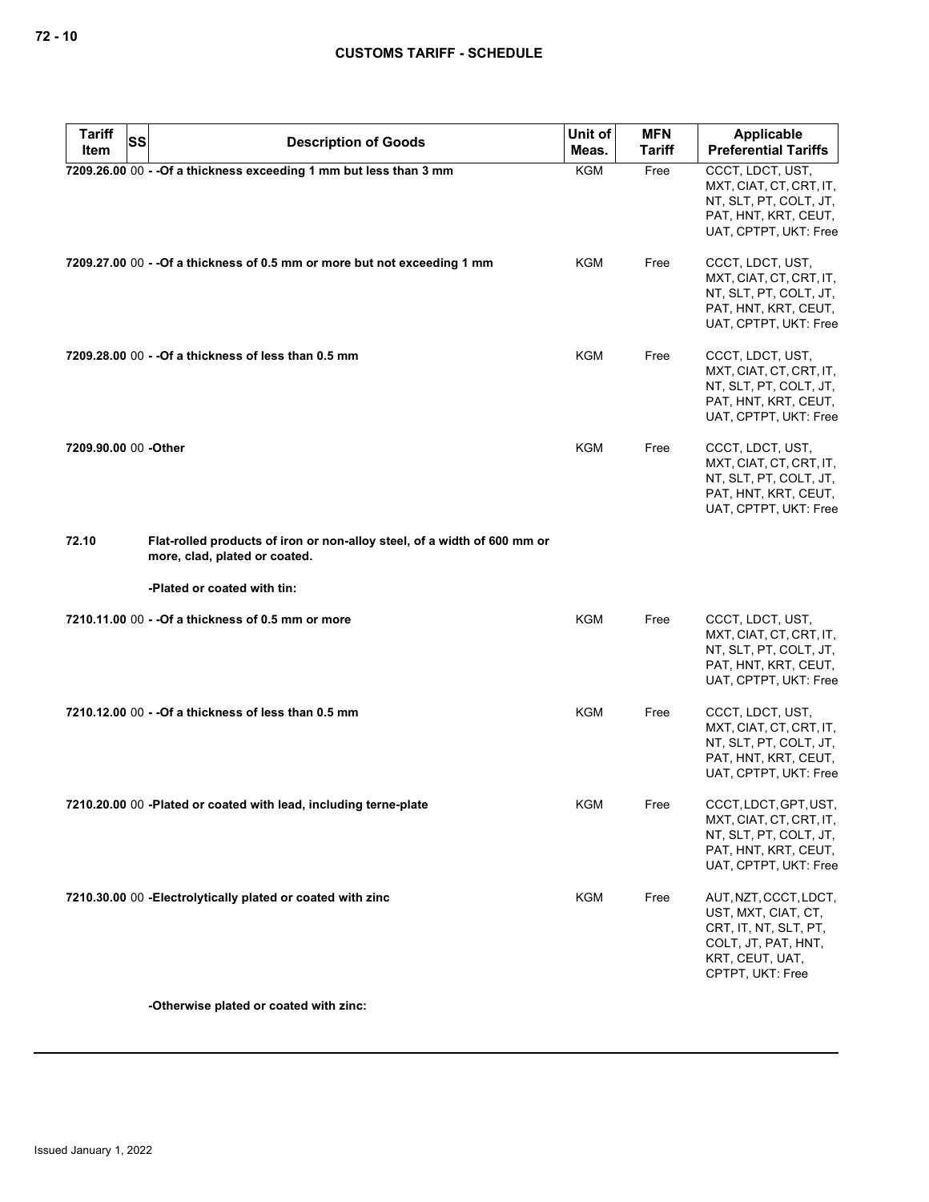| Tariff Item | SS | Description of Goods | Unit of Meas. | MFN Tariff | Applicable Preferential Tariffs |
|---|---|---|---|---|---|
| 7209.26.00 | 00 | - -Of a thickness exceeding 1 mm but less than 3 mm | KGM | Free | CCCT, LDCT, UST, MXT, CIAT, CT, CRT, IT, NT, SLT, PT, COLT, JT, PAT, HNT, KRT, CEUT, UAT, CPTPT, UKT: Free |
| 7209.27.00 | 00 | - -Of a thickness of 0.5 mm or more but not exceeding 1 mm | KGM | Free | CCCT, LDCT, UST, MXT, CIAT, CT, CRT, IT, NT, SLT, PT, COLT, JT, PAT, HNT, KRT, CEUT, UAT, CPTPT, UKT: Free |
| 7209.28.00 | 00 | - -Of a thickness of less than 0.5 mm | KGM | Free | CCCT, LDCT, UST, MXT, CIAT, CT, CRT, IT, NT, SLT, PT, COLT, JT, PAT, HNT, KRT, CEUT, UAT, CPTPT, UKT: Free |
| 7209.90.00 | 00 | -Other | KGM | Free | CCCT, LDCT, UST, MXT, CIAT, CT, CRT, IT, NT, SLT, PT, COLT, JT, PAT, HNT, KRT, CEUT, UAT, CPTPT, UKT: Free |
| 72.10 | | Flat-rolled products of iron or non-alloy steel, of a width of 600 mm or more, clad, plated or coated. | | | |
| | | -Plated or coated with tin: | | | |
| 7210.11.00 | 00 | - -Of a thickness of 0.5 mm or more | KGM | Free | CCCT, LDCT, UST, MXT, CIAT, CT, CRT, IT, NT, SLT, PT, COLT, JT, PAT, HNT, KRT, CEUT, UAT, CPTPT, UKT: Free |
| 7210.12.00 | 00 | - -Of a thickness of less than 0.5 mm | KGM | Free | CCCT, LDCT, UST, MXT, CIAT, CT, CRT, IT, NT, SLT, PT, COLT, JT, PAT, HNT, KRT, CEUT, UAT, CPTPT, UKT: Free |
| 7210.20.00 | 00 | -Plated or coated with lead, including terne-plate | KGM | Free | CCCT, LDCT, GPT, UST, MXT, CIAT, CT, CRT, IT, NT, SLT, PT, COLT, JT, PAT, HNT, KRT, CEUT, UAT, CPTPT, UKT: Free |
| 7210.30.00 | 00 | -Electrolytically plated or coated with zinc | KGM | Free | AUT, NZT, CCCT, LDCT, UST, MXT, CIAT, CT, CRT, IT, NT, SLT, PT, COLT, JT, PAT, HNT, KRT, CEUT, UAT, CPTPT, UKT: Free |
| | | -Otherwise plated or coated with zinc: | | | |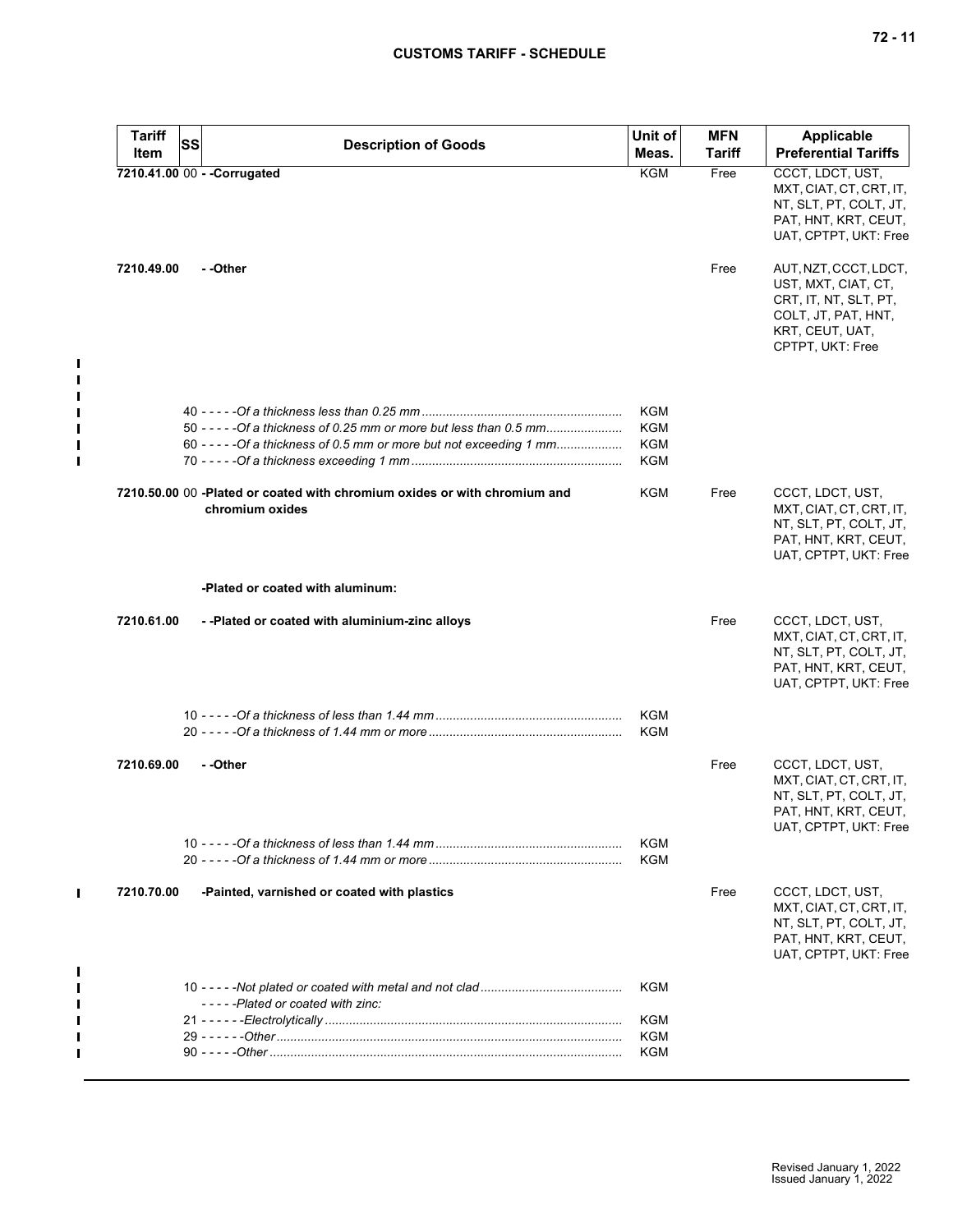| Tariff Item | SS | Description of Goods | Unit of Meas. | MFN Tariff | Applicable Preferential Tariffs |
|---|---|---|---|---|---|
| 7210.41.00 | 00 | - -Corrugated | KGM | Free | CCCT, LDCT, UST, MXT, CIAT, CT, CRT, IT, NT, SLT, PT, COLT, JT, PAT, HNT, KRT, CEUT, UAT, CPTPT, UKT: Free |
| 7210.49.00 | | - -Other | | Free | AUT, NZT, CCCT, LDCT, UST, MXT, CIAT, CT, CRT, IT, NT, SLT, PT, COLT, JT, PAT, HNT, KRT, CEUT, UAT, CPTPT, UKT: Free |
| | 40 | - - - - -*Of a thickness less than 0.25 mm* | KGM | | |
| | 50 | - - - - -*Of a thickness of 0.25 mm or more but less than 0.5 mm* | KGM | | |
| | 60 | - - - - -*Of a thickness of 0.5 mm or more but not exceeding 1 mm* | KGM | | |
| | 70 | - - - - -*Of a thickness exceeding 1 mm* | KGM | | |
| 7210.50.00 | 00 | -Plated or coated with chromium oxides or with chromium and chromium oxides | KGM | Free | CCCT, LDCT, UST, MXT, CIAT, CT, CRT, IT, NT, SLT, PT, COLT, JT, PAT, HNT, KRT, CEUT, UAT, CPTPT, UKT: Free |
| | | -Plated or coated with aluminum: | | | |
| 7210.61.00 | | - -Plated or coated with aluminium-zinc alloys | | Free | CCCT, LDCT, UST, MXT, CIAT, CT, CRT, IT, NT, SLT, PT, COLT, JT, PAT, HNT, KRT, CEUT, UAT, CPTPT, UKT: Free |
| | 10 | - - - - -*Of a thickness of less than 1.44 mm* | KGM | | |
| | 20 | - - - - -*Of a thickness of 1.44 mm or more* | KGM | | |
| 7210.69.00 | | - -Other | | Free | CCCT, LDCT, UST, MXT, CIAT, CT, CRT, IT, NT, SLT, PT, COLT, JT, PAT, HNT, KRT, CEUT, UAT, CPTPT, UKT: Free |
| | 10 | - - - - -*Of a thickness of less than 1.44 mm* | KGM | | |
| | 20 | - - - - -*Of a thickness of 1.44 mm or more* | KGM | | |
| 7210.70.00 | | -Painted, varnished or coated with plastics | | Free | CCCT, LDCT, UST, MXT, CIAT, CT, CRT, IT, NT, SLT, PT, COLT, JT, PAT, HNT, KRT, CEUT, UAT, CPTPT, UKT: Free |
| | 10 | - - - - -*Not plated or coated with metal and not clad* | KGM | | |
| | | - - - - -*Plated or coated with zinc:* | | | |
| | 21 | - - - - - -*Electrolytically* | KGM | | |
| | 29 | - - - - - -*Other* | KGM | | |
| | 90 | - - - - -*Other* | KGM | | |

Revised January 1, 2022
Issued January 1, 2022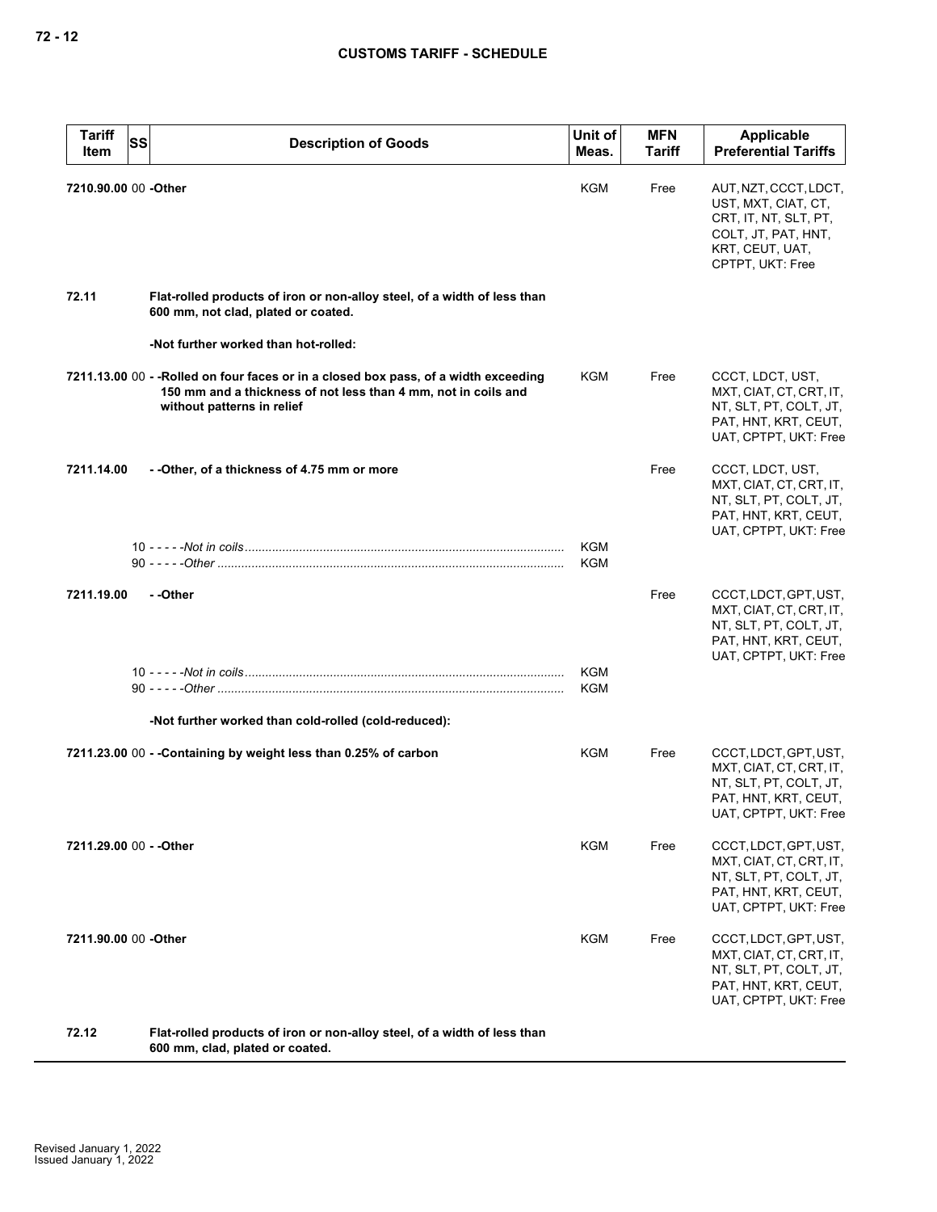| Tariff Item | SS | Description of Goods | Unit of Meas. | MFN Tariff | Applicable Preferential Tariffs |
|---|---|---|---|---|---|
| 7210.90.00 | 00 | -Other | KGM | Free | AUT, NZT, CCCT, LDCT, UST, MXT, CIAT, CT, CRT, IT, NT, SLT, PT, COLT, JT, PAT, HNT, KRT, CEUT, UAT, CPTPT, UKT: Free |
| 72.11 | | **Flat-rolled products of iron or non-alloy steel, of a width of less than 600 mm, not clad, plated or coated.** | | | |
| | | -Not further worked than hot-rolled: | | | |
| 7211.13.00 | 00 | - -Rolled on four faces or in a closed box pass, of a width exceeding 150 mm and a thickness of not less than 4 mm, not in coils and without patterns in relief | KGM | Free | CCCT, LDCT, UST, MXT, CIAT, CT, CRT, IT, NT, SLT, PT, COLT, JT, PAT, HNT, KRT, CEUT, UAT, CPTPT, UKT: Free |
| 7211.14.00 | | - -Other, of a thickness of 4.75 mm or more | | Free | CCCT, LDCT, UST, MXT, CIAT, CT, CRT, IT, NT, SLT, PT, COLT, JT, PAT, HNT, KRT, CEUT, UAT, CPTPT, UKT: Free |
| | 10 | - - - - -*Not in coils* | KGM | | |
| | 90 | - - - - -*Other* | KGM | | |
| 7211.19.00 | | - -Other | | Free | CCCT, LDCT, GPT, UST, MXT, CIAT, CT, CRT, IT, NT, SLT, PT, COLT, JT, PAT, HNT, KRT, CEUT, UAT, CPTPT, UKT: Free |
| | 10 | - - - - -*Not in coils* | KGM | | |
| | 90 | - - - - -*Other* | KGM | | |
| | | -Not further worked than cold-rolled (cold-reduced): | | | |
| 7211.23.00 | 00 | - -Containing by weight less than 0.25% of carbon | KGM | Free | CCCT, LDCT, GPT, UST, MXT, CIAT, CT, CRT, IT, NT, SLT, PT, COLT, JT, PAT, HNT, KRT, CEUT, UAT, CPTPT, UKT: Free |
| 7211.29.00 | 00 | - -Other | KGM | Free | CCCT, LDCT, GPT, UST, MXT, CIAT, CT, CRT, IT, NT, SLT, PT, COLT, JT, PAT, HNT, KRT, CEUT, UAT, CPTPT, UKT: Free |
| 7211.90.00 | 00 | -Other | KGM | Free | CCCT, LDCT, GPT, UST, MXT, CIAT, CT, CRT, IT, NT, SLT, PT, COLT, JT, PAT, HNT, KRT, CEUT, UAT, CPTPT, UKT: Free |
| 72.12 | | **Flat-rolled products of iron or non-alloy steel, of a width of less than 600 mm, clad, plated or coated.** | | | |

Revised January 1, 2022
Issued January 1, 2022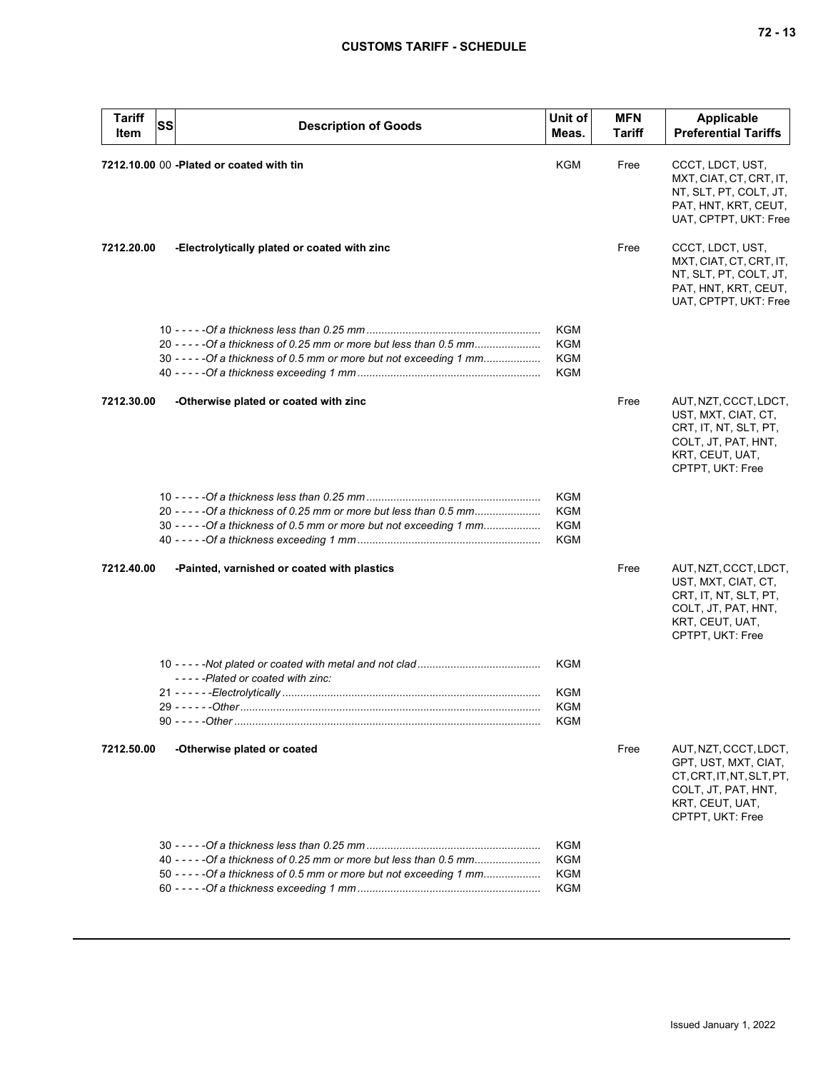| Tariff Item | SS | Description of Goods | Unit of Meas. | MFN Tariff | Applicable Preferential Tariffs |
|---|---|---|---|---|---|
| 7212.10.00 | 00 | **-Plated or coated with tin** | KGM | Free | CCCT, LDCT, UST, MXT, CIAT, CT, CRT, IT, NT, SLT, PT, COLT, JT, PAT, HNT, KRT, CEUT, UAT, CPTPT, UKT: Free |
| 7212.20.00 | | **-Electrolytically plated or coated with zinc** | | Free | CCCT, LDCT, UST, MXT, CIAT, CT, CRT, IT, NT, SLT, PT, COLT, JT, PAT, HNT, KRT, CEUT, UAT, CPTPT, UKT: Free |
| | 10 | - - - - -*Of a thickness less than 0.25 mm* | KGM | | |
| | 20 | - - - - -*Of a thickness of 0.25 mm or more but less than 0.5 mm* | KGM | | |
| | 30 | - - - - -*Of a thickness of 0.5 mm or more but not exceeding 1 mm* | KGM | | |
| | 40 | - - - - -*Of a thickness exceeding 1 mm* | KGM | | |
| 7212.30.00 | | **-Otherwise plated or coated with zinc** | | Free | AUT, NZT, CCCT, LDCT, UST, MXT, CIAT, CT, CRT, IT, NT, SLT, PT, COLT, JT, PAT, HNT, KRT, CEUT, UAT, CPTPT, UKT: Free |
| | 10 | - - - - -*Of a thickness less than 0.25 mm* | KGM | | |
| | 20 | - - - - -*Of a thickness of 0.25 mm or more but less than 0.5 mm* | KGM | | |
| | 30 | - - - - -*Of a thickness of 0.5 mm or more but not exceeding 1 mm* | KGM | | |
| | 40 | - - - - -*Of a thickness exceeding 1 mm* | KGM | | |
| 7212.40.00 | | **-Painted, varnished or coated with plastics** | | Free | AUT, NZT, CCCT, LDCT, UST, MXT, CIAT, CT, CRT, IT, NT, SLT, PT, COLT, JT, PAT, HNT, KRT, CEUT, UAT, CPTPT, UKT: Free |
| | 10 | - - - - -*Not plated or coated with metal and not clad* | KGM | | |
| | | - - - - -*Plated or coated with zinc:* | | | |
| | 21 | - - - - - -*Electrolytically* | KGM | | |
| | 29 | - - - - - -*Other* | KGM | | |
| | 90 | - - - - -*Other* | KGM | | |
| 7212.50.00 | | **-Otherwise plated or coated** | | Free | AUT, NZT, CCCT, LDCT, GPT, UST, MXT, CIAT, CT, CRT, IT, NT, SLT, PT, COLT, JT, PAT, HNT, KRT, CEUT, UAT, CPTPT, UKT: Free |
| | 30 | - - - - -*Of a thickness less than 0.25 mm* | KGM | | |
| | 40 | - - - - -*Of a thickness of 0.25 mm or more but less than 0.5 mm* | KGM | | |
| | 50 | - - - - -*Of a thickness of 0.5 mm or more but not exceeding 1 mm* | KGM | | |
| | 60 | - - - - -*Of a thickness exceeding 1 mm* | KGM | | |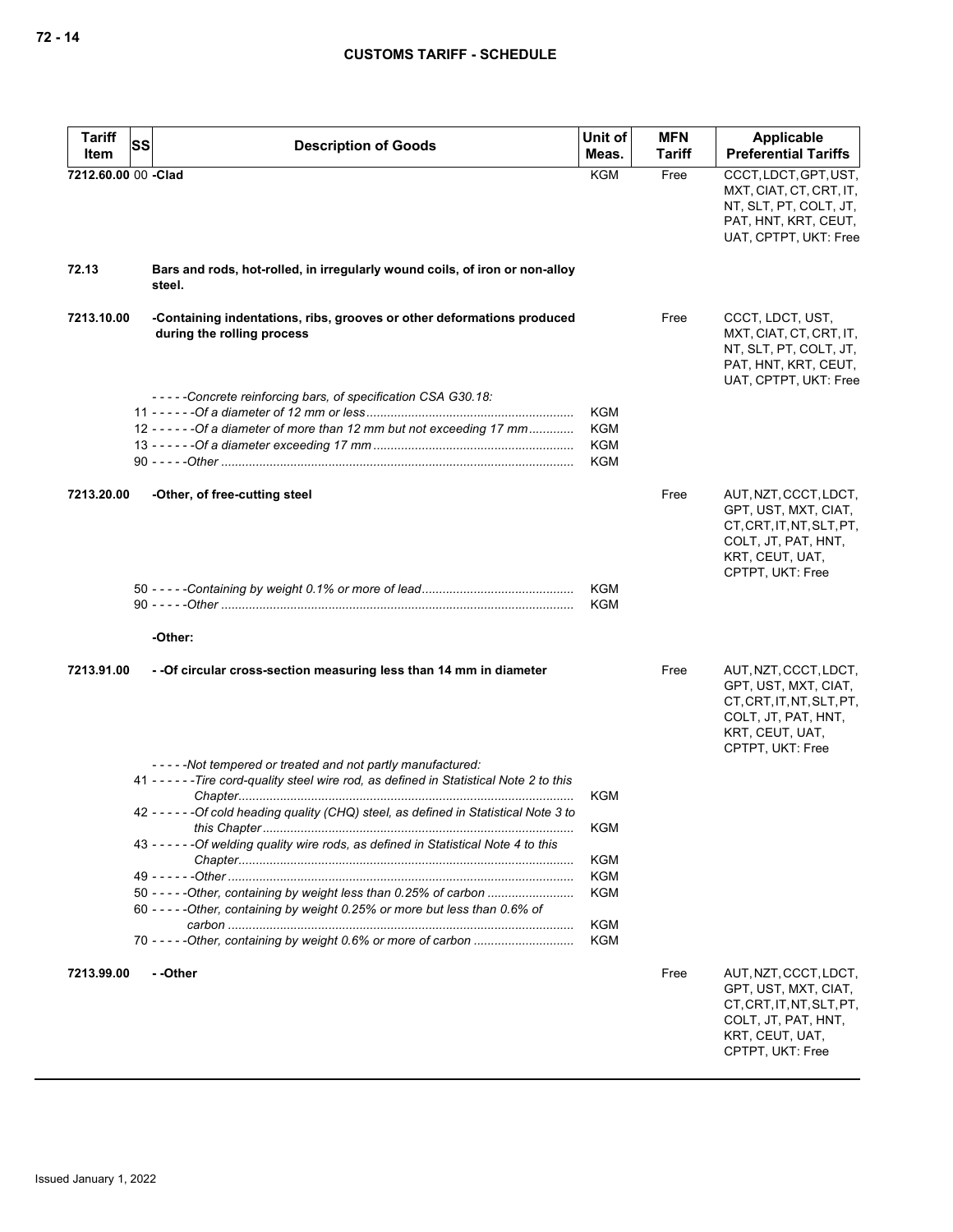| Tariff Item | SS | Description of Goods | Unit of Meas. | MFN Tariff | Applicable Preferential Tariffs |
|---|---|---|---|---|---|
| 7212.60.00 | 00 | **-Clad** | KGM | Free | CCCT, LDCT, GPT, UST, MXT, CIAT, CT, CRT, IT, NT, SLT, PT, COLT, JT, PAT, HNT, KRT, CEUT, UAT, CPTPT, UKT: Free |
| **72.13** | | **Bars and rods, hot-rolled, in irregularly wound coils, of iron or non-alloy steel.** | | | |
| **7213.10.00** | | **-Containing indentations, ribs, grooves or other deformations produced during the rolling process** | | Free | CCCT, LDCT, UST, MXT, CIAT, CT, CRT, IT, NT, SLT, PT, COLT, JT, PAT, HNT, KRT, CEUT, UAT, CPTPT, UKT: Free |
| | | *- - - - -Concrete reinforcing bars, of specification CSA G30.18:* | | | |
| | 11 | *- - - - - -Of a diameter of 12 mm or less* | KGM | | |
| | 12 | *- - - - - -Of a diameter of more than 12 mm but not exceeding 17 mm* | KGM | | |
| | 13 | *- - - - - -Of a diameter exceeding 17 mm* | KGM | | |
| | 90 | *- - - - -Other* | KGM | | |
| **7213.20.00** | | **-Other, of free-cutting steel** | | Free | AUT, NZT, CCCT, LDCT, GPT, UST, MXT, CIAT, CT, CRT, IT, NT, SLT, PT, COLT, JT, PAT, HNT, KRT, CEUT, UAT, CPTPT, UKT: Free |
| | 50 | *- - - - -Containing by weight 0.1% or more of lead* | KGM | | |
| | 90 | *- - - - -Other* | KGM | | |
| | | **-Other:** | | | |
| **7213.91.00** | | **- -Of circular cross-section measuring less than 14 mm in diameter** | | Free | AUT, NZT, CCCT, LDCT, GPT, UST, MXT, CIAT, CT, CRT, IT, NT, SLT, PT, COLT, JT, PAT, HNT, KRT, CEUT, UAT, CPTPT, UKT: Free |
| | | *- - - - -Not tempered or treated and not partly manufactured:* | | | |
| | 41 | *- - - - - -Tire cord-quality steel wire rod, as defined in Statistical Note 2 to this Chapter* | KGM | | |
| | 42 | *- - - - - -Of cold heading quality (CHQ) steel, as defined in Statistical Note 3 to this Chapter* | KGM | | |
| | 43 | *- - - - - -Of welding quality wire rods, as defined in Statistical Note 4 to this Chapter* | KGM | | |
| | 49 | *- - - - - -Other* | KGM | | |
| | 50 | *- - - - -Other, containing by weight less than 0.25% of carbon* | KGM | | |
| | 60 | *- - - - -Other, containing by weight 0.25% or more but less than 0.6% of carbon* | KGM | | |
| | 70 | *- - - - -Other, containing by weight 0.6% or more of carbon* | KGM | | |
| **7213.99.00** | | **- -Other** | | Free | AUT, NZT, CCCT, LDCT, GPT, UST, MXT, CIAT, CT, CRT, IT, NT, SLT, PT, COLT, JT, PAT, HNT, KRT, CEUT, UAT, CPTPT, UKT: Free |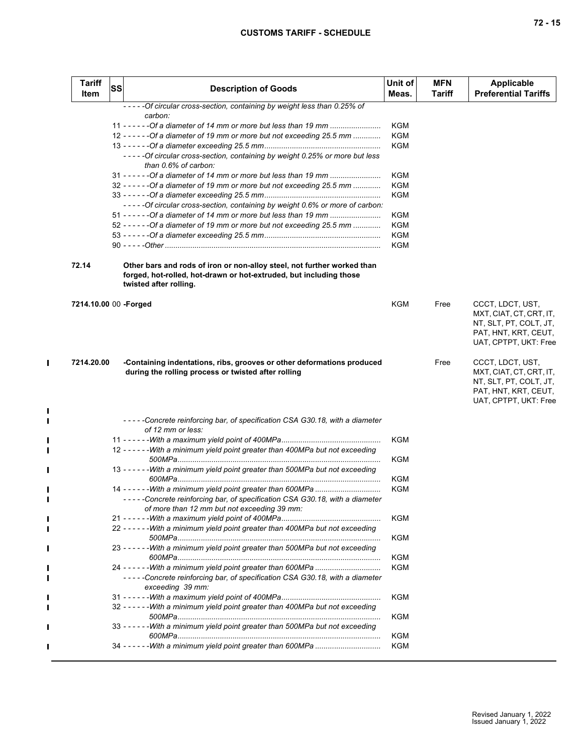| Tariff Item | SS | Description of Goods | Unit of Meas. | MFN Tariff | Applicable Preferential Tariffs |
|---|---|---|---|---|---|
| | | - - - - -*Of circular cross-section, containing by weight less than 0.25% of carbon:* | | | |
| | | 11 - - - - - -*Of a diameter of 14 mm or more but less than 19 mm* | KGM | | |
| | | 12 - - - - - -*Of a diameter of 19 mm or more but not exceeding 25.5 mm* | KGM | | |
| | | 13 - - - - - -*Of a diameter exceeding 25.5 mm* | KGM | | |
| | | - - - - -*Of circular cross-section, containing by weight 0.25% or more but less than 0.6% of carbon:* | | | |
| | | 31 - - - - - -*Of a diameter of 14 mm or more but less than 19 mm* | KGM | | |
| | | 32 - - - - - -*Of a diameter of 19 mm or more but not exceeding 25.5 mm* | KGM | | |
| | | 33 - - - - - -*Of a diameter exceeding 25.5 mm* | KGM | | |
| | | - - - - -*Of circular cross-section, containing by weight 0.6% or more of carbon:* | | | |
| | | 51 - - - - - -*Of a diameter of 14 mm or more but less than 19 mm* | KGM | | |
| | | 52 - - - - - -*Of a diameter of 19 mm or more but not exceeding 25.5 mm* | KGM | | |
| | | 53 - - - - - -*Of a diameter exceeding 25.5 mm* | KGM | | |
| | | 90 - - - - -*Other* | KGM | | |
| **72.14** | | **Other bars and rods of iron or non-alloy steel, not further worked than forged, hot-rolled, hot-drawn or hot-extruded, but including those twisted after rolling.** | | | |
| **7214.10.00** | 00 | **-Forged** | KGM | Free | CCCT, LDCT, UST, MXT, CIAT, CT, CRT, IT, NT, SLT, PT, COLT, JT, PAT, HNT, KRT, CEUT, UAT, CPTPT, UKT: Free |
| **7214.20.00** | | **-Containing indentations, ribs, grooves or other deformations produced during the rolling process or twisted after rolling** | | Free | CCCT, LDCT, UST, MXT, CIAT, CT, CRT, IT, NT, SLT, PT, COLT, JT, PAT, HNT, KRT, CEUT, UAT, CPTPT, UKT: Free |
| | | - - - - -*Concrete reinforcing bar, of specification CSA G30.18, with a diameter of 12 mm or less:* | | | |
| | | 11 - - - - - -*With a maximum yield point of 400MPa* | KGM | | |
| | | 12 - - - - - -*With a minimum yield point greater than 400MPa but not exceeding 500MPa* | KGM | | |
| | | 13 - - - - - -*With a minimum yield point greater than 500MPa but not exceeding 600MPa* | KGM | | |
| | | 14 - - - - - -*With a minimum yield point greater than 600MPa* | KGM | | |
| | | - - - - -*Concrete reinforcing bar, of specification CSA G30.18, with a diameter of more than 12 mm but not exceeding 39 mm:* | | | |
| | | 21 - - - - - -*With a maximum yield point of 400MPa* | KGM | | |
| | | 22 - - - - - -*With a minimum yield point greater than 400MPa but not exceeding 500MPa* | KGM | | |
| | | 23 - - - - - -*With a minimum yield point greater than 500MPa but not exceeding 600MPa* | KGM | | |
| | | 24 - - - - - -*With a minimum yield point greater than 600MPa* | KGM | | |
| | | - - - - -*Concrete reinforcing bar, of specification CSA G30.18, with a diameter exceeding 39 mm:* | | | |
| | | 31 - - - - - -*With a maximum yield point of 400MPa* | KGM | | |
| | | 32 - - - - - -*With a minimum yield point greater than 400MPa but not exceeding 500MPa* | KGM | | |
| | | 33 - - - - - -*With a minimum yield point greater than 500MPa but not exceeding 600MPa* | KGM | | |
| | | 34 - - - - - -*With a minimum yield point greater than 600MPa* | KGM | | |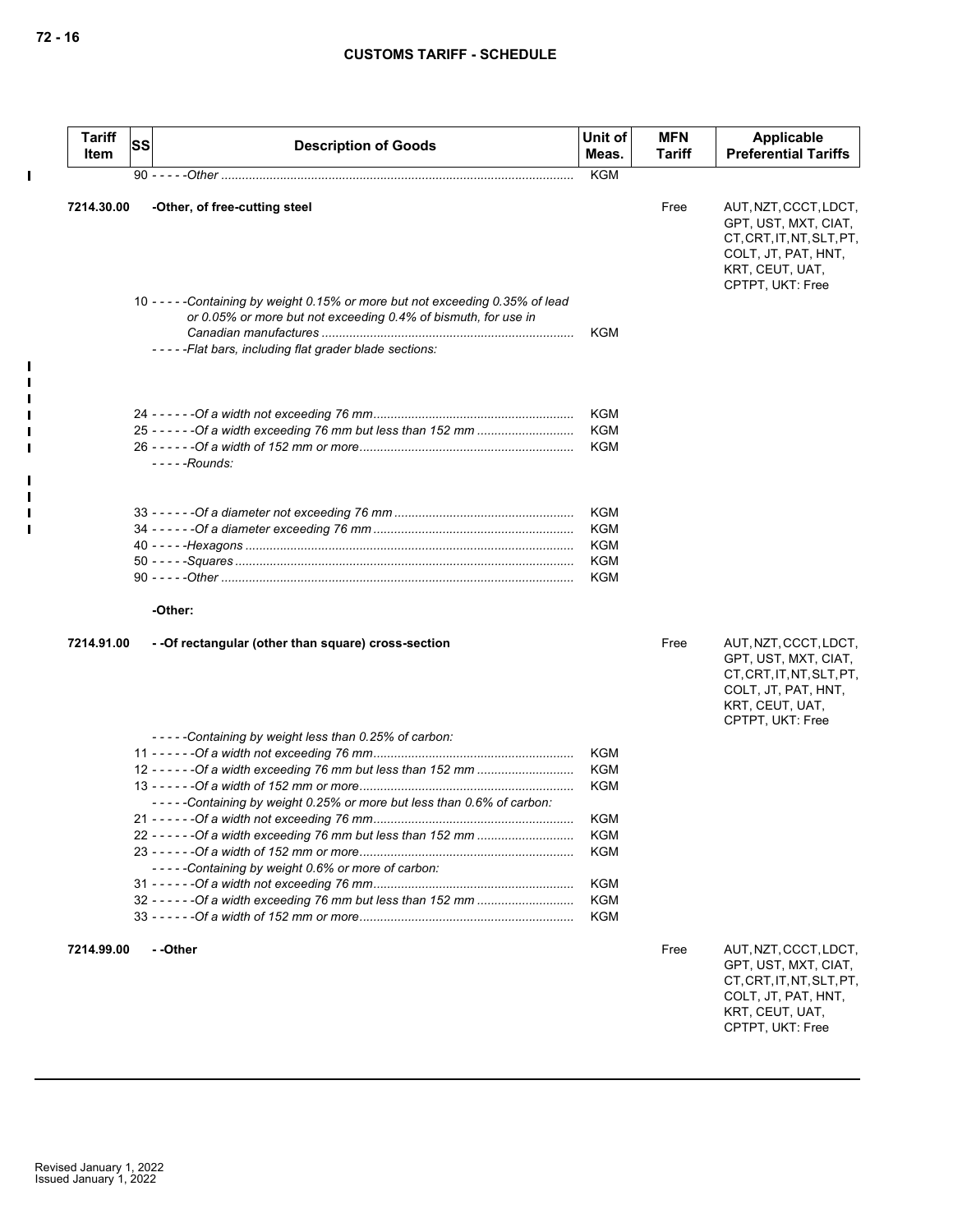| Tariff Item | SS | Description of Goods | Unit of Meas. | MFN Tariff | Applicable Preferential Tariffs |
|---|---|---|---|---|---|
| | | 90 - - - - -*Other* | KGM | | |
| 7214.30.00 | | -Other, of free-cutting steel | | Free | AUT, NZT, CCCT, LDCT, GPT, UST, MXT, CIAT, CT, CRT, IT, NT, SLT, PT, COLT, JT, PAT, HNT, KRT, CEUT, UAT, CPTPT, UKT: Free |
| | | 10 - - - - -*Containing by weight 0.15% or more but not exceeding 0.35% of lead or 0.05% or more but not exceeding 0.4% of bismuth, for use in Canadian manufactures* | KGM | | |
| | | - - - - -*Flat bars, including flat grader blade sections:* | | | |
| | | 24 - - - - - -*Of a width not exceeding 76 mm* | KGM | | |
| | | 25 - - - - - -*Of a width exceeding 76 mm but less than 152 mm* | KGM | | |
| | | 26 - - - - - -*Of a width of 152 mm or more* | KGM | | |
| | | - - - - -*Rounds:* | | | |
| | | 33 - - - - - -*Of a diameter not exceeding 76 mm* | KGM | | |
| | | 34 - - - - - -*Of a diameter exceeding 76 mm* | KGM | | |
| | | 40 - - - - -*Hexagons* | KGM | | |
| | | 50 - - - - -*Squares* | KGM | | |
| | | 90 - - - - -*Other* | KGM | | |
| | | -Other: | | | |
| 7214.91.00 | | - -Of rectangular (other than square) cross-section | | Free | AUT, NZT, CCCT, LDCT, GPT, UST, MXT, CIAT, CT, CRT, IT, NT, SLT, PT, COLT, JT, PAT, HNT, KRT, CEUT, UAT, CPTPT, UKT: Free |
| | | - - - - -*Containing by weight less than 0.25% of carbon:* | | | |
| | | 11 - - - - - -*Of a width not exceeding 76 mm* | KGM | | |
| | | 12 - - - - - -*Of a width exceeding 76 mm but less than 152 mm* | KGM | | |
| | | 13 - - - - - -*Of a width of 152 mm or more* | KGM | | |
| | | - - - - -*Containing by weight 0.25% or more but less than 0.6% of carbon:* | | | |
| | | 21 - - - - - -*Of a width not exceeding 76 mm* | KGM | | |
| | | 22 - - - - - -*Of a width exceeding 76 mm but less than 152 mm* | KGM | | |
| | | 23 - - - - - -*Of a width of 152 mm or more* | KGM | | |
| | | - - - - -*Containing by weight 0.6% or more of carbon:* | | | |
| | | 31 - - - - - -*Of a width not exceeding 76 mm* | KGM | | |
| | | 32 - - - - - -*Of a width exceeding 76 mm but less than 152 mm* | KGM | | |
| | | 33 - - - - - -*Of a width of 152 mm or more* | KGM | | |
| 7214.99.00 | | - -Other | | Free | AUT, NZT, CCCT, LDCT, GPT, UST, MXT, CIAT, CT, CRT, IT, NT, SLT, PT, COLT, JT, PAT, HNT, KRT, CEUT, UAT, CPTPT, UKT: Free |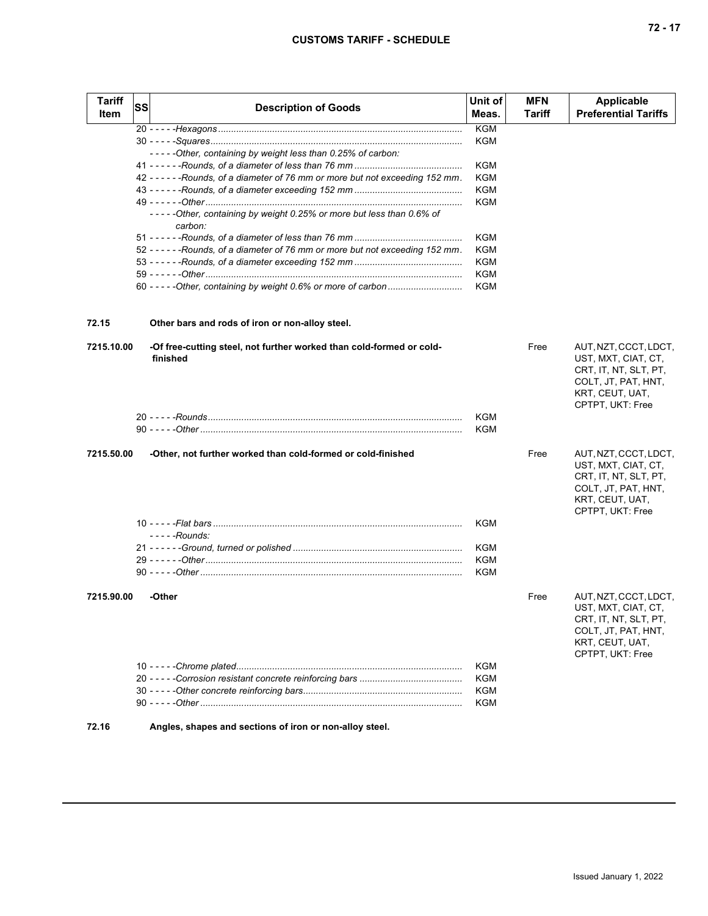| Tariff Item | SS | Description of Goods | Unit of Meas. | MFN Tariff | Applicable Preferential Tariffs |
|---|---|---|---|---|---|
| | | 20 - - - - -*Hexagons* | KGM | | |
| | | 30 - - - - -*Squares* | KGM | | |
| | | - - - - -*Other, containing by weight less than 0.25% of carbon:* | | | |
| | | 41 - - - - - -*Rounds, of a diameter of less than 76 mm* | KGM | | |
| | | 42 - - - - - -*Rounds, of a diameter of 76 mm or more but not exceeding 152 mm* | KGM | | |
| | | 43 - - - - - -*Rounds, of a diameter exceeding 152 mm* | KGM | | |
| | | 49 - - - - - -*Other* | KGM | | |
| | | - - - - -*Other, containing by weight 0.25% or more but less than 0.6% of carbon:* | | | |
| | | 51 - - - - - -*Rounds, of a diameter of less than 76 mm* | KGM | | |
| | | 52 - - - - - -*Rounds, of a diameter of 76 mm or more but not exceeding 152 mm* | KGM | | |
| | | 53 - - - - - -*Rounds, of a diameter exceeding 152 mm* | KGM | | |
| | | 59 - - - - - -*Other* | KGM | | |
| | | 60 - - - - -*Other, containing by weight 0.6% or more of carbon* | KGM | | |
| **72.15** | | **Other bars and rods of iron or non-alloy steel.** | | | |
| **7215.10.00** | | **-Of free-cutting steel, not further worked than cold-formed or cold-finished** | | Free | AUT, NZT, CCCT, LDCT, UST, MXT, CIAT, CT, CRT, IT, NT, SLT, PT, COLT, JT, PAT, HNT, KRT, CEUT, UAT, CPTPT, UKT: Free |
| | | 20 - - - - -*Rounds* | KGM | | |
| | | 90 - - - - -*Other* | KGM | | |
| **7215.50.00** | | **-Other, not further worked than cold-formed or cold-finished** | | Free | AUT, NZT, CCCT, LDCT, UST, MXT, CIAT, CT, CRT, IT, NT, SLT, PT, COLT, JT, PAT, HNT, KRT, CEUT, UAT, CPTPT, UKT: Free |
| | | 10 - - - - -*Flat bars* | KGM | | |
| | | - - - - -*Rounds:* | | | |
| | | 21 - - - - - -*Ground, turned or polished* | KGM | | |
| | | 29 - - - - - -*Other* | KGM | | |
| | | 90 - - - - -*Other* | KGM | | |
| **7215.90.00** | | **-Other** | | Free | AUT, NZT, CCCT, LDCT, UST, MXT, CIAT, CT, CRT, IT, NT, SLT, PT, COLT, JT, PAT, HNT, KRT, CEUT, UAT, CPTPT, UKT: Free |
| | | 10 - - - - -*Chrome plated* | KGM | | |
| | | 20 - - - - -*Corrosion resistant concrete reinforcing bars* | KGM | | |
| | | 30 - - - - -*Other concrete reinforcing bars* | KGM | | |
| | | 90 - - - - -*Other* | KGM | | |
| **72.16** | | **Angles, shapes and sections of iron or non-alloy steel.** | | | |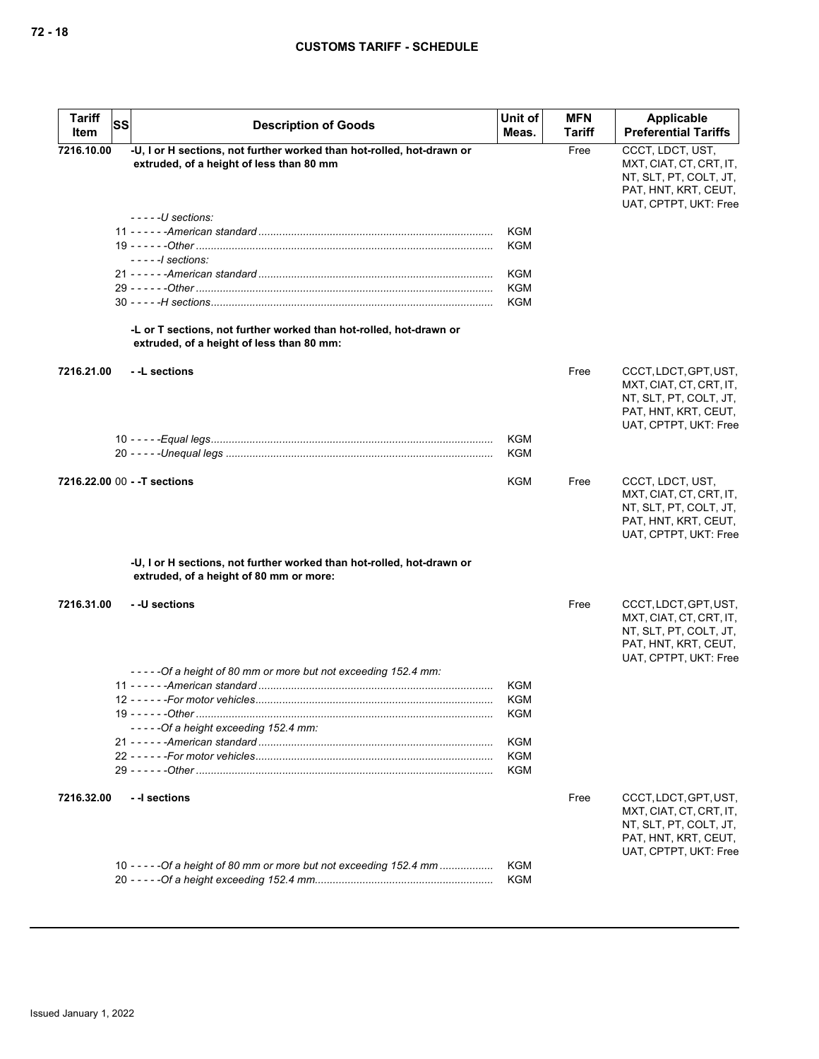| Tariff Item | SS | Description of Goods | Unit of Meas. | MFN Tariff | Applicable Preferential Tariffs |
|---|---|---|---|---|---|
| 7216.10.00 | | **-U, I or H sections, not further worked than hot-rolled, hot-drawn or extruded, of a height of less than 80 mm** | | Free | CCCT, LDCT, UST, MXT, CIAT, CT, CRT, IT, NT, SLT, PT, COLT, JT, PAT, HNT, KRT, CEUT, UAT, CPTPT, UKT: Free |
| | | *- - - - -U sections:* | | | |
| | 11 | *- - - - - -American standard* | KGM | | |
| | 19 | *- - - - - -Other* | KGM | | |
| | | *- - - - -I sections:* | | | |
| | 21 | *- - - - - -American standard* | KGM | | |
| | 29 | *- - - - - -Other* | KGM | | |
| | 30 | *- - - - -H sections* | KGM | | |
| | | **-L or T sections, not further worked than hot-rolled, hot-drawn or extruded, of a height of less than 80 mm:** | | | |
| 7216.21.00 | | **- -L sections** | | Free | CCCT, LDCT, GPT, UST, MXT, CIAT, CT, CRT, IT, NT, SLT, PT, COLT, JT, PAT, HNT, KRT, CEUT, UAT, CPTPT, UKT: Free |
| | 10 | *- - - - -Equal legs* | KGM | | |
| | 20 | *- - - - -Unequal legs* | KGM | | |
| 7216.22.00 | 00 | **- -T sections** | KGM | Free | CCCT, LDCT, UST, MXT, CIAT, CT, CRT, IT, NT, SLT, PT, COLT, JT, PAT, HNT, KRT, CEUT, UAT, CPTPT, UKT: Free |
| | | **-U, I or H sections, not further worked than hot-rolled, hot-drawn or extruded, of a height of 80 mm or more:** | | | |
| 7216.31.00 | | **- -U sections** | | Free | CCCT, LDCT, GPT, UST, MXT, CIAT, CT, CRT, IT, NT, SLT, PT, COLT, JT, PAT, HNT, KRT, CEUT, UAT, CPTPT, UKT: Free |
| | | *- - - - -Of a height of 80 mm or more but not exceeding 152.4 mm:* | | | |
| | 11 | *- - - - - -American standard* | KGM | | |
| | 12 | *- - - - - -For motor vehicles* | KGM | | |
| | 19 | *- - - - - -Other* | KGM | | |
| | | *- - - - -Of a height exceeding 152.4 mm:* | | | |
| | 21 | *- - - - - -American standard* | KGM | | |
| | 22 | *- - - - - -For motor vehicles* | KGM | | |
| | 29 | *- - - - - -Other* | KGM | | |
| 7216.32.00 | | **- -I sections** | | Free | CCCT, LDCT, GPT, UST, MXT, CIAT, CT, CRT, IT, NT, SLT, PT, COLT, JT, PAT, HNT, KRT, CEUT, UAT, CPTPT, UKT: Free |
| | 10 | *- - - - -Of a height of 80 mm or more but not exceeding 152.4 mm* | KGM | | |
| | 20 | *- - - - -Of a height exceeding 152.4 mm* | KGM | | |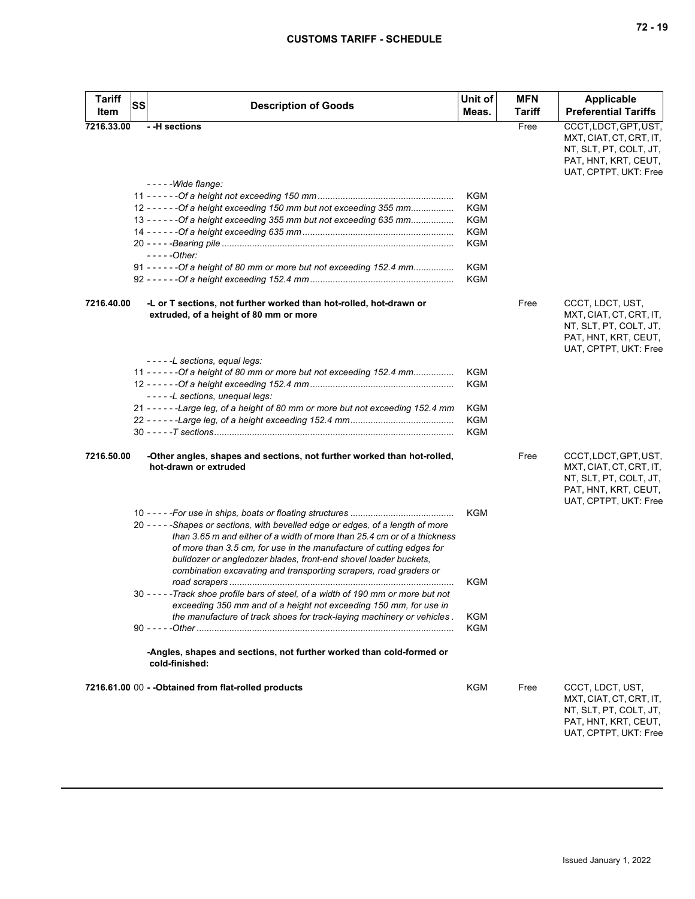| Tariff Item | SS | Description of Goods | Unit of Meas. | MFN Tariff | Applicable Preferential Tariffs |
|---|---|---|---|---|---|
| 7216.33.00 | | - -H sections | | Free | CCCT, LDCT, GPT, UST, MXT, CIAT, CT, CRT, IT, NT, SLT, PT, COLT, JT, PAT, HNT, KRT, CEUT, UAT, CPTPT, UKT: Free |
| | | *- - - - -Wide flange:* | | | |
| | 11 | *- - - - - -Of a height not exceeding 150 mm* | KGM | | |
| | 12 | *- - - - - -Of a height exceeding 150 mm but not exceeding 355 mm* | KGM | | |
| | 13 | *- - - - - -Of a height exceeding 355 mm but not exceeding 635 mm* | KGM | | |
| | 14 | *- - - - - -Of a height exceeding 635 mm* | KGM | | |
| | 20 | *- - - - -Bearing pile* | KGM | | |
| | | *- - - - -Other:* | | | |
| | 91 | *- - - - - -Of a height of 80 mm or more but not exceeding 152.4 mm* | KGM | | |
| | 92 | *- - - - - -Of a height exceeding 152.4 mm* | KGM | | |
| 7216.40.00 | | -L or T sections, not further worked than hot-rolled, hot-drawn or extruded, of a height of 80 mm or more | | Free | CCCT, LDCT, UST, MXT, CIAT, CT, CRT, IT, NT, SLT, PT, COLT, JT, PAT, HNT, KRT, CEUT, UAT, CPTPT, UKT: Free |
| | | *- - - - -L sections, equal legs:* | | | |
| | 11 | *- - - - - -Of a height of 80 mm or more but not exceeding 152.4 mm* | KGM | | |
| | 12 | *- - - - - -Of a height exceeding 152.4 mm* | KGM | | |
| | | *- - - - -L sections, unequal legs:* | | | |
| | 21 | *- - - - - -Large leg, of a height of 80 mm or more but not exceeding 152.4 mm* | KGM | | |
| | 22 | *- - - - - -Large leg, of a height exceeding 152.4 mm* | KGM | | |
| | 30 | *- - - - -T sections* | KGM | | |
| 7216.50.00 | | -Other angles, shapes and sections, not further worked than hot-rolled, hot-drawn or extruded | | Free | CCCT, LDCT, GPT, UST, MXT, CIAT, CT, CRT, IT, NT, SLT, PT, COLT, JT, PAT, HNT, KRT, CEUT, UAT, CPTPT, UKT: Free |
| | 10 | *- - - - -For use in ships, boats or floating structures* | KGM | | |
| | 20 | *- - - - -Shapes or sections, with bevelled edge or edges, of a length of more than 3.65 m and either of a width of more than 25.4 cm or of a thickness of more than 3.5 cm, for use in the manufacture of cutting edges for bulldozer or angledozer blades, front-end shovel loader buckets, combination excavating and transporting scrapers, road graders or road scrapers* | KGM | | |
| | 30 | *- - - - -Track shoe profile bars of steel, of a width of 190 mm or more but not exceeding 350 mm and of a height not exceeding 150 mm, for use in the manufacture of track shoes for track-laying machinery or vehicles* | KGM | | |
| | 90 | *- - - - -Other* | KGM | | |
| | | -Angles, shapes and sections, not further worked than cold-formed or cold-finished: | | | |
| 7216.61.00 | 00 | - -Obtained from flat-rolled products | KGM | Free | CCCT, LDCT, UST, MXT, CIAT, CT, CRT, IT, NT, SLT, PT, COLT, JT, PAT, HNT, KRT, CEUT, UAT, CPTPT, UKT: Free |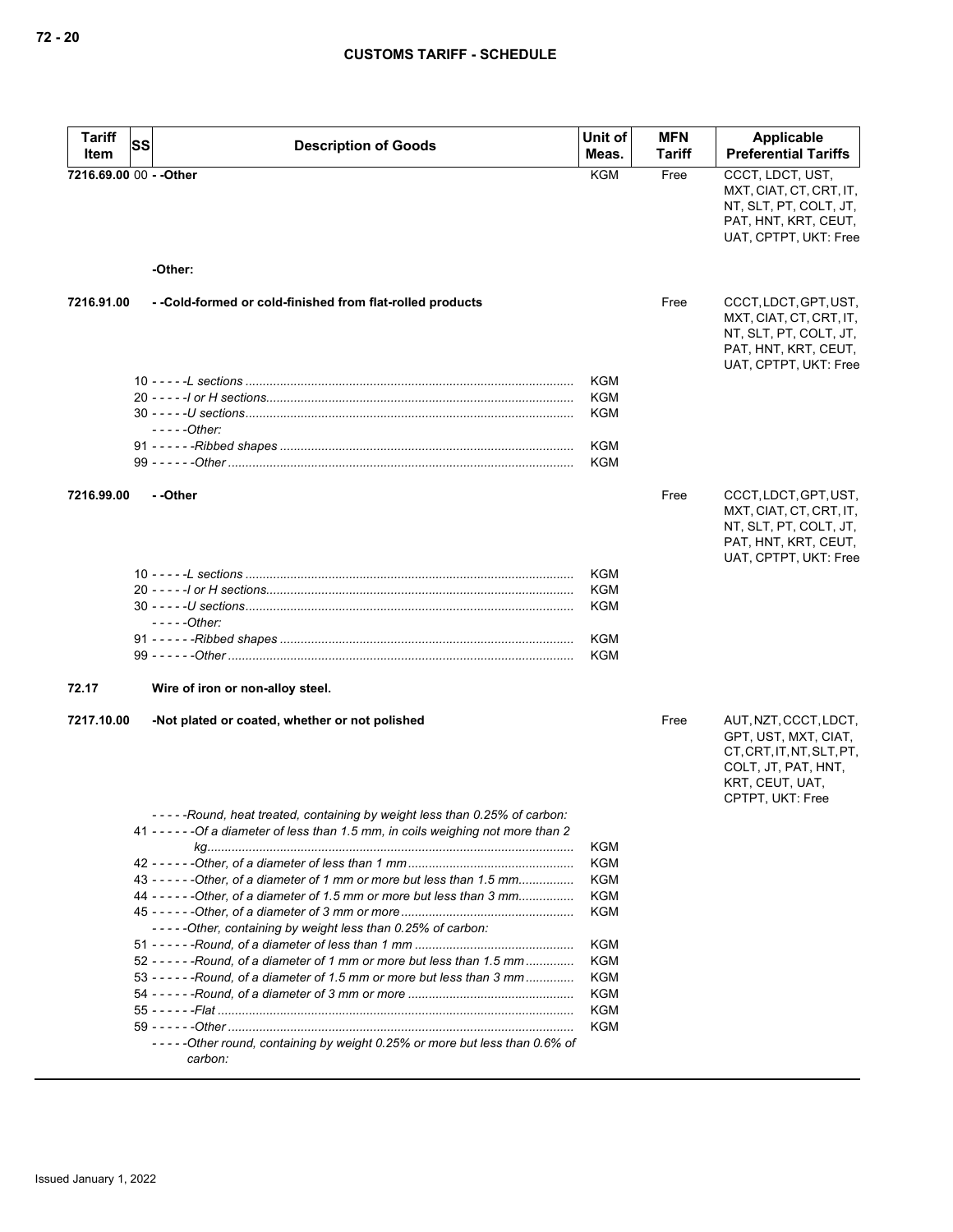| Tariff Item | SS | Description of Goods | Unit of Meas. | MFN Tariff | Applicable Preferential Tariffs |
|---|---|---|---|---|---|
| 7216.69.00 | 00 | - -Other | KGM | Free | CCCT, LDCT, UST, MXT, CIAT, CT, CRT, IT, NT, SLT, PT, COLT, JT, PAT, HNT, KRT, CEUT, UAT, CPTPT, UKT: Free |
| | | -Other: | | | |
| 7216.91.00 | | - -Cold-formed or cold-finished from flat-rolled products | | Free | CCCT, LDCT, GPT, UST, MXT, CIAT, CT, CRT, IT, NT, SLT, PT, COLT, JT, PAT, HNT, KRT, CEUT, UAT, CPTPT, UKT: Free |
| | 10 | - - - - -*L sections* | KGM | | |
| | 20 | - - - - -*I or H sections* | KGM | | |
| | 30 | - - - - -*U sections* | KGM | | |
| | | - - - - -*Other:* | | | |
| | 91 | - - - - - -*Ribbed shapes* | KGM | | |
| | 99 | - - - - - -*Other* | KGM | | |
| 7216.99.00 | | - -Other | | Free | CCCT, LDCT, GPT, UST, MXT, CIAT, CT, CRT, IT, NT, SLT, PT, COLT, JT, PAT, HNT, KRT, CEUT, UAT, CPTPT, UKT: Free |
| | 10 | - - - - -*L sections* | KGM | | |
| | 20 | - - - - -*I or H sections* | KGM | | |
| | 30 | - - - - -*U sections* | KGM | | |
| | | - - - - -*Other:* | | | |
| | 91 | - - - - - -*Ribbed shapes* | KGM | | |
| | 99 | - - - - - -*Other* | KGM | | |
| 72.17 | | Wire of iron or non-alloy steel. | | | |
| 7217.10.00 | | -Not plated or coated, whether or not polished | | Free | AUT, NZT, CCCT, LDCT, GPT, UST, MXT, CIAT, CT, CRT, IT, NT, SLT, PT, COLT, JT, PAT, HNT, KRT, CEUT, UAT, CPTPT, UKT: Free |
| | | - - - - -*Round, heat treated, containing by weight less than 0.25% of carbon:* | | | |
| | 41 | - - - - - -*Of a diameter of less than 1.5 mm, in coils weighing not more than 2 kg* | KGM | | |
| | 42 | - - - - - -*Other, of a diameter of less than 1 mm* | KGM | | |
| | 43 | - - - - - -*Other, of a diameter of 1 mm or more but less than 1.5 mm* | KGM | | |
| | 44 | - - - - - -*Other, of a diameter of 1.5 mm or more but less than 3 mm* | KGM | | |
| | 45 | - - - - - -*Other, of a diameter of 3 mm or more* | KGM | | |
| | | - - - - -*Other, containing by weight less than 0.25% of carbon:* | | | |
| | 51 | - - - - - -*Round, of a diameter of less than 1 mm* | KGM | | |
| | 52 | - - - - - -*Round, of a diameter of 1 mm or more but less than 1.5 mm* | KGM | | |
| | 53 | - - - - - -*Round, of a diameter of 1.5 mm or more but less than 3 mm* | KGM | | |
| | 54 | - - - - - -*Round, of a diameter of 3 mm or more* | KGM | | |
| | 55 | - - - - - -*Flat* | KGM | | |
| | 59 | - - - - - -*Other* | KGM | | |
| | | - - - - -*Other round, containing by weight 0.25% or more but less than 0.6% of carbon:* | | | |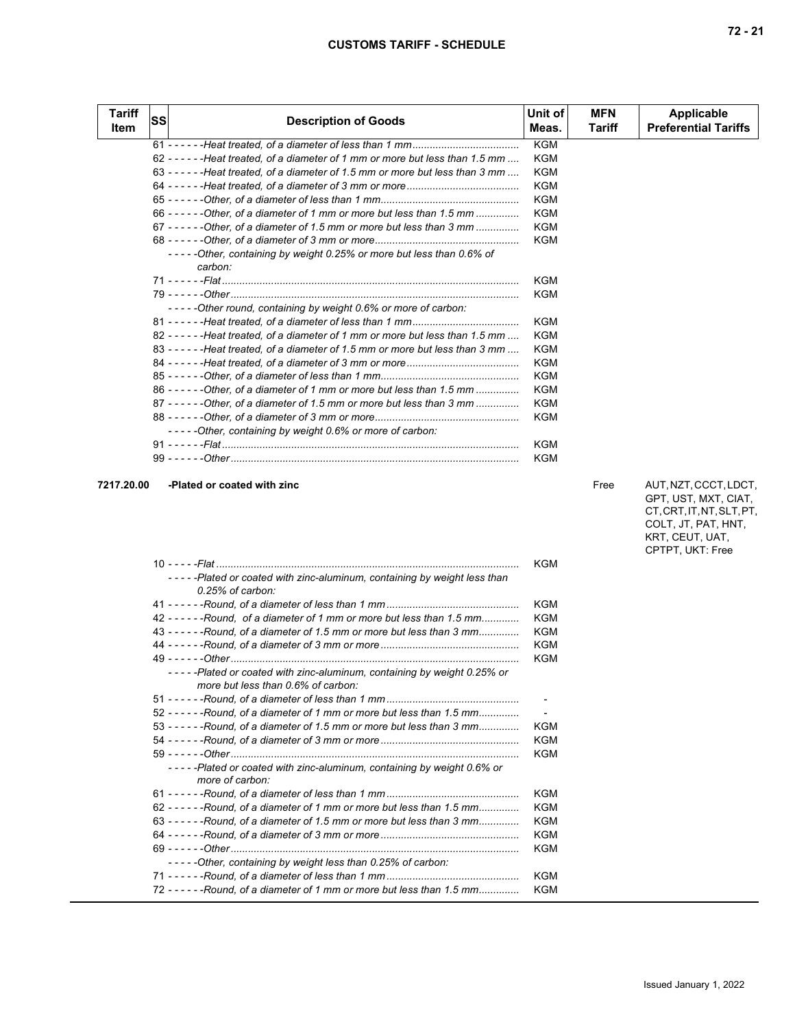| Tariff Item | SS | Description of Goods | Unit of Meas. | MFN Tariff | Applicable Preferential Tariffs |
|---|---|---|---|---|---|
| | | 61 - - - - - -Heat treated, of a diameter of less than 1 mm | KGM | | |
| | | 62 - - - - - -Heat treated, of a diameter of 1 mm or more but less than 1.5 mm | KGM | | |
| | | 63 - - - - - -Heat treated, of a diameter of 1.5 mm or more but less than 3 mm | KGM | | |
| | | 64 - - - - - -Heat treated, of a diameter of 3 mm or more | KGM | | |
| | | 65 - - - - - -Other, of a diameter of less than 1 mm | KGM | | |
| | | 66 - - - - - -Other, of a diameter of 1 mm or more but less than 1.5 mm | KGM | | |
| | | 67 - - - - - -Other, of a diameter of 1.5 mm or more but less than 3 mm | KGM | | |
| | | 68 - - - - - -Other, of a diameter of 3 mm or more | KGM | | |
| | | - - - - -Other, containing by weight 0.25% or more but less than 0.6% of carbon: | | | |
| | | 71 - - - - - -Flat | KGM | | |
| | | 79 - - - - - -Other | KGM | | |
| | | - - - - -Other round, containing by weight 0.6% or more of carbon: | | | |
| | | 81 - - - - - -Heat treated, of a diameter of less than 1 mm | KGM | | |
| | | 82 - - - - - -Heat treated, of a diameter of 1 mm or more but less than 1.5 mm | KGM | | |
| | | 83 - - - - - -Heat treated, of a diameter of 1.5 mm or more but less than 3 mm | KGM | | |
| | | 84 - - - - - -Heat treated, of a diameter of 3 mm or more | KGM | | |
| | | 85 - - - - - -Other, of a diameter of less than 1 mm | KGM | | |
| | | 86 - - - - - -Other, of a diameter of 1 mm or more but less than 1.5 mm | KGM | | |
| | | 87 - - - - - -Other, of a diameter of 1.5 mm or more but less than 3 mm | KGM | | |
| | | 88 - - - - - -Other, of a diameter of 3 mm or more | KGM | | |
| | | - - - - -Other, containing by weight 0.6% or more of carbon: | | | |
| | | 91 - - - - - -Flat | KGM | | |
| | | 99 - - - - - -Other | KGM | | |
| **7217.20.00** | | **-Plated or coated with zinc** | | Free | AUT, NZT, CCCT, LDCT, GPT, UST, MXT, CIAT, CT, CRT, IT, NT, SLT, PT, COLT, JT, PAT, HNT, KRT, CEUT, UAT, CPTPT, UKT: Free |
| | | 10 - - - - -Flat | KGM | | |
| | | - - - - -Plated or coated with zinc-aluminum, containing by weight less than 0.25% of carbon: | | | |
| | | 41 - - - - - -Round, of a diameter of less than 1 mm | KGM | | |
| | | 42 - - - - - -Round, of a diameter of 1 mm or more but less than 1.5 mm | KGM | | |
| | | 43 - - - - - -Round, of a diameter of 1.5 mm or more but less than 3 mm | KGM | | |
| | | 44 - - - - - -Round, of a diameter of 3 mm or more | KGM | | |
| | | 49 - - - - - -Other | KGM | | |
| | | - - - - -Plated or coated with zinc-aluminum, containing by weight 0.25% or more but less than 0.6% of carbon: | | | |
| | | 51 - - - - - -Round, of a diameter of less than 1 mm | - | | |
| | | 52 - - - - - -Round, of a diameter of 1 mm or more but less than 1.5 mm | - | | |
| | | 53 - - - - - -Round, of a diameter of 1.5 mm or more but less than 3 mm | KGM | | |
| | | 54 - - - - - -Round, of a diameter of 3 mm or more | KGM | | |
| | | 59 - - - - - -Other | KGM | | |
| | | - - - - -Plated or coated with zinc-aluminum, containing by weight 0.6% or more of carbon: | | | |
| | | 61 - - - - - -Round, of a diameter of less than 1 mm | KGM | | |
| | | 62 - - - - - -Round, of a diameter of 1 mm or more but less than 1.5 mm | KGM | | |
| | | 63 - - - - - -Round, of a diameter of 1.5 mm or more but less than 3 mm | KGM | | |
| | | 64 - - - - - -Round, of a diameter of 3 mm or more | KGM | | |
| | | 69 - - - - - -Other | KGM | | |
| | | - - - - -Other, containing by weight less than 0.25% of carbon: | | | |
| | | 71 - - - - - -Round, of a diameter of less than 1 mm | KGM | | |
| | | 72 - - - - - -Round, of a diameter of 1 mm or more but less than 1.5 mm | KGM | | |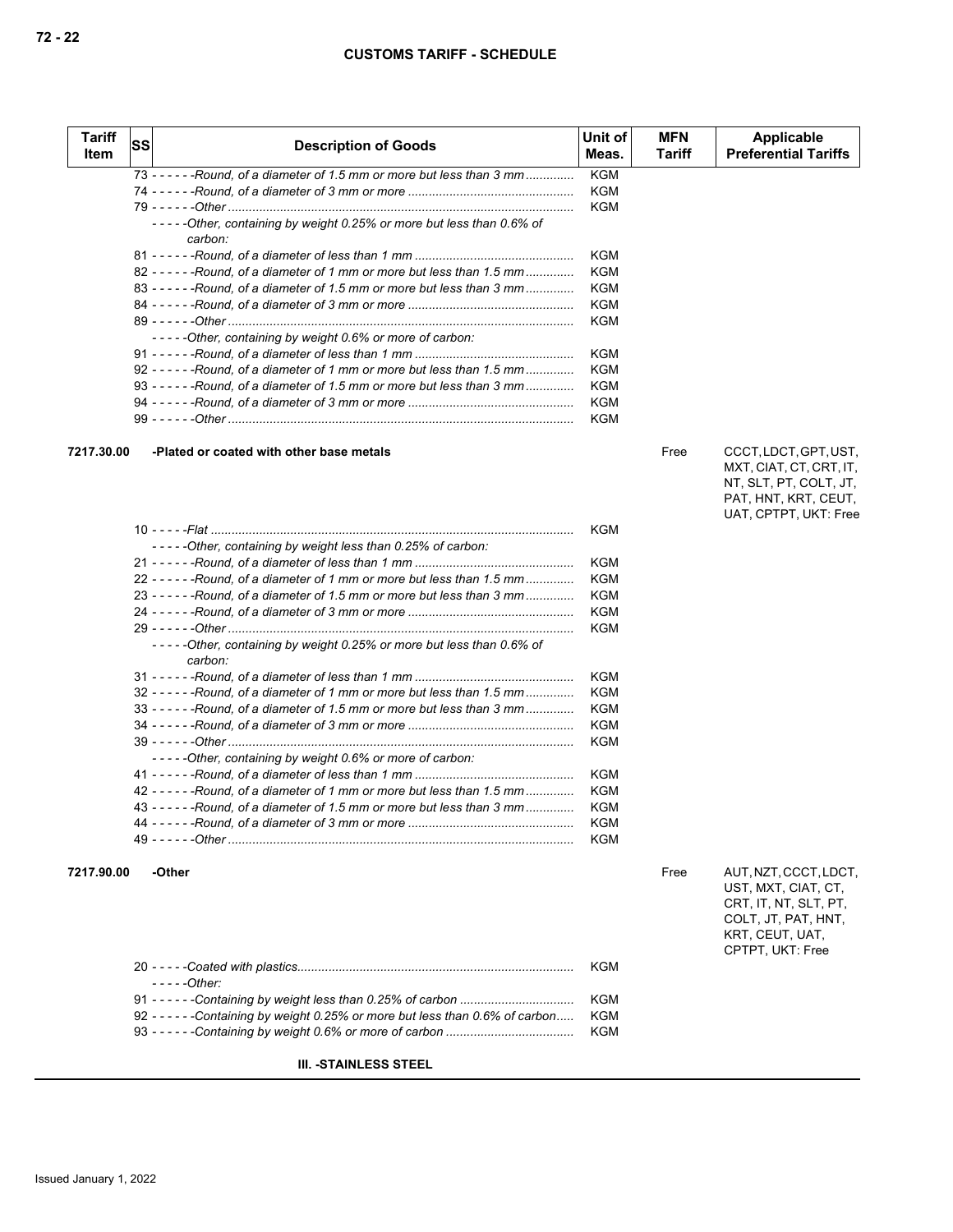| Tariff Item | SS | Description of Goods | Unit of Meas. | MFN Tariff | Applicable Preferential Tariffs |
|---|---|---|---|---|---|
| | | 73 - - - - - -*Round, of a diameter of 1.5 mm or more but less than 3 mm* | KGM | | |
| | | 74 - - - - - -*Round, of a diameter of 3 mm or more* | KGM | | |
| | | 79 - - - - - -*Other* | KGM | | |
| | | - - - - -*Other, containing by weight 0.25% or more but less than 0.6% of carbon:* | | | |
| | | 81 - - - - - -*Round, of a diameter of less than 1 mm* | KGM | | |
| | | 82 - - - - - -*Round, of a diameter of 1 mm or more but less than 1.5 mm* | KGM | | |
| | | 83 - - - - - -*Round, of a diameter of 1.5 mm or more but less than 3 mm* | KGM | | |
| | | 84 - - - - - -*Round, of a diameter of 3 mm or more* | KGM | | |
| | | 89 - - - - - -*Other* | KGM | | |
| | | - - - - -*Other, containing by weight 0.6% or more of carbon:* | | | |
| | | 91 - - - - - -*Round, of a diameter of less than 1 mm* | KGM | | |
| | | 92 - - - - - -*Round, of a diameter of 1 mm or more but less than 1.5 mm* | KGM | | |
| | | 93 - - - - - -*Round, of a diameter of 1.5 mm or more but less than 3 mm* | KGM | | |
| | | 94 - - - - - -*Round, of a diameter of 3 mm or more* | KGM | | |
| | | 99 - - - - - -*Other* | KGM | | |
| **7217.30.00** | | **-Plated or coated with other base metals** | | Free | CCCT, LDCT, GPT, UST, MXT, CIAT, CT, CRT, IT, NT, SLT, PT, COLT, JT, PAT, HNT, KRT, CEUT, UAT, CPTPT, UKT: Free |
| | | 10 - - - - -*Flat* | KGM | | |
| | | - - - - -*Other, containing by weight less than 0.25% of carbon:* | | | |
| | | 21 - - - - - -*Round, of a diameter of less than 1 mm* | KGM | | |
| | | 22 - - - - - -*Round, of a diameter of 1 mm or more but less than 1.5 mm* | KGM | | |
| | | 23 - - - - - -*Round, of a diameter of 1.5 mm or more but less than 3 mm* | KGM | | |
| | | 24 - - - - - -*Round, of a diameter of 3 mm or more* | KGM | | |
| | | 29 - - - - - -*Other* | KGM | | |
| | | - - - - -*Other, containing by weight 0.25% or more but less than 0.6% of carbon:* | | | |
| | | 31 - - - - - -*Round, of a diameter of less than 1 mm* | KGM | | |
| | | 32 - - - - - -*Round, of a diameter of 1 mm or more but less than 1.5 mm* | KGM | | |
| | | 33 - - - - - -*Round, of a diameter of 1.5 mm or more but less than 3 mm* | KGM | | |
| | | 34 - - - - - -*Round, of a diameter of 3 mm or more* | KGM | | |
| | | 39 - - - - - -*Other* | KGM | | |
| | | - - - - -*Other, containing by weight 0.6% or more of carbon:* | | | |
| | | 41 - - - - - -*Round, of a diameter of less than 1 mm* | KGM | | |
| | | 42 - - - - - -*Round, of a diameter of 1 mm or more but less than 1.5 mm* | KGM | | |
| | | 43 - - - - - -*Round, of a diameter of 1.5 mm or more but less than 3 mm* | KGM | | |
| | | 44 - - - - - -*Round, of a diameter of 3 mm or more* | KGM | | |
| | | 49 - - - - - -*Other* | KGM | | |
| **7217.90.00** | | **-Other** | | Free | AUT, NZT, CCCT, LDCT, UST, MXT, CIAT, CT, CRT, IT, NT, SLT, PT, COLT, JT, PAT, HNT, KRT, CEUT, UAT, CPTPT, UKT: Free |
| | | 20 - - - - -*Coated with plastics* | KGM | | |
| | | - - - - -*Other:* | | | |
| | | 91 - - - - - -*Containing by weight less than 0.25% of carbon* | KGM | | |
| | | 92 - - - - - -*Containing by weight 0.25% or more but less than 0.6% of carbon* | KGM | | |
| | | 93 - - - - - -*Containing by weight 0.6% or more of carbon* | KGM | | |
| | | **III. -STAINLESS STEEL** | | | |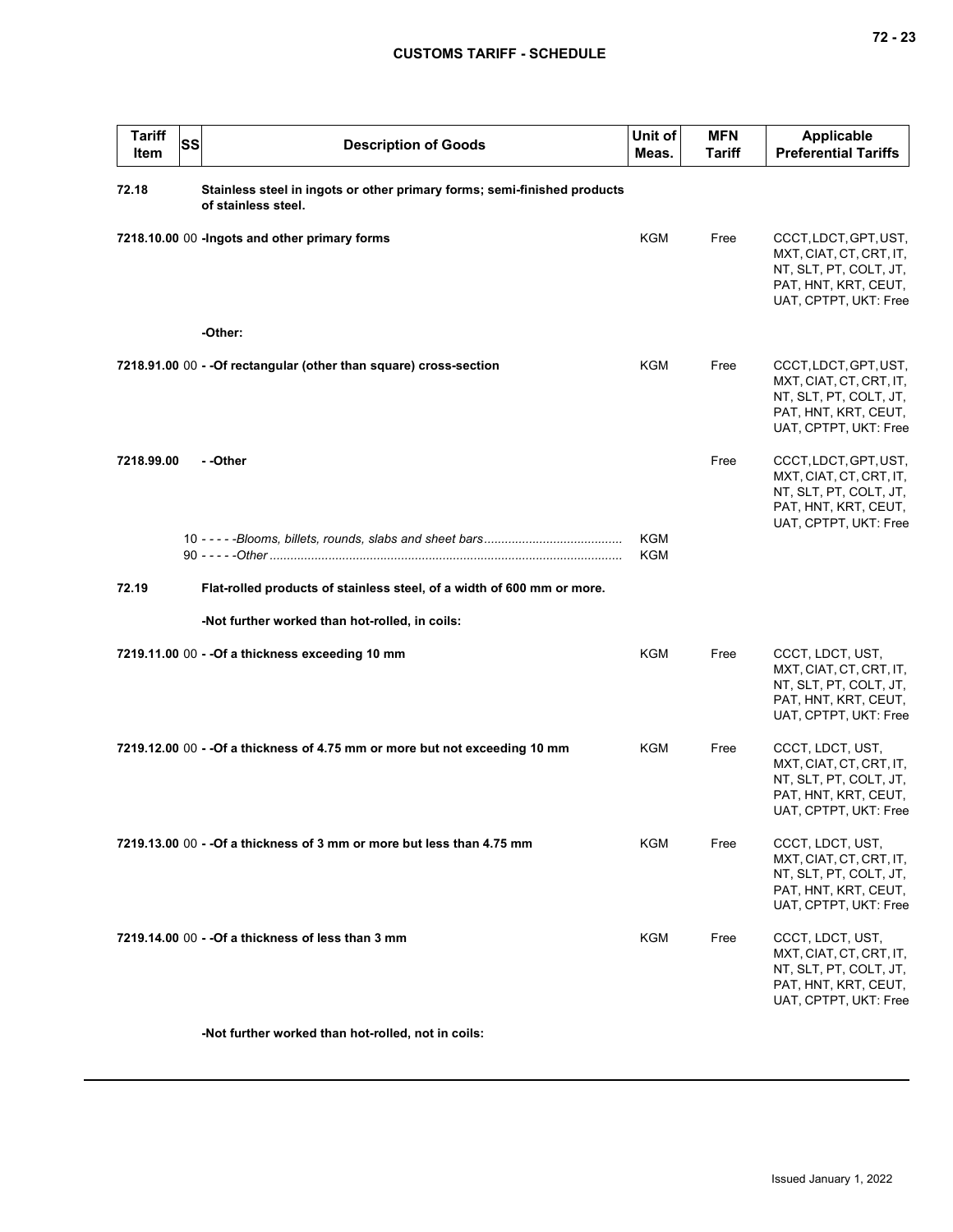| Tariff Item | SS | Description of Goods | Unit of Meas. | MFN Tariff | Applicable Preferential Tariffs |
|---|---|---|---|---|---|
| 72.18 | | **Stainless steel in ingots or other primary forms; semi-finished products of stainless steel.** | | | |
| 7218.10.00 | 00 | **-Ingots and other primary forms** | KGM | Free | CCCT, LDCT, GPT, UST, MXT, CIAT, CT, CRT, IT, NT, SLT, PT, COLT, JT, PAT, HNT, KRT, CEUT, UAT, CPTPT, UKT: Free |
| | | **-Other:** | | | |
| 7218.91.00 | 00 | **- -Of rectangular (other than square) cross-section** | KGM | Free | CCCT, LDCT, GPT, UST, MXT, CIAT, CT, CRT, IT, NT, SLT, PT, COLT, JT, PAT, HNT, KRT, CEUT, UAT, CPTPT, UKT: Free |
| 7218.99.00 | | **- -Other** | | Free | CCCT, LDCT, GPT, UST, MXT, CIAT, CT, CRT, IT, NT, SLT, PT, COLT, JT, PAT, HNT, KRT, CEUT, UAT, CPTPT, UKT: Free |
| | 10 | - - - - -*Blooms, billets, rounds, slabs and sheet bars* | KGM | | |
| | 90 | - - - - -*Other* | KGM | | |
| 72.19 | | **Flat-rolled products of stainless steel, of a width of 600 mm or more.** | | | |
| | | **-Not further worked than hot-rolled, in coils:** | | | |
| 7219.11.00 | 00 | **- -Of a thickness exceeding 10 mm** | KGM | Free | CCCT, LDCT, UST, MXT, CIAT, CT, CRT, IT, NT, SLT, PT, COLT, JT, PAT, HNT, KRT, CEUT, UAT, CPTPT, UKT: Free |
| 7219.12.00 | 00 | **- -Of a thickness of 4.75 mm or more but not exceeding 10 mm** | KGM | Free | CCCT, LDCT, UST, MXT, CIAT, CT, CRT, IT, NT, SLT, PT, COLT, JT, PAT, HNT, KRT, CEUT, UAT, CPTPT, UKT: Free |
| 7219.13.00 | 00 | **- -Of a thickness of 3 mm or more but less than 4.75 mm** | KGM | Free | CCCT, LDCT, UST, MXT, CIAT, CT, CRT, IT, NT, SLT, PT, COLT, JT, PAT, HNT, KRT, CEUT, UAT, CPTPT, UKT: Free |
| 7219.14.00 | 00 | **- -Of a thickness of less than 3 mm** | KGM | Free | CCCT, LDCT, UST, MXT, CIAT, CT, CRT, IT, NT, SLT, PT, COLT, JT, PAT, HNT, KRT, CEUT, UAT, CPTPT, UKT: Free |
| | | **-Not further worked than hot-rolled, not in coils:** | | | |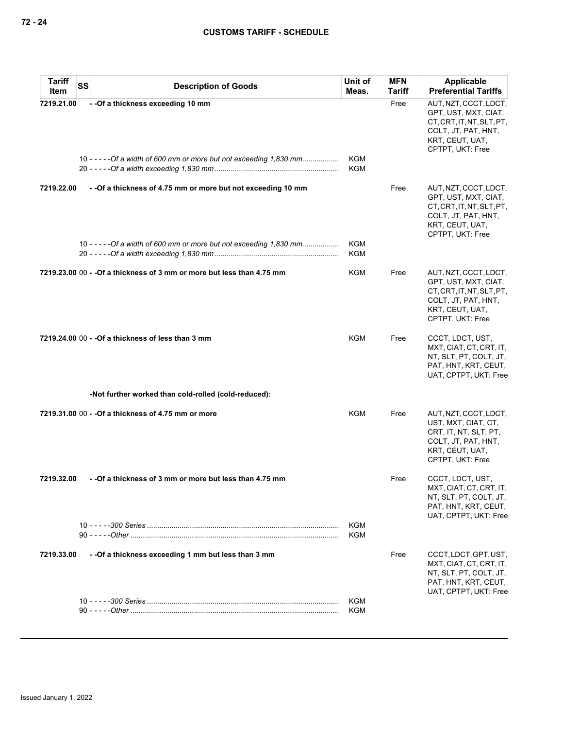| Tariff Item | SS | Description of Goods | Unit of Meas. | MFN Tariff | Applicable Preferential Tariffs |
|---|---|---|---|---|---|
| 7219.21.00 | | - -Of a thickness exceeding 10 mm | | Free | AUT, NZT, CCCT, LDCT, GPT, UST, MXT, CIAT, CT, CRT, IT, NT, SLT, PT, COLT, JT, PAT, HNT, KRT, CEUT, UAT, CPTPT, UKT: Free |
| | 10 | - - - - -Of a width of 600 mm or more but not exceeding 1,830 mm | KGM | | |
| | 20 | - - - - -Of a width exceeding 1,830 mm | KGM | | |
| 7219.22.00 | | - -Of a thickness of 4.75 mm or more but not exceeding 10 mm | | Free | AUT, NZT, CCCT, LDCT, GPT, UST, MXT, CIAT, CT, CRT, IT, NT, SLT, PT, COLT, JT, PAT, HNT, KRT, CEUT, UAT, CPTPT, UKT: Free |
| | 10 | - - - - -Of a width of 600 mm or more but not exceeding 1,830 mm | KGM | | |
| | 20 | - - - - -Of a width exceeding 1,830 mm | KGM | | |
| 7219.23.00 | 00 | - -Of a thickness of 3 mm or more but less than 4.75 mm | KGM | Free | AUT, NZT, CCCT, LDCT, GPT, UST, MXT, CIAT, CT, CRT, IT, NT, SLT, PT, COLT, JT, PAT, HNT, KRT, CEUT, UAT, CPTPT, UKT: Free |
| 7219.24.00 | 00 | - -Of a thickness of less than 3 mm | KGM | Free | CCCT, LDCT, UST, MXT, CIAT, CT, CRT, IT, NT, SLT, PT, COLT, JT, PAT, HNT, KRT, CEUT, UAT, CPTPT, UKT: Free |
| | | -Not further worked than cold-rolled (cold-reduced): | | | |
| 7219.31.00 | 00 | - -Of a thickness of 4.75 mm or more | KGM | Free | AUT, NZT, CCCT, LDCT, UST, MXT, CIAT, CT, CRT, IT, NT, SLT, PT, COLT, JT, PAT, HNT, KRT, CEUT, UAT, CPTPT, UKT: Free |
| 7219.32.00 | | - -Of a thickness of 3 mm or more but less than 4.75 mm | | Free | CCCT, LDCT, UST, MXT, CIAT, CT, CRT, IT, NT, SLT, PT, COLT, JT, PAT, HNT, KRT, CEUT, UAT, CPTPT, UKT: Free |
| | 10 | - - - - -300 Series | KGM | | |
| | 90 | - - - - -Other | KGM | | |
| 7219.33.00 | | - -Of a thickness exceeding 1 mm but less than 3 mm | | Free | CCCT, LDCT, GPT, UST, MXT, CIAT, CT, CRT, IT, NT, SLT, PT, COLT, JT, PAT, HNT, KRT, CEUT, UAT, CPTPT, UKT: Free |
| | 10 | - - - - -300 Series | KGM | | |
| | 90 | - - - - -Other | KGM | | |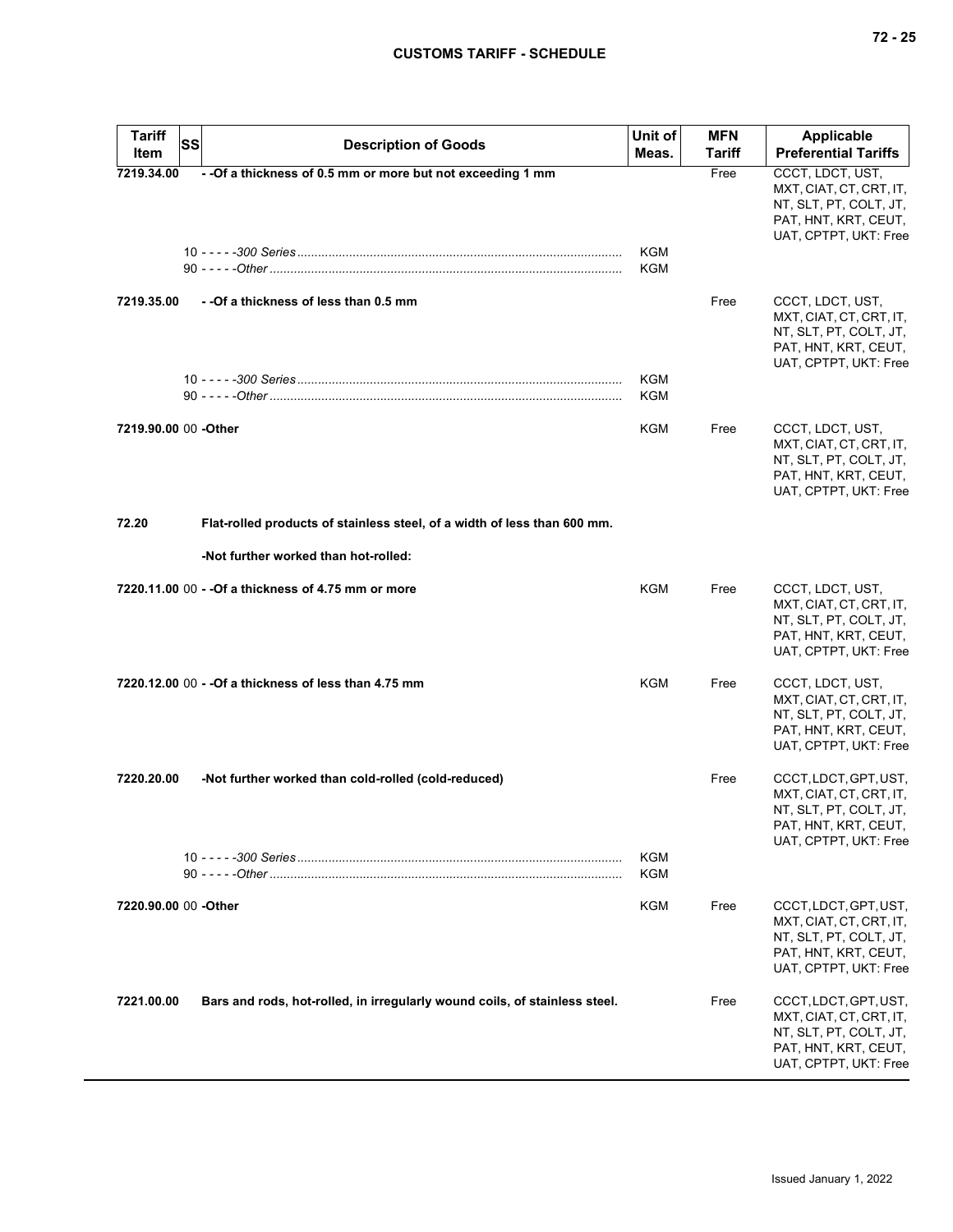| Tariff Item | SS | Description of Goods | Unit of Meas. | MFN Tariff | Applicable Preferential Tariffs |
|---|---|---|---|---|---|
| 7219.34.00 | | - -Of a thickness of 0.5 mm or more but not exceeding 1 mm | | Free | CCCT, LDCT, UST, MXT, CIAT, CT, CRT, IT, NT, SLT, PT, COLT, JT, PAT, HNT, KRT, CEUT, UAT, CPTPT, UKT: Free |
| | 10 | - - - - -*300 Series* | KGM | | |
| | 90 | - - - - -*Other* | KGM | | |
| 7219.35.00 | | - -Of a thickness of less than 0.5 mm | | Free | CCCT, LDCT, UST, MXT, CIAT, CT, CRT, IT, NT, SLT, PT, COLT, JT, PAT, HNT, KRT, CEUT, UAT, CPTPT, UKT: Free |
| | 10 | - - - - -*300 Series* | KGM | | |
| | 90 | - - - - -*Other* | KGM | | |
| 7219.90.00 | 00 | -Other | KGM | Free | CCCT, LDCT, UST, MXT, CIAT, CT, CRT, IT, NT, SLT, PT, COLT, JT, PAT, HNT, KRT, CEUT, UAT, CPTPT, UKT: Free |
| 72.20 | | Flat-rolled products of stainless steel, of a width of less than 600 mm. | | | |
| | | -Not further worked than hot-rolled: | | | |
| 7220.11.00 | 00 | - -Of a thickness of 4.75 mm or more | KGM | Free | CCCT, LDCT, UST, MXT, CIAT, CT, CRT, IT, NT, SLT, PT, COLT, JT, PAT, HNT, KRT, CEUT, UAT, CPTPT, UKT: Free |
| 7220.12.00 | 00 | - -Of a thickness of less than 4.75 mm | KGM | Free | CCCT, LDCT, UST, MXT, CIAT, CT, CRT, IT, NT, SLT, PT, COLT, JT, PAT, HNT, KRT, CEUT, UAT, CPTPT, UKT: Free |
| 7220.20.00 | | -Not further worked than cold-rolled (cold-reduced) | | Free | CCCT, LDCT, GPT, UST, MXT, CIAT, CT, CRT, IT, NT, SLT, PT, COLT, JT, PAT, HNT, KRT, CEUT, UAT, CPTPT, UKT: Free |
| | 10 | - - - - -*300 Series* | KGM | | |
| | 90 | - - - - -*Other* | KGM | | |
| 7220.90.00 | 00 | -Other | KGM | Free | CCCT, LDCT, GPT, UST, MXT, CIAT, CT, CRT, IT, NT, SLT, PT, COLT, JT, PAT, HNT, KRT, CEUT, UAT, CPTPT, UKT: Free |
| 7221.00.00 | | Bars and rods, hot-rolled, in irregularly wound coils, of stainless steel. | | Free | CCCT, LDCT, GPT, UST, MXT, CIAT, CT, CRT, IT, NT, SLT, PT, COLT, JT, PAT, HNT, KRT, CEUT, UAT, CPTPT, UKT: Free |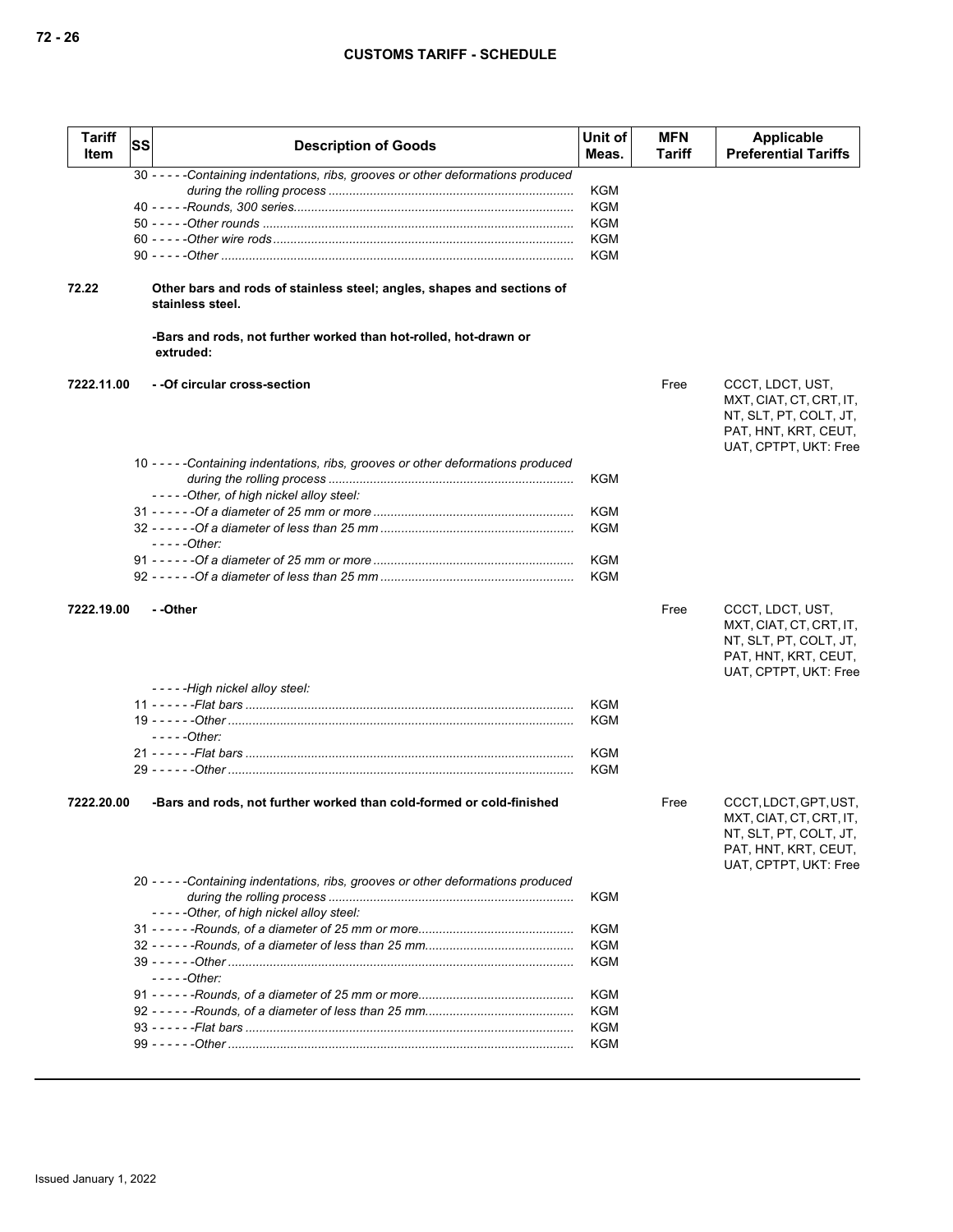| Tariff Item | SS | Description of Goods | Unit of Meas. | MFN Tariff | Applicable Preferential Tariffs |
|---|---|---|---|---|---|
| | | 30 - - - - -*Containing indentations, ribs, grooves or other deformations produced during the rolling process* | KGM | | |
| | | 40 - - - - -*Rounds, 300 series* | KGM | | |
| | | 50 - - - - -*Other rounds* | KGM | | |
| | | 60 - - - - -*Other wire rods* | KGM | | |
| | | 90 - - - - -*Other* | KGM | | |
| **72.22** | | **Other bars and rods of stainless steel; angles, shapes and sections of stainless steel.** | | | |
| | | **-Bars and rods, not further worked than hot-rolled, hot-drawn or extruded:** | | | |
| **7222.11.00** | | **- -Of circular cross-section** | | Free | CCCT, LDCT, UST, MXT, CIAT, CT, CRT, IT, NT, SLT, PT, COLT, JT, PAT, HNT, KRT, CEUT, UAT, CPTPT, UKT: Free |
| | | 10 - - - - -*Containing indentations, ribs, grooves or other deformations produced during the rolling process* | KGM | | |
| | | - - - - -*Other, of high nickel alloy steel:* | | | |
| | | 31 - - - - - -*Of a diameter of 25 mm or more* | KGM | | |
| | | 32 - - - - - -*Of a diameter of less than 25 mm* | KGM | | |
| | | - - - - -*Other:* | | | |
| | | 91 - - - - - -*Of a diameter of 25 mm or more* | KGM | | |
| | | 92 - - - - - -*Of a diameter of less than 25 mm* | KGM | | |
| **7222.19.00** | | **- -Other** | | Free | CCCT, LDCT, UST, MXT, CIAT, CT, CRT, IT, NT, SLT, PT, COLT, JT, PAT, HNT, KRT, CEUT, UAT, CPTPT, UKT: Free |
| | | - - - - -*High nickel alloy steel:* | | | |
| | | 11 - - - - - -*Flat bars* | KGM | | |
| | | 19 - - - - - -*Other* | KGM | | |
| | | - - - - -*Other:* | | | |
| | | 21 - - - - - -*Flat bars* | KGM | | |
| | | 29 - - - - - -*Other* | KGM | | |
| **7222.20.00** | | **-Bars and rods, not further worked than cold-formed or cold-finished** | | Free | CCCT, LDCT, GPT, UST, MXT, CIAT, CT, CRT, IT, NT, SLT, PT, COLT, JT, PAT, HNT, KRT, CEUT, UAT, CPTPT, UKT: Free |
| | | 20 - - - - -*Containing indentations, ribs, grooves or other deformations produced during the rolling process* | KGM | | |
| | | - - - - -*Other, of high nickel alloy steel:* | | | |
| | | 31 - - - - - -*Rounds, of a diameter of 25 mm or more* | KGM | | |
| | | 32 - - - - - -*Rounds, of a diameter of less than 25 mm* | KGM | | |
| | | 39 - - - - - -*Other* | KGM | | |
| | | - - - - -*Other:* | | | |
| | | 91 - - - - - -*Rounds, of a diameter of 25 mm or more* | KGM | | |
| | | 92 - - - - - -*Rounds, of a diameter of less than 25 mm* | KGM | | |
| | | 93 - - - - - -*Flat bars* | KGM | | |
| | | 99 - - - - - -*Other* | KGM | | |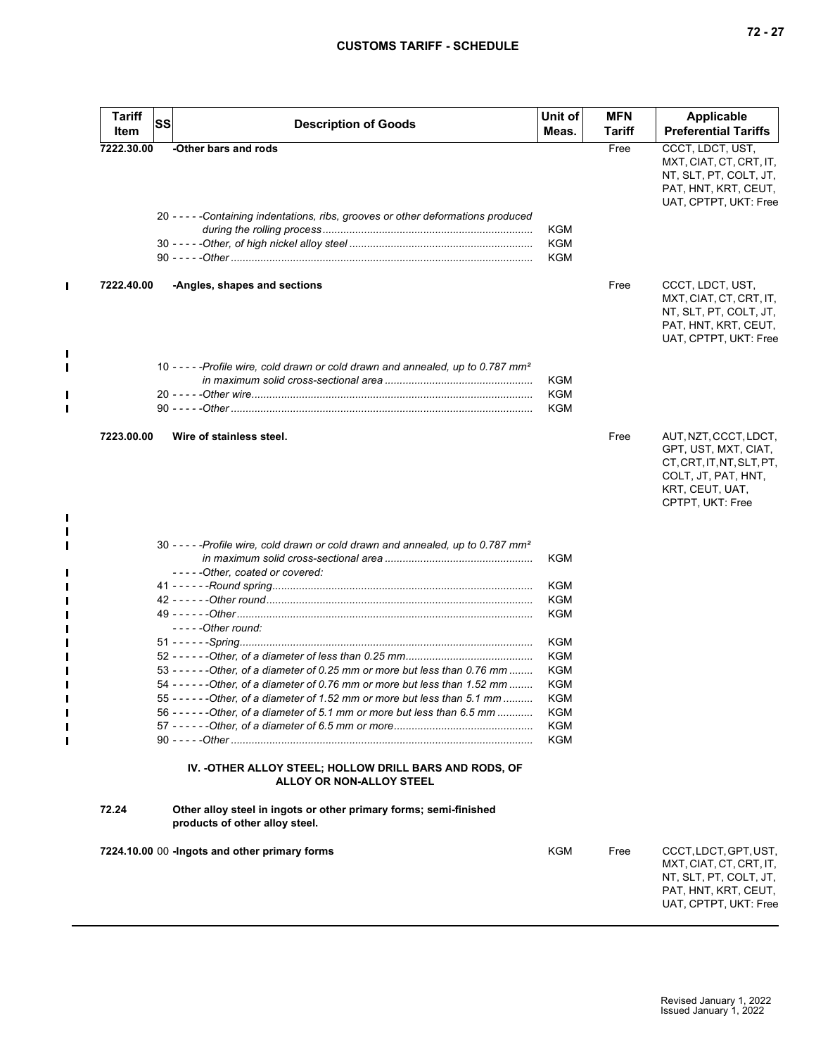| Tariff Item | SS | Description of Goods | Unit of Meas. | MFN Tariff | Applicable Preferential Tariffs |
|---|---|---|---|---|---|
| 7222.30.00 | | -Other bars and rods | | Free | CCCT, LDCT, UST, MXT, CIAT, CT, CRT, IT, NT, SLT, PT, COLT, JT, PAT, HNT, KRT, CEUT, UAT, CPTPT, UKT: Free |
| | 20 | - - - - -Containing indentations, ribs, grooves or other deformations produced during the rolling process | KGM | | |
| | 30 | - - - - -Other, of high nickel alloy steel | KGM | | |
| | 90 | - - - - -Other | KGM | | |
| 7222.40.00 | | -Angles, shapes and sections | | Free | CCCT, LDCT, UST, MXT, CIAT, CT, CRT, IT, NT, SLT, PT, COLT, JT, PAT, HNT, KRT, CEUT, UAT, CPTPT, UKT: Free |
| | 10 | - - - - -Profile wire, cold drawn or cold drawn and annealed, up to 0.787 mm² in maximum solid cross-sectional area | KGM | | |
| | 20 | - - - - -Other wire | KGM | | |
| | 90 | - - - - -Other | KGM | | |
| 7223.00.00 | | Wire of stainless steel. | | Free | AUT, NZT, CCCT, LDCT, GPT, UST, MXT, CIAT, CT, CRT, IT, NT, SLT, PT, COLT, JT, PAT, HNT, KRT, CEUT, UAT, CPTPT, UKT: Free |
| | 30 | - - - - -Profile wire, cold drawn or cold drawn and annealed, up to 0.787 mm² in maximum solid cross-sectional area | KGM | | |
| | | - - - - -Other, coated or covered: | | | |
| | 41 | - - - - - -Round spring | KGM | | |
| | 42 | - - - - - -Other round | KGM | | |
| | 49 | - - - - - -Other | KGM | | |
| | | - - - - -Other round: | | | |
| | 51 | - - - - - -Spring | KGM | | |
| | 52 | - - - - - -Other, of a diameter of less than 0.25 mm | KGM | | |
| | 53 | - - - - - -Other, of a diameter of 0.25 mm or more but less than 0.76 mm | KGM | | |
| | 54 | - - - - - -Other, of a diameter of 0.76 mm or more but less than 1.52 mm | KGM | | |
| | 55 | - - - - - -Other, of a diameter of 1.52 mm or more but less than 5.1 mm | KGM | | |
| | 56 | - - - - - -Other, of a diameter of 5.1 mm or more but less than 6.5 mm | KGM | | |
| | 57 | - - - - - -Other, of a diameter of 6.5 mm or more | KGM | | |
| | 90 | - - - - -Other | KGM | | |
| | | **IV. -OTHER ALLOY STEEL; HOLLOW DRILL BARS AND RODS, OF ALLOY OR NON-ALLOY STEEL** | | | |
| 72.24 | | Other alloy steel in ingots or other primary forms; semi-finished products of other alloy steel. | | | |
| 7224.10.00 | 00 | -Ingots and other primary forms | KGM | Free | CCCT, LDCT, GPT, UST, MXT, CIAT, CT, CRT, IT, NT, SLT, PT, COLT, JT, PAT, HNT, KRT, CEUT, UAT, CPTPT, UKT: Free |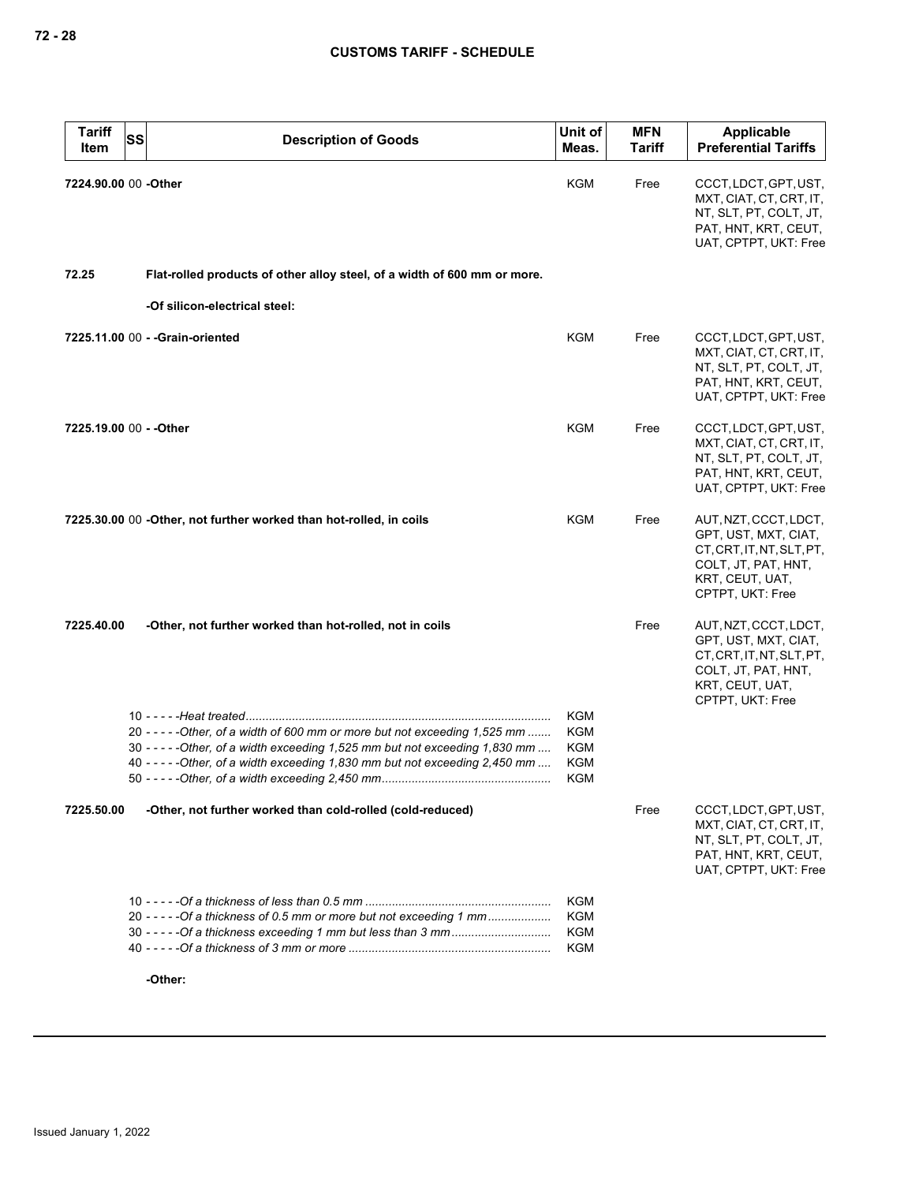| Tariff Item | SS | Description of Goods | Unit of Meas. | MFN Tariff | Applicable Preferential Tariffs |
|---|---|---|---|---|---|
| 7224.90.00 | 00 | **-Other** | KGM | Free | CCCT, LDCT, GPT, UST, MXT, CIAT, CT, CRT, IT, NT, SLT, PT, COLT, JT, PAT, HNT, KRT, CEUT, UAT, CPTPT, UKT: Free |
| **72.25** | | **Flat-rolled products of other alloy steel, of a width of 600 mm or more.** | | | |
| | | **-Of silicon-electrical steel:** | | | |
| 7225.11.00 | 00 | **- -Grain-oriented** | KGM | Free | CCCT, LDCT, GPT, UST, MXT, CIAT, CT, CRT, IT, NT, SLT, PT, COLT, JT, PAT, HNT, KRT, CEUT, UAT, CPTPT, UKT: Free |
| 7225.19.00 | 00 | **- -Other** | KGM | Free | CCCT, LDCT, GPT, UST, MXT, CIAT, CT, CRT, IT, NT, SLT, PT, COLT, JT, PAT, HNT, KRT, CEUT, UAT, CPTPT, UKT: Free |
| 7225.30.00 | 00 | **-Other, not further worked than hot-rolled, in coils** | KGM | Free | AUT, NZT, CCCT, LDCT, GPT, UST, MXT, CIAT, CT, CRT, IT, NT, SLT, PT, COLT, JT, PAT, HNT, KRT, CEUT, UAT, CPTPT, UKT: Free |
| 7225.40.00 | | **-Other, not further worked than hot-rolled, not in coils** | | Free | AUT, NZT, CCCT, LDCT, GPT, UST, MXT, CIAT, CT, CRT, IT, NT, SLT, PT, COLT, JT, PAT, HNT, KRT, CEUT, UAT, CPTPT, UKT: Free |
| | 10 | *- - - - -Heat treated* | KGM | | |
| | 20 | *- - - - -Other, of a width of 600 mm or more but not exceeding 1,525 mm* | KGM | | |
| | 30 | *- - - - -Other, of a width exceeding 1,525 mm but not exceeding 1,830 mm* | KGM | | |
| | 40 | *- - - - -Other, of a width exceeding 1,830 mm but not exceeding 2,450 mm* | KGM | | |
| | 50 | *- - - - -Other, of a width exceeding 2,450 mm* | KGM | | |
| 7225.50.00 | | **-Other, not further worked than cold-rolled (cold-reduced)** | | Free | CCCT, LDCT, GPT, UST, MXT, CIAT, CT, CRT, IT, NT, SLT, PT, COLT, JT, PAT, HNT, KRT, CEUT, UAT, CPTPT, UKT: Free |
| | 10 | *- - - - -Of a thickness of less than 0.5 mm* | KGM | | |
| | 20 | *- - - - -Of a thickness of 0.5 mm or more but not exceeding 1 mm* | KGM | | |
| | 30 | *- - - - -Of a thickness exceeding 1 mm but less than 3 mm* | KGM | | |
| | 40 | *- - - - -Of a thickness of 3 mm or more* | KGM | | |
| | | **-Other:** | | | |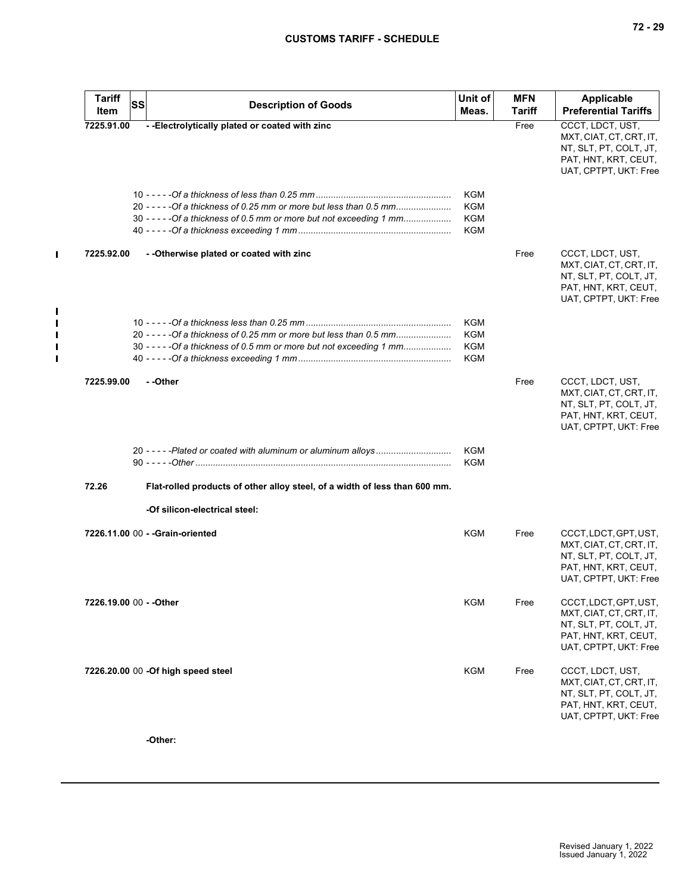| Tariff Item | SS | Description of Goods | Unit of Meas. | MFN Tariff | Applicable Preferential Tariffs |
|---|---|---|---|---|---|
| 7225.91.00 | | - -Electrolytically plated or coated with zinc | | Free | CCCT, LDCT, UST, MXT, CIAT, CT, CRT, IT, NT, SLT, PT, COLT, JT, PAT, HNT, KRT, CEUT, UAT, CPTPT, UKT: Free |
| | | 10 - - - - -Of a thickness of less than 0.25 mm | KGM | | |
| | | 20 - - - - -Of a thickness of 0.25 mm or more but less than 0.5 mm | KGM | | |
| | | 30 - - - - -Of a thickness of 0.5 mm or more but not exceeding 1 mm | KGM | | |
| | | 40 - - - - -Of a thickness exceeding 1 mm | KGM | | |
| 7225.92.00 | | - -Otherwise plated or coated with zinc | | Free | CCCT, LDCT, UST, MXT, CIAT, CT, CRT, IT, NT, SLT, PT, COLT, JT, PAT, HNT, KRT, CEUT, UAT, CPTPT, UKT: Free |
| | | 10 - - - - -Of a thickness less than 0.25 mm | KGM | | |
| | | 20 - - - - -Of a thickness of 0.25 mm or more but less than 0.5 mm | KGM | | |
| | | 30 - - - - -Of a thickness of 0.5 mm or more but not exceeding 1 mm | KGM | | |
| | | 40 - - - - -Of a thickness exceeding 1 mm | KGM | | |
| 7225.99.00 | | - -Other | | Free | CCCT, LDCT, UST, MXT, CIAT, CT, CRT, IT, NT, SLT, PT, COLT, JT, PAT, HNT, KRT, CEUT, UAT, CPTPT, UKT: Free |
| | | 20 - - - - -Plated or coated with aluminum or aluminum alloys | KGM | | |
| | | 90 - - - - -Other | KGM | | |
| 72.26 | | Flat-rolled products of other alloy steel, of a width of less than 600 mm. | | | |
| | | -Of silicon-electrical steel: | | | |
| 7226.11.00 | 00 | - -Grain-oriented | KGM | Free | CCCT, LDCT, GPT, UST, MXT, CIAT, CT, CRT, IT, NT, SLT, PT, COLT, JT, PAT, HNT, KRT, CEUT, UAT, CPTPT, UKT: Free |
| 7226.19.00 | 00 | - -Other | KGM | Free | CCCT, LDCT, GPT, UST, MXT, CIAT, CT, CRT, IT, NT, SLT, PT, COLT, JT, PAT, HNT, KRT, CEUT, UAT, CPTPT, UKT: Free |
| 7226.20.00 | 00 | -Of high speed steel | KGM | Free | CCCT, LDCT, UST, MXT, CIAT, CT, CRT, IT, NT, SLT, PT, COLT, JT, PAT, HNT, KRT, CEUT, UAT, CPTPT, UKT: Free |
| | | -Other: | | | |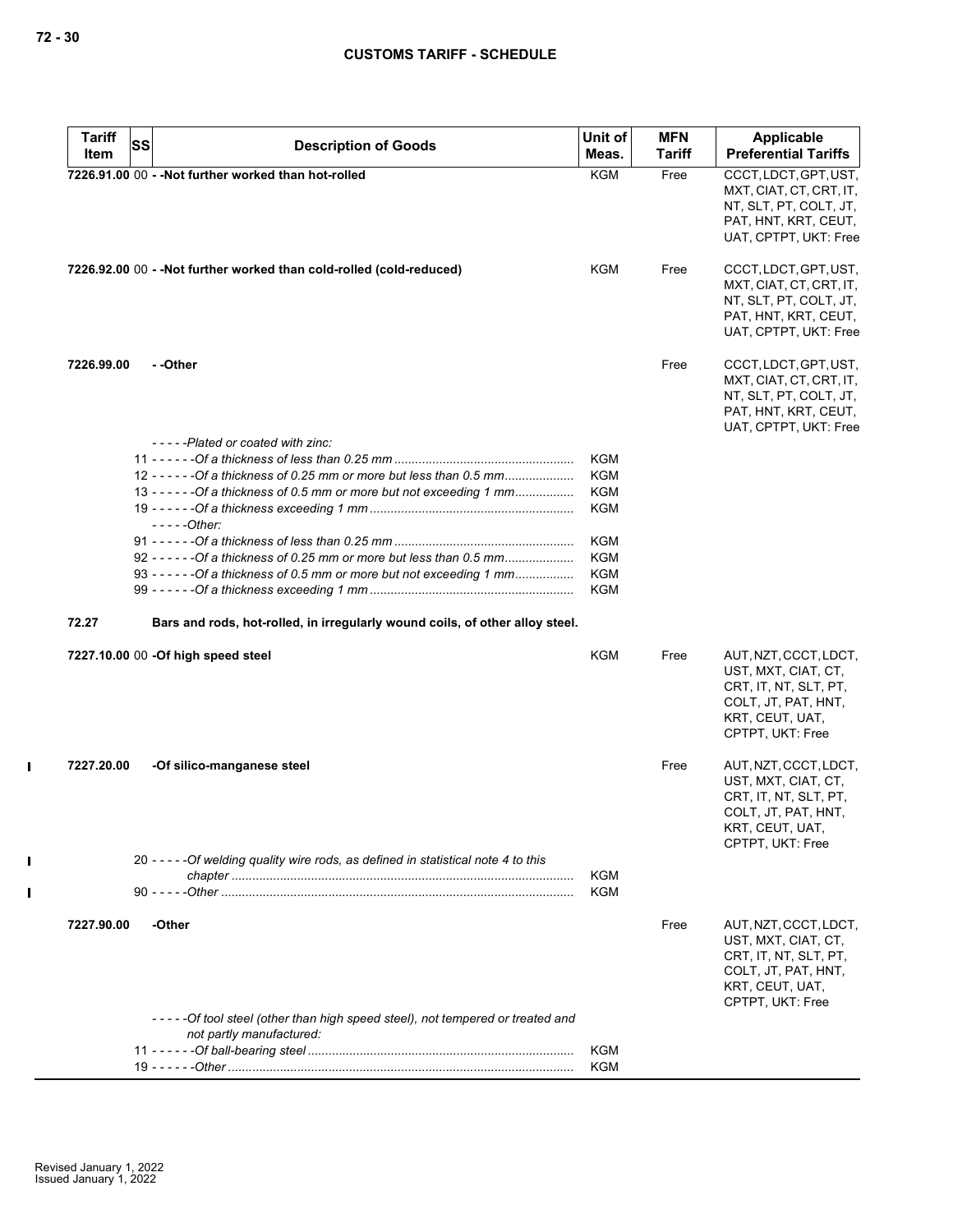| Tariff Item | SS | Description of Goods | Unit of Meas. | MFN Tariff | Applicable Preferential Tariffs |
|---|---|---|---|---|---|
| 7226.91.00 | 00 | - -Not further worked than hot-rolled | KGM | Free | CCCT, LDCT, GPT, UST, MXT, CIAT, CT, CRT, IT, NT, SLT, PT, COLT, JT, PAT, HNT, KRT, CEUT, UAT, CPTPT, UKT: Free |
| 7226.92.00 | 00 | - -Not further worked than cold-rolled (cold-reduced) | KGM | Free | CCCT, LDCT, GPT, UST, MXT, CIAT, CT, CRT, IT, NT, SLT, PT, COLT, JT, PAT, HNT, KRT, CEUT, UAT, CPTPT, UKT: Free |
| 7226.99.00 | | - -Other | | Free | CCCT, LDCT, GPT, UST, MXT, CIAT, CT, CRT, IT, NT, SLT, PT, COLT, JT, PAT, HNT, KRT, CEUT, UAT, CPTPT, UKT: Free |
| | | - - - - -*Plated or coated with zinc:* | | | |
| | 11 | - - - - - -*Of a thickness of less than 0.25 mm* | KGM | | |
| | 12 | - - - - - -*Of a thickness of 0.25 mm or more but less than 0.5 mm* | KGM | | |
| | 13 | - - - - - -*Of a thickness of 0.5 mm or more but not exceeding 1 mm* | KGM | | |
| | 19 | - - - - - -*Of a thickness exceeding 1 mm* | KGM | | |
| | | - - - - -*Other:* | | | |
| | 91 | - - - - - -*Of a thickness of less than 0.25 mm* | KGM | | |
| | 92 | - - - - - -*Of a thickness of 0.25 mm or more but less than 0.5 mm* | KGM | | |
| | 93 | - - - - - -*Of a thickness of 0.5 mm or more but not exceeding 1 mm* | KGM | | |
| | 99 | - - - - - -*Of a thickness exceeding 1 mm* | KGM | | |
| 72.27 | | **Bars and rods, hot-rolled, in irregularly wound coils, of other alloy steel.** | | | |
| 7227.10.00 | 00 | -Of high speed steel | KGM | Free | AUT, NZT, CCCT, LDCT, UST, MXT, CIAT, CT, CRT, IT, NT, SLT, PT, COLT, JT, PAT, HNT, KRT, CEUT, UAT, CPTPT, UKT: Free |
| 7227.20.00 | | -Of silico-manganese steel | | Free | AUT, NZT, CCCT, LDCT, UST, MXT, CIAT, CT, CRT, IT, NT, SLT, PT, COLT, JT, PAT, HNT, KRT, CEUT, UAT, CPTPT, UKT: Free |
| | 20 | - - - - -*Of welding quality wire rods, as defined in statistical note 4 to this chapter* | KGM | | |
| | 90 | - - - - -*Other* | KGM | | |
| 7227.90.00 | | -Other | | Free | AUT, NZT, CCCT, LDCT, UST, MXT, CIAT, CT, CRT, IT, NT, SLT, PT, COLT, JT, PAT, HNT, KRT, CEUT, UAT, CPTPT, UKT: Free |
| | | - - - - -*Of tool steel (other than high speed steel), not tempered or treated and not partly manufactured:* | | | |
| | 11 | - - - - - -*Of ball-bearing steel* | KGM | | |
| | 19 | - - - - - -*Other* | KGM | | |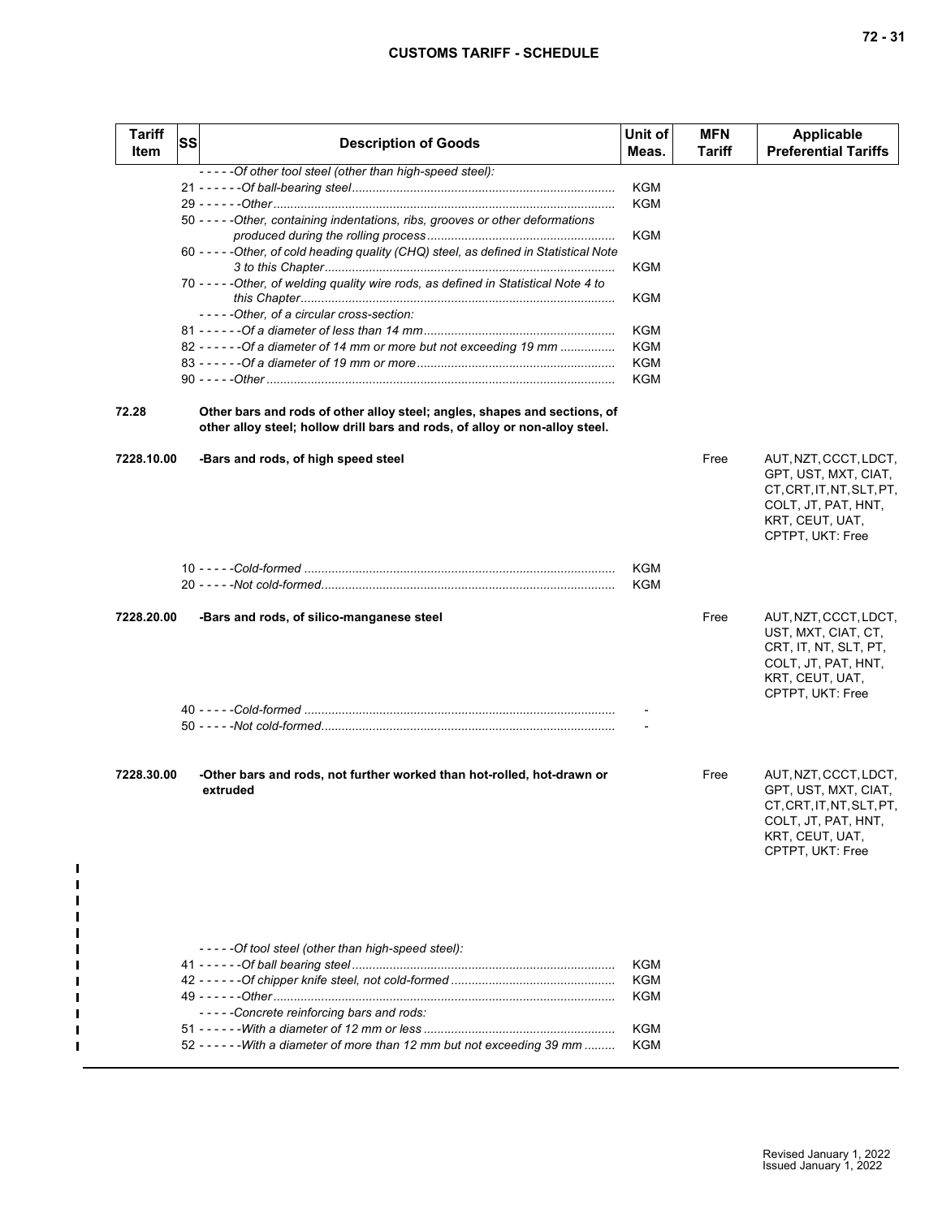| Tariff Item | SS | Description of Goods | Unit of Meas. | MFN Tariff | Applicable Preferential Tariffs |
|---|---|---|---|---|---|
| | | - - - - -Of other tool steel (other than high-speed steel): | | | |
| | | 21 - - - - - -Of ball-bearing steel | KGM | | |
| | | 29 - - - - - -Other | KGM | | |
| | | 50 - - - - -Other, containing indentations, ribs, grooves or other deformations produced during the rolling process | KGM | | |
| | | 60 - - - - -Other, of cold heading quality (CHQ) steel, as defined in Statistical Note 3 to this Chapter | KGM | | |
| | | 70 - - - - -Other, of welding quality wire rods, as defined in Statistical Note 4 to this Chapter | KGM | | |
| | | - - - - -Other, of a circular cross-section: | | | |
| | | 81 - - - - - -Of a diameter of less than 14 mm | KGM | | |
| | | 82 - - - - - -Of a diameter of 14 mm or more but not exceeding 19 mm | KGM | | |
| | | 83 - - - - - -Of a diameter of 19 mm or more | KGM | | |
| | | 90 - - - - -Other | KGM | | |
| 72.28 | | **Other bars and rods of other alloy steel; angles, shapes and sections, of other alloy steel; hollow drill bars and rods, of alloy or non-alloy steel.** | | | |
| 7228.10.00 | | **-Bars and rods, of high speed steel** | | Free | AUT, NZT, CCCT, LDCT, GPT, UST, MXT, CIAT, CT, CRT, IT, NT, SLT, PT, COLT, JT, PAT, HNT, KRT, CEUT, UAT, CPTPT, UKT: Free |
| | | 10 - - - - -Cold-formed | KGM | | |
| | | 20 - - - - -Not cold-formed | KGM | | |
| 7228.20.00 | | **-Bars and rods, of silico-manganese steel** | | Free | AUT, NZT, CCCT, LDCT, UST, MXT, CIAT, CT, CRT, IT, NT, SLT, PT, COLT, JT, PAT, HNT, KRT, CEUT, UAT, CPTPT, UKT: Free |
| | | 40 - - - - -Cold-formed | - | | |
| | | 50 - - - - -Not cold-formed | - | | |
| 7228.30.00 | | **-Other bars and rods, not further worked than hot-rolled, hot-drawn or extruded** | | Free | AUT, NZT, CCCT, LDCT, GPT, UST, MXT, CIAT, CT, CRT, IT, NT, SLT, PT, COLT, JT, PAT, HNT, KRT, CEUT, UAT, CPTPT, UKT: Free |
| | | - - - - -Of tool steel (other than high-speed steel): | | | |
| | | 41 - - - - - -Of ball bearing steel | KGM | | |
| | | 42 - - - - - -Of chipper knife steel, not cold-formed | KGM | | |
| | | 49 - - - - - -Other | KGM | | |
| | | - - - - -Concrete reinforcing bars and rods: | | | |
| | | 51 - - - - - -With a diameter of 12 mm or less | KGM | | |
| | | 52 - - - - - -With a diameter of more than 12 mm but not exceeding 39 mm | KGM | | |

Revised January 1, 2022
Issued January 1, 2022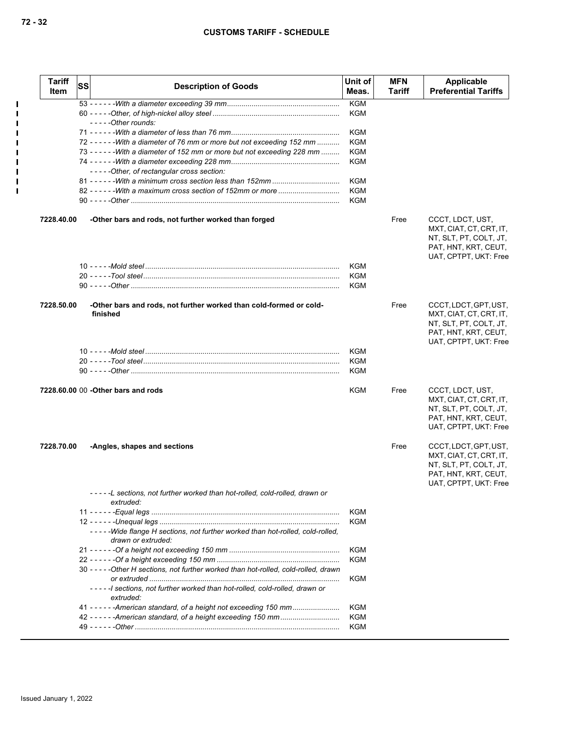| Tariff Item | SS | Description of Goods | Unit of Meas. | MFN Tariff | Applicable Preferential Tariffs |
|---|---|---|---|---|---|
| | | 53 - - - - - -*With a diameter exceeding 39 mm* | KGM | | |
| | | 60 - - - - -*Other, of high-nickel alloy steel* | KGM | | |
| | | - - - - -*Other rounds:* | | | |
| | | 71 - - - - - -*With a diameter of less than 76 mm* | KGM | | |
| | | 72 - - - - - -*With a diameter of 76 mm or more but not exceeding 152 mm* | KGM | | |
| | | 73 - - - - - -*With a diameter of 152 mm or more but not exceeding 228 mm* | KGM | | |
| | | 74 - - - - - -*With a diameter exceeding 228 mm* | KGM | | |
| | | - - - - -*Other, of rectangular cross section:* | | | |
| | | 81 - - - - - -*With a minimum cross section less than 152mm* | KGM | | |
| | | 82 - - - - - -*With a maximum cross section of 152mm or more* | KGM | | |
| | | 90 - - - - -*Other* | KGM | | |
| 7228.40.00 | | **-Other bars and rods, not further worked than forged** | | Free | CCCT, LDCT, UST, MXT, CIAT, CT, CRT, IT, NT, SLT, PT, COLT, JT, PAT, HNT, KRT, CEUT, UAT, CPTPT, UKT: Free |
| | | 10 - - - - -*Mold steel* | KGM | | |
| | | 20 - - - - -*Tool steel* | KGM | | |
| | | 90 - - - - -*Other* | KGM | | |
| 7228.50.00 | | **-Other bars and rods, not further worked than cold-formed or cold-finished** | | Free | CCCT, LDCT, GPT, UST, MXT, CIAT, CT, CRT, IT, NT, SLT, PT, COLT, JT, PAT, HNT, KRT, CEUT, UAT, CPTPT, UKT: Free |
| | | 10 - - - - -*Mold steel* | KGM | | |
| | | 20 - - - - -*Tool steel* | KGM | | |
| | | 90 - - - - -*Other* | KGM | | |
| 7228.60.00 | 00 | **-Other bars and rods** | KGM | Free | CCCT, LDCT, UST, MXT, CIAT, CT, CRT, IT, NT, SLT, PT, COLT, JT, PAT, HNT, KRT, CEUT, UAT, CPTPT, UKT: Free |
| 7228.70.00 | | **-Angles, shapes and sections** | | Free | CCCT, LDCT, GPT, UST, MXT, CIAT, CT, CRT, IT, NT, SLT, PT, COLT, JT, PAT, HNT, KRT, CEUT, UAT, CPTPT, UKT: Free |
| | | - - - - -*L sections, not further worked than hot-rolled, cold-rolled, drawn or extruded:* | | | |
| | | 11 - - - - - -*Equal legs* | KGM | | |
| | | 12 - - - - - -*Unequal legs* | KGM | | |
| | | - - - - -*Wide flange H sections, not further worked than hot-rolled, cold-rolled, drawn or extruded:* | | | |
| | | 21 - - - - - -*Of a height not exceeding 150 mm* | KGM | | |
| | | 22 - - - - - -*Of a height exceeding 150 mm* | KGM | | |
| | | 30 - - - - -*Other H sections, not further worked than hot-rolled, cold-rolled, drawn or extruded* | KGM | | |
| | | - - - - -*I sections, not further worked than hot-rolled, cold-rolled, drawn or extruded:* | | | |
| | | 41 - - - - - -*American standard, of a height not exceeding 150 mm* | KGM | | |
| | | 42 - - - - - -*American standard, of a height exceeding 150 mm* | KGM | | |
| | | 49 - - - - - -*Other* | KGM | | |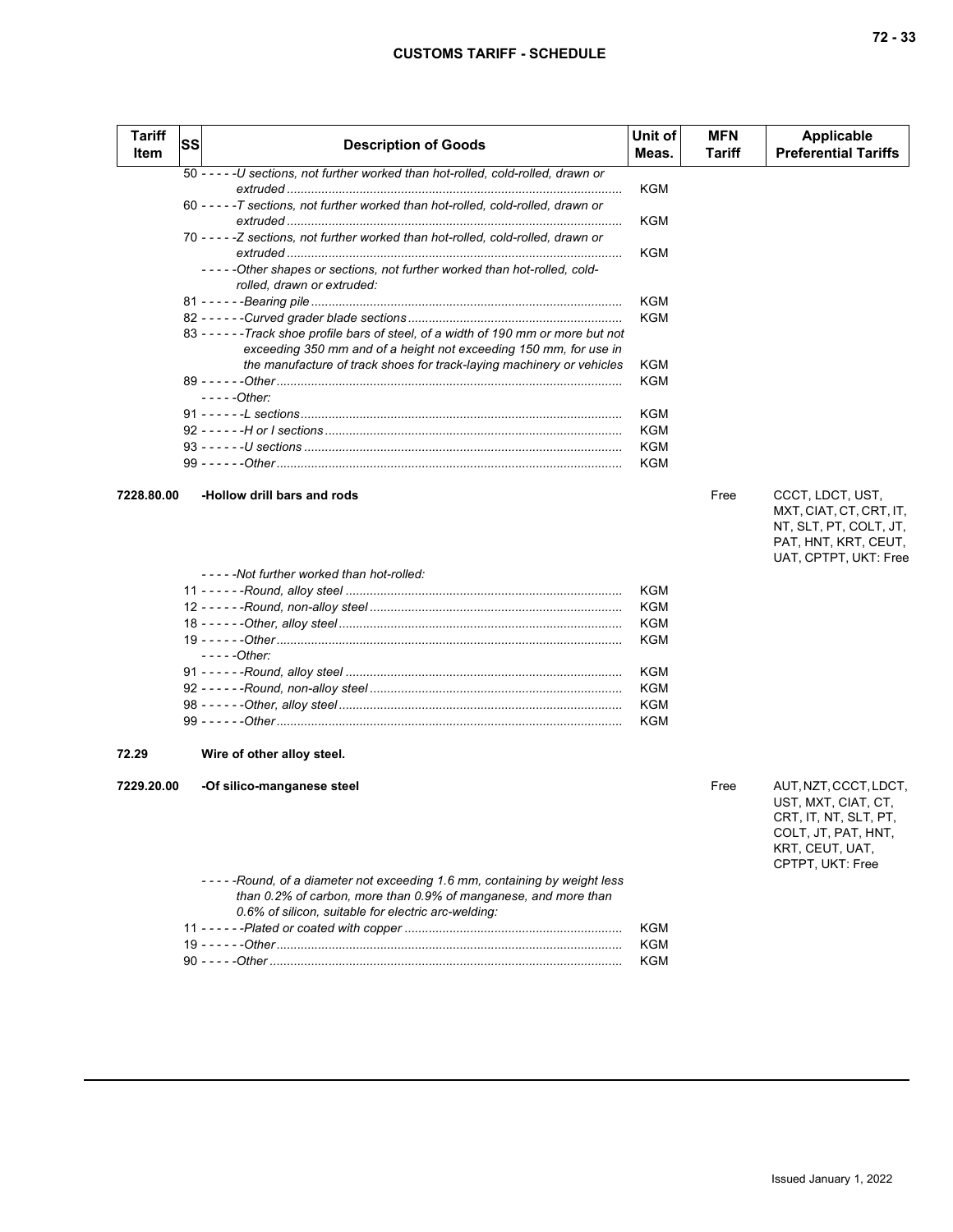| Tariff Item | SS | Description of Goods | Unit of Meas. | MFN Tariff | Applicable Preferential Tariffs |
|---|---|---|---|---|---|
| | | 50 - - - - -*U sections, not further worked than hot-rolled, cold-rolled, drawn or extruded* | KGM | | |
| | | 60 - - - - -*T sections, not further worked than hot-rolled, cold-rolled, drawn or extruded* | KGM | | |
| | | 70 - - - - -*Z sections, not further worked than hot-rolled, cold-rolled, drawn or extruded* | KGM | | |
| | | - - - - -*Other shapes or sections, not further worked than hot-rolled, cold-rolled, drawn or extruded:* | | | |
| | | 81 - - - - - -*Bearing pile* | KGM | | |
| | | 82 - - - - - -*Curved grader blade sections* | KGM | | |
| | | 83 - - - - - -*Track shoe profile bars of steel, of a width of 190 mm or more but not exceeding 350 mm and of a height not exceeding 150 mm, for use in the manufacture of track shoes for track-laying machinery or vehicles* | KGM | | |
| | | 89 - - - - - -*Other* | KGM | | |
| | | - - - - -*Other:* | | | |
| | | 91 - - - - - -*L sections* | KGM | | |
| | | 92 - - - - - -*H or I sections* | KGM | | |
| | | 93 - - - - - -*U sections* | KGM | | |
| | | 99 - - - - - -*Other* | KGM | | |
| **7228.80.00** | | **-Hollow drill bars and rods** | | Free | CCCT, LDCT, UST, MXT, CIAT, CT, CRT, IT, NT, SLT, PT, COLT, JT, PAT, HNT, KRT, CEUT, UAT, CPTPT, UKT: Free |
| | | - - - - -*Not further worked than hot-rolled:* | | | |
| | | 11 - - - - - -*Round, alloy steel* | KGM | | |
| | | 12 - - - - - -*Round, non-alloy steel* | KGM | | |
| | | 18 - - - - - -*Other, alloy steel* | KGM | | |
| | | 19 - - - - - -*Other* | KGM | | |
| | | - - - - -*Other:* | | | |
| | | 91 - - - - - -*Round, alloy steel* | KGM | | |
| | | 92 - - - - - -*Round, non-alloy steel* | KGM | | |
| | | 98 - - - - - -*Other, alloy steel* | KGM | | |
| | | 99 - - - - - -*Other* | KGM | | |
| **72.29** | | **Wire of other alloy steel.** | | | |
| **7229.20.00** | | **-Of silico-manganese steel** | | Free | AUT, NZT, CCCT, LDCT, UST, MXT, CIAT, CT, CRT, IT, NT, SLT, PT, COLT, JT, PAT, HNT, KRT, CEUT, UAT, CPTPT, UKT: Free |
| | | - - - - -*Round, of a diameter not exceeding 1.6 mm, containing by weight less than 0.2% of carbon, more than 0.9% of manganese, and more than 0.6% of silicon, suitable for electric arc-welding:* | | | |
| | | 11 - - - - - -*Plated or coated with copper* | KGM | | |
| | | 19 - - - - - -*Other* | KGM | | |
| | | 90 - - - - -*Other* | KGM | | |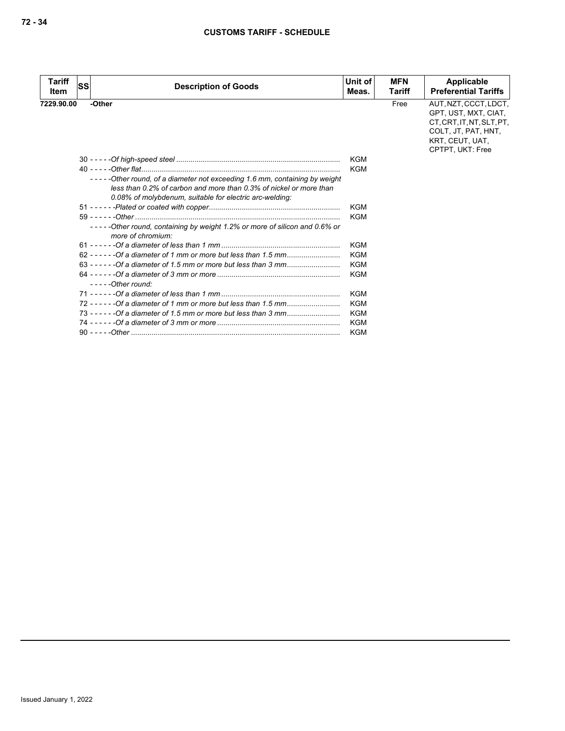| Tariff Item | SS | Description of Goods | Unit of Meas. | MFN Tariff | Applicable Preferential Tariffs |
|---|---|---|---|---|---|
| 7229.90.00 | | -Other | | Free | AUT, NZT, CCCT, LDCT, GPT, UST, MXT, CIAT, CT, CRT, IT, NT, SLT, PT, COLT, JT, PAT, HNT, KRT, CEUT, UAT, CPTPT, UKT: Free |
| | | 30 - - - - -*Of high-speed steel* | KGM | | |
| | | 40 - - - - -*Other flat* | KGM | | |
| | | - - - - -*Other round, of a diameter not exceeding 1.6 mm, containing by weight less than 0.2% of carbon and more than 0.3% of nickel or more than 0.08% of molybdenum, suitable for electric arc-welding:* | | | |
| | | 51 - - - - - -*Plated or coated with copper* | KGM | | |
| | | 59 - - - - - -*Other* | KGM | | |
| | | - - - - -*Other round, containing by weight 1.2% or more of silicon and 0.6% or more of chromium:* | | | |
| | | 61 - - - - - -*Of a diameter of less than 1 mm* | KGM | | |
| | | 62 - - - - - -*Of a diameter of 1 mm or more but less than 1.5 mm* | KGM | | |
| | | 63 - - - - - -*Of a diameter of 1.5 mm or more but less than 3 mm* | KGM | | |
| | | 64 - - - - - -*Of a diameter of 3 mm or more* | KGM | | |
| | | - - - - -*Other round:* | | | |
| | | 71 - - - - - -*Of a diameter of less than 1 mm* | KGM | | |
| | | 72 - - - - - -*Of a diameter of 1 mm or more but less than 1.5 mm* | KGM | | |
| | | 73 - - - - - -*Of a diameter of 1.5 mm or more but less than 3 mm* | KGM | | |
| | | 74 - - - - - -*Of a diameter of 3 mm or more* | KGM | | |
| | | 90 - - - - -*Other* | KGM | | |